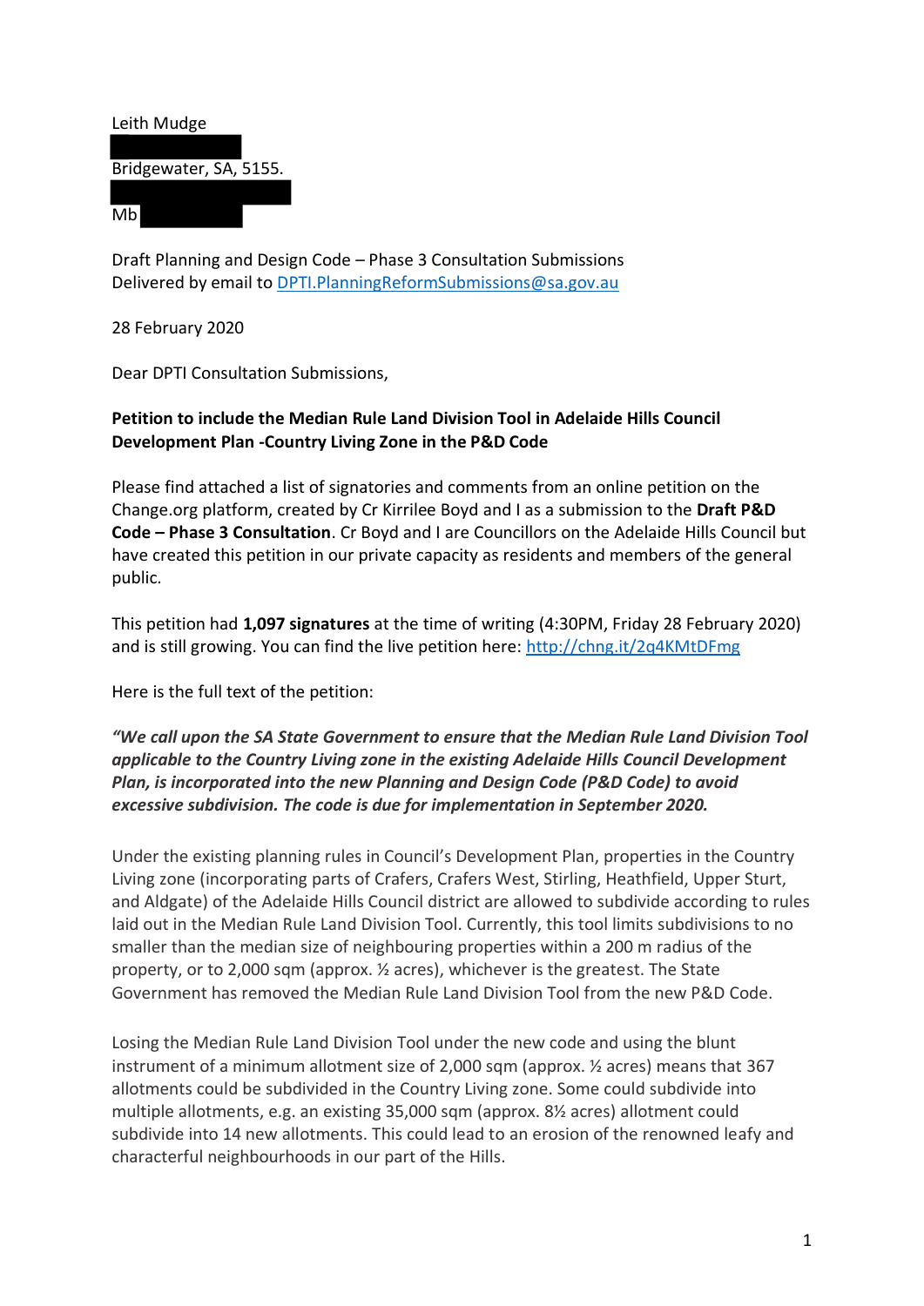Leith Mudge

Bridgewater, SA, 5155.

Mb

Draft Planning and Design Code – Phase 3 Consultation Submissions
Delivered by email to [DPTI.PlanningReformSubmissions@sa.gov.au](mailto:DPTI.PlanningReformSubmissions@sa.gov.au)

28 February 2020

Dear DPTI Consultation Submissions,

**Petition to include the Median Rule Land Division Tool in Adelaide Hills Council Development Plan -Country Living Zone in the P&D Code**

Please find attached a list of signatories and comments from an online petition on the Change.org platform, created by Cr Kirrilee Boyd and I as a submission to the **Draft P&D Code – Phase 3 Consultation**. Cr Boyd and I are Councillors on the Adelaide Hills Council but have created this petition in our private capacity as residents and members of the general public.

This petition had **1,097 signatures** at the time of writing (4:30PM, Friday 28 February 2020) and is still growing. You can find the live petition here: [http://chng.it/2q4KMtDFmg](http://chng.it/2q4KMtDFmg)

Here is the full text of the petition:

***"We call upon the SA State Government to ensure that the Median Rule Land Division Tool applicable to the Country Living zone in the existing Adelaide Hills Council Development Plan, is incorporated into the new Planning and Design Code (P&D Code) to avoid excessive subdivision. The code is due for implementation in September 2020.***

Under the existing planning rules in Council's Development Plan, properties in the Country Living zone (incorporating parts of Crafers, Crafers West, Stirling, Heathfield, Upper Sturt, and Aldgate) of the Adelaide Hills Council district are allowed to subdivide according to rules laid out in the Median Rule Land Division Tool. Currently, this tool limits subdivisions to no smaller than the median size of neighbouring properties within a 200 m radius of the property, or to 2,000 sqm (approx. ½ acres), whichever is the greatest. The State Government has removed the Median Rule Land Division Tool from the new P&D Code.

Losing the Median Rule Land Division Tool under the new code and using the blunt instrument of a minimum allotment size of 2,000 sqm (approx. ½ acres) means that 367 allotments could be subdivided in the Country Living zone. Some could subdivide into multiple allotments, e.g. an existing 35,000 sqm (approx. 8½ acres) allotment could subdivide into 14 new allotments. This could lead to an erosion of the renowned leafy and characterful neighbourhoods in our part of the Hills.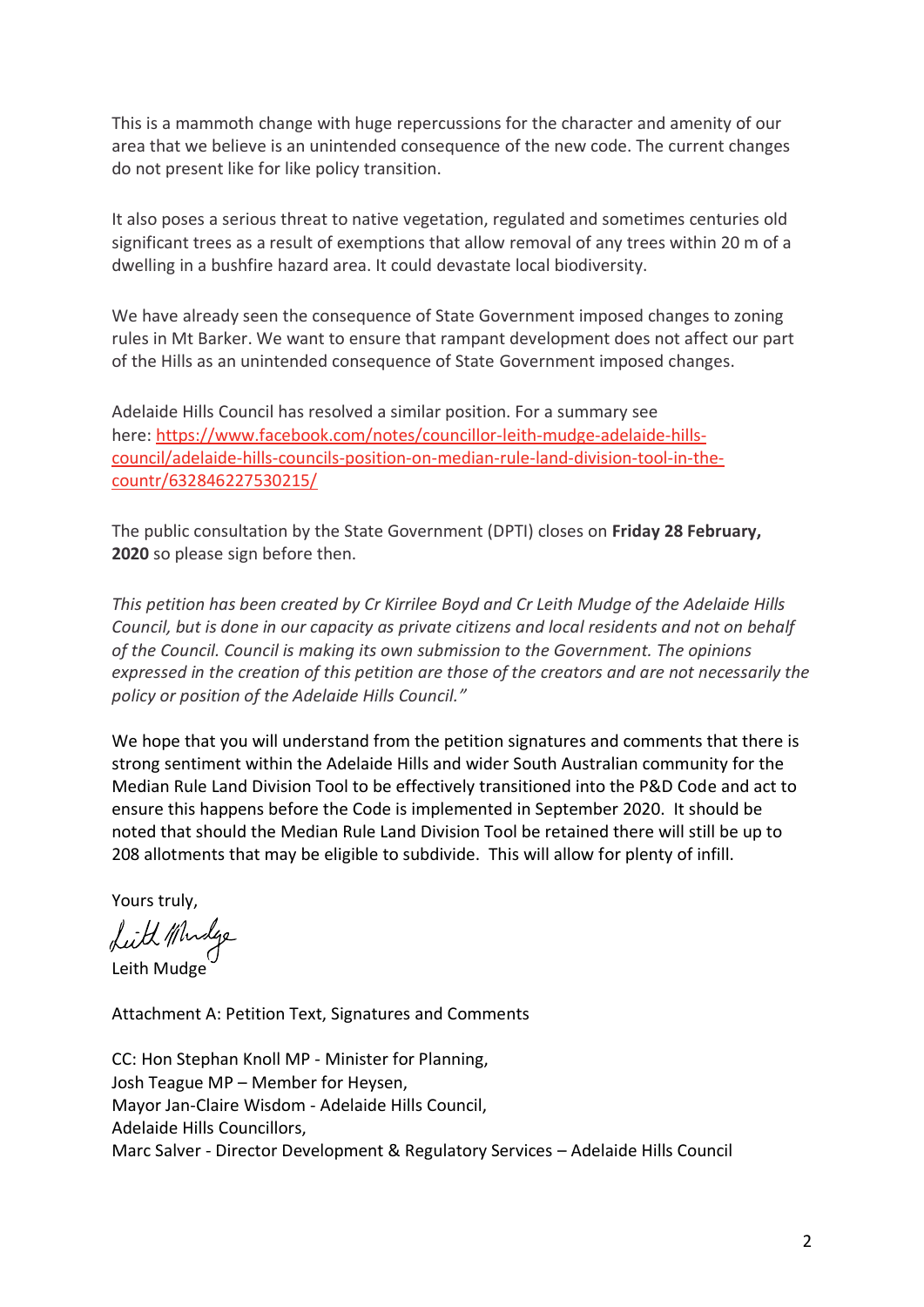This is a mammoth change with huge repercussions for the character and amenity of our area that we believe is an unintended consequence of the new code. The current changes do not present like for like policy transition.

It also poses a serious threat to native vegetation, regulated and sometimes centuries old significant trees as a result of exemptions that allow removal of any trees within 20 m of a dwelling in a bushfire hazard area. It could devastate local biodiversity.

We have already seen the consequence of State Government imposed changes to zoning rules in Mt Barker. We want to ensure that rampant development does not affect our part of the Hills as an unintended consequence of State Government imposed changes.

Adelaide Hills Council has resolved a similar position. For a summary see here: [https://www.facebook.com/notes/councillor-leith-mudge-adelaide-hills-council/adelaide-hills-councils-position-on-median-rule-land-division-tool-in-the-countr/632846227530215/](https://www.facebook.com/notes/councillor-leith-mudge-adelaide-hills-council/adelaide-hills-councils-position-on-median-rule-land-division-tool-in-the-countr/632846227530215/)

The public consultation by the State Government (DPTI) closes on **Friday 28 February, 2020** so please sign before then.

*This petition has been created by Cr Kirrilee Boyd and Cr Leith Mudge of the Adelaide Hills Council, but is done in our capacity as private citizens and local residents and not on behalf of the Council. Council is making its own submission to the Government. The opinions expressed in the creation of this petition are those of the creators and are not necessarily the policy or position of the Adelaide Hills Council."*

We hope that you will understand from the petition signatures and comments that there is strong sentiment within the Adelaide Hills and wider South Australian community for the Median Rule Land Division Tool to be effectively transitioned into the P&D Code and act to ensure this happens before the Code is implemented in September 2020. It should be noted that should the Median Rule Land Division Tool be retained there will still be up to 208 allotments that may be eligible to subdivide. This will allow for plenty of infill.

Yours truly,

Leith Mudge

Attachment A: Petition Text, Signatures and Comments

CC: Hon Stephan Knoll MP - Minister for Planning,
Josh Teague MP – Member for Heysen,
Mayor Jan-Claire Wisdom - Adelaide Hills Council,
Adelaide Hills Councillors,
Marc Salver - Director Development & Regulatory Services – Adelaide Hills Council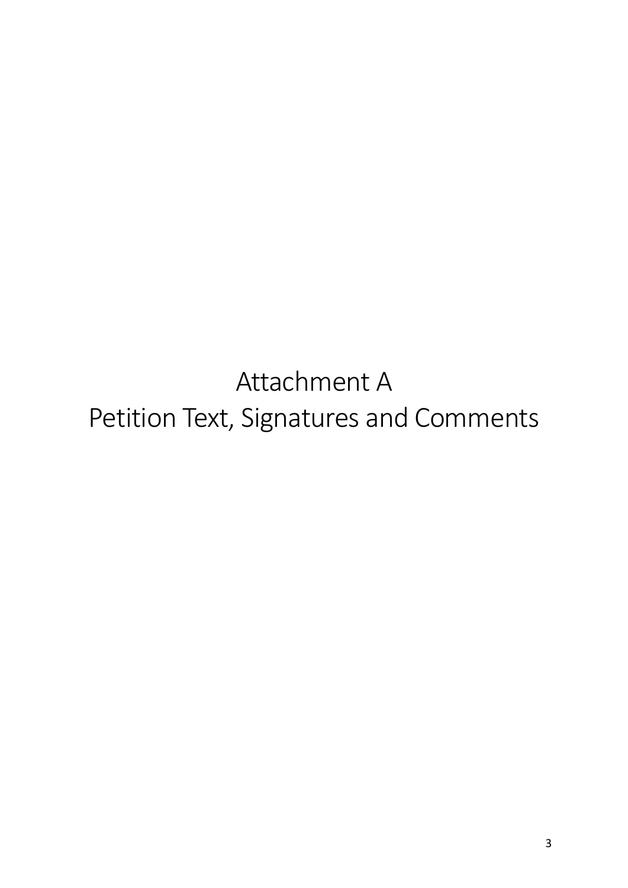# Attachment A
# Petition Text, Signatures and Comments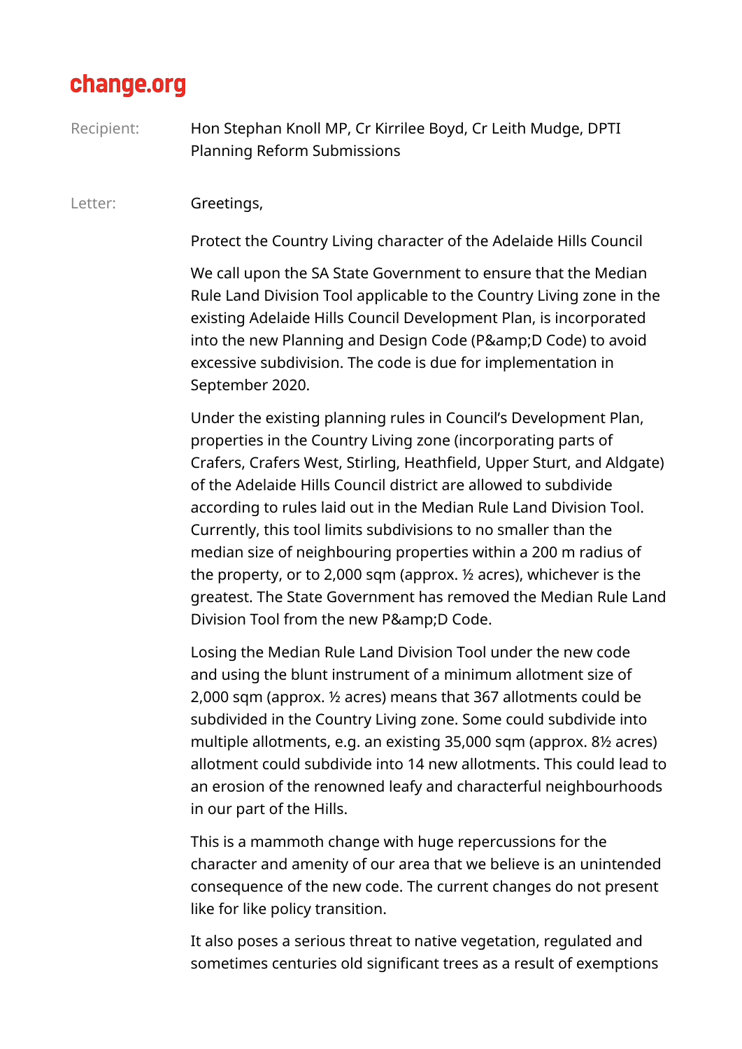**change.org**

Recipient: Hon Stephan Knoll MP, Cr Kirrilee Boyd, Cr Leith Mudge, DPTI Planning Reform Submissions

Letter: Greetings,

Protect the Country Living character of the Adelaide Hills Council

We call upon the SA State Government to ensure that the Median Rule Land Division Tool applicable to the Country Living zone in the existing Adelaide Hills Council Development Plan, is incorporated into the new Planning and Design Code (P&amp;D Code) to avoid excessive subdivision. The code is due for implementation in September 2020.

Under the existing planning rules in Council's Development Plan, properties in the Country Living zone (incorporating parts of Crafers, Crafers West, Stirling, Heathfield, Upper Sturt, and Aldgate) of the Adelaide Hills Council district are allowed to subdivide according to rules laid out in the Median Rule Land Division Tool. Currently, this tool limits subdivisions to no smaller than the median size of neighbouring properties within a 200 m radius of the property, or to 2,000 sqm (approx. ½ acres), whichever is the greatest. The State Government has removed the Median Rule Land Division Tool from the new P&amp;D Code.

Losing the Median Rule Land Division Tool under the new code and using the blunt instrument of a minimum allotment size of 2,000 sqm (approx. ½ acres) means that 367 allotments could be subdivided in the Country Living zone. Some could subdivide into multiple allotments, e.g. an existing 35,000 sqm (approx. 8½ acres) allotment could subdivide into 14 new allotments. This could lead to an erosion of the renowned leafy and characterful neighbourhoods in our part of the Hills.

This is a mammoth change with huge repercussions for the character and amenity of our area that we believe is an unintended consequence of the new code. The current changes do not present like for like policy transition.

It also poses a serious threat to native vegetation, regulated and sometimes centuries old significant trees as a result of exemptions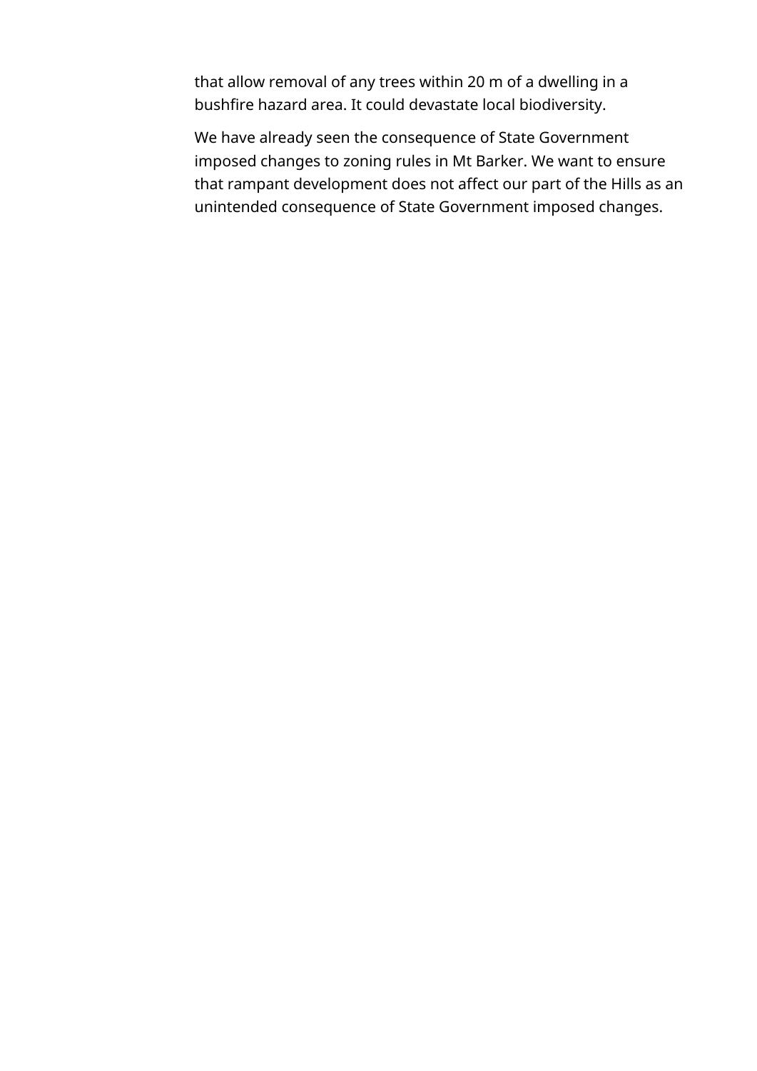that allow removal of any trees within 20 m of a dwelling in a bushfire hazard area. It could devastate local biodiversity.

We have already seen the consequence of State Government imposed changes to zoning rules in Mt Barker. We want to ensure that rampant development does not affect our part of the Hills as an unintended consequence of State Government imposed changes.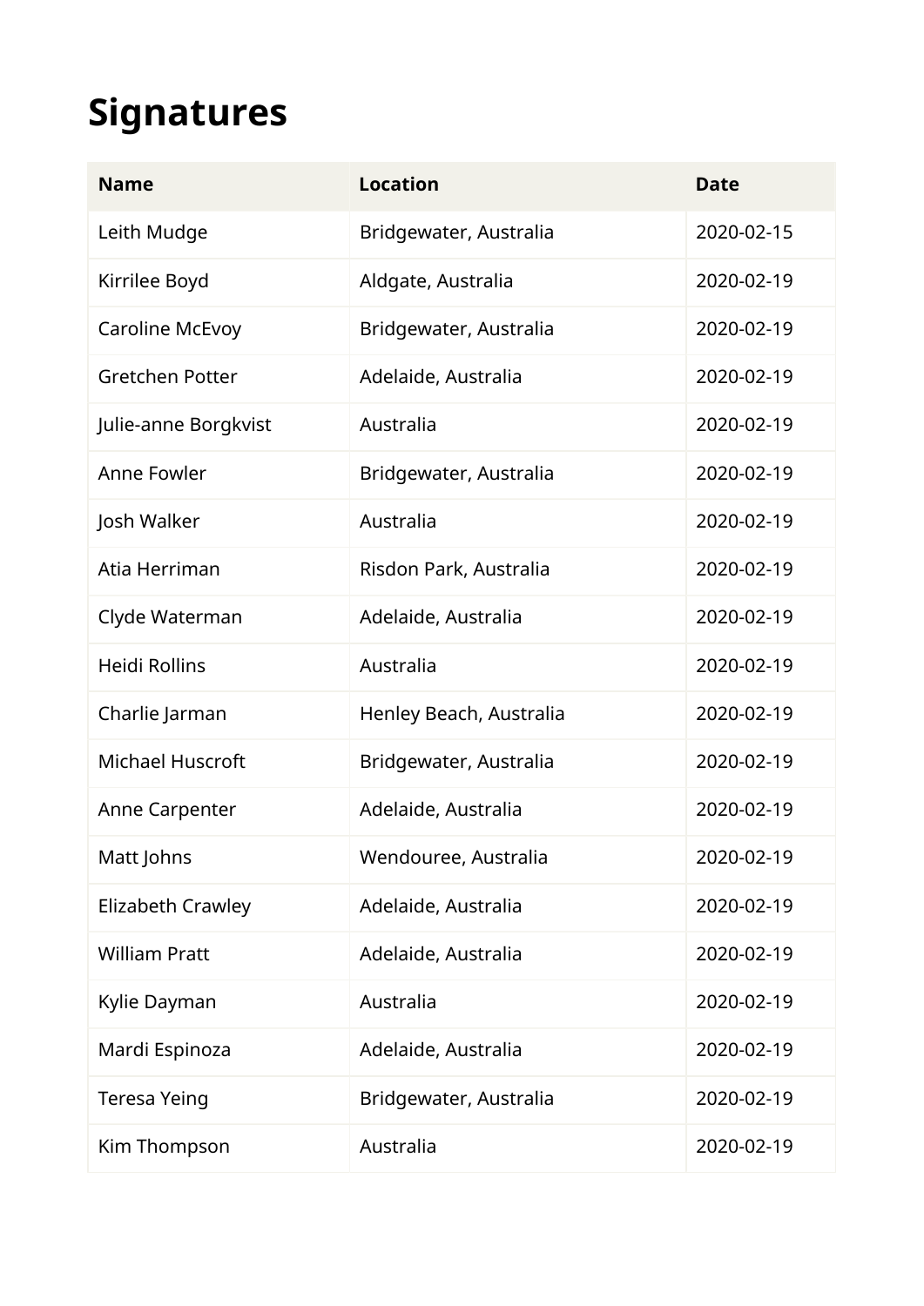# Signatures

| Name | Location | Date |
|---|---|---|
| Leith Mudge | Bridgewater, Australia | 2020-02-15 |
| Kirrilee Boyd | Aldgate, Australia | 2020-02-19 |
| Caroline McEvoy | Bridgewater, Australia | 2020-02-19 |
| Gretchen Potter | Adelaide, Australia | 2020-02-19 |
| Julie-anne Borgkvist | Australia | 2020-02-19 |
| Anne Fowler | Bridgewater, Australia | 2020-02-19 |
| Josh Walker | Australia | 2020-02-19 |
| Atia Herriman | Risdon Park, Australia | 2020-02-19 |
| Clyde Waterman | Adelaide, Australia | 2020-02-19 |
| Heidi Rollins | Australia | 2020-02-19 |
| Charlie Jarman | Henley Beach, Australia | 2020-02-19 |
| Michael Huscroft | Bridgewater, Australia | 2020-02-19 |
| Anne Carpenter | Adelaide, Australia | 2020-02-19 |
| Matt Johns | Wendouree, Australia | 2020-02-19 |
| Elizabeth Crawley | Adelaide, Australia | 2020-02-19 |
| William Pratt | Adelaide, Australia | 2020-02-19 |
| Kylie Dayman | Australia | 2020-02-19 |
| Mardi Espinoza | Adelaide, Australia | 2020-02-19 |
| Teresa Yeing | Bridgewater, Australia | 2020-02-19 |
| Kim Thompson | Australia | 2020-02-19 |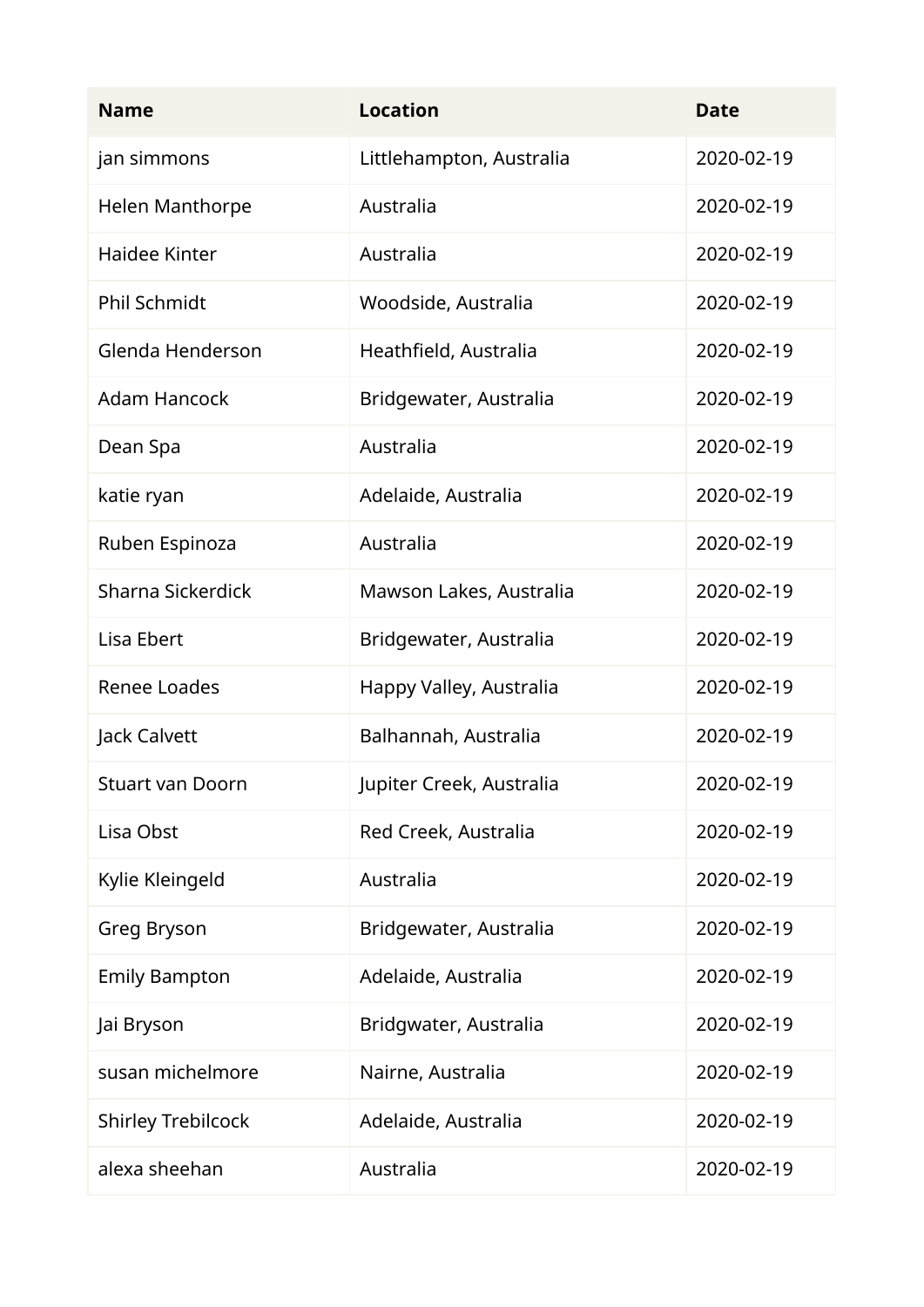| Name | Location | Date |
| --- | --- | --- |
| jan simmons | Littlehampton, Australia | 2020-02-19 |
| Helen Manthorpe | Australia | 2020-02-19 |
| Haidee Kinter | Australia | 2020-02-19 |
| Phil Schmidt | Woodside, Australia | 2020-02-19 |
| Glenda Henderson | Heathfield, Australia | 2020-02-19 |
| Adam Hancock | Bridgewater, Australia | 2020-02-19 |
| Dean Spa | Australia | 2020-02-19 |
| katie ryan | Adelaide, Australia | 2020-02-19 |
| Ruben Espinoza | Australia | 2020-02-19 |
| Sharna Sickerdick | Mawson Lakes, Australia | 2020-02-19 |
| Lisa Ebert | Bridgewater, Australia | 2020-02-19 |
| Renee Loades | Happy Valley, Australia | 2020-02-19 |
| Jack Calvett | Balhannah, Australia | 2020-02-19 |
| Stuart van Doorn | Jupiter Creek, Australia | 2020-02-19 |
| Lisa Obst | Red Creek, Australia | 2020-02-19 |
| Kylie Kleingeld | Australia | 2020-02-19 |
| Greg Bryson | Bridgewater, Australia | 2020-02-19 |
| Emily Bampton | Adelaide, Australia | 2020-02-19 |
| Jai Bryson | Bridgwater, Australia | 2020-02-19 |
| susan michelmore | Nairne, Australia | 2020-02-19 |
| Shirley Trebilcock | Adelaide, Australia | 2020-02-19 |
| alexa sheehan | Australia | 2020-02-19 |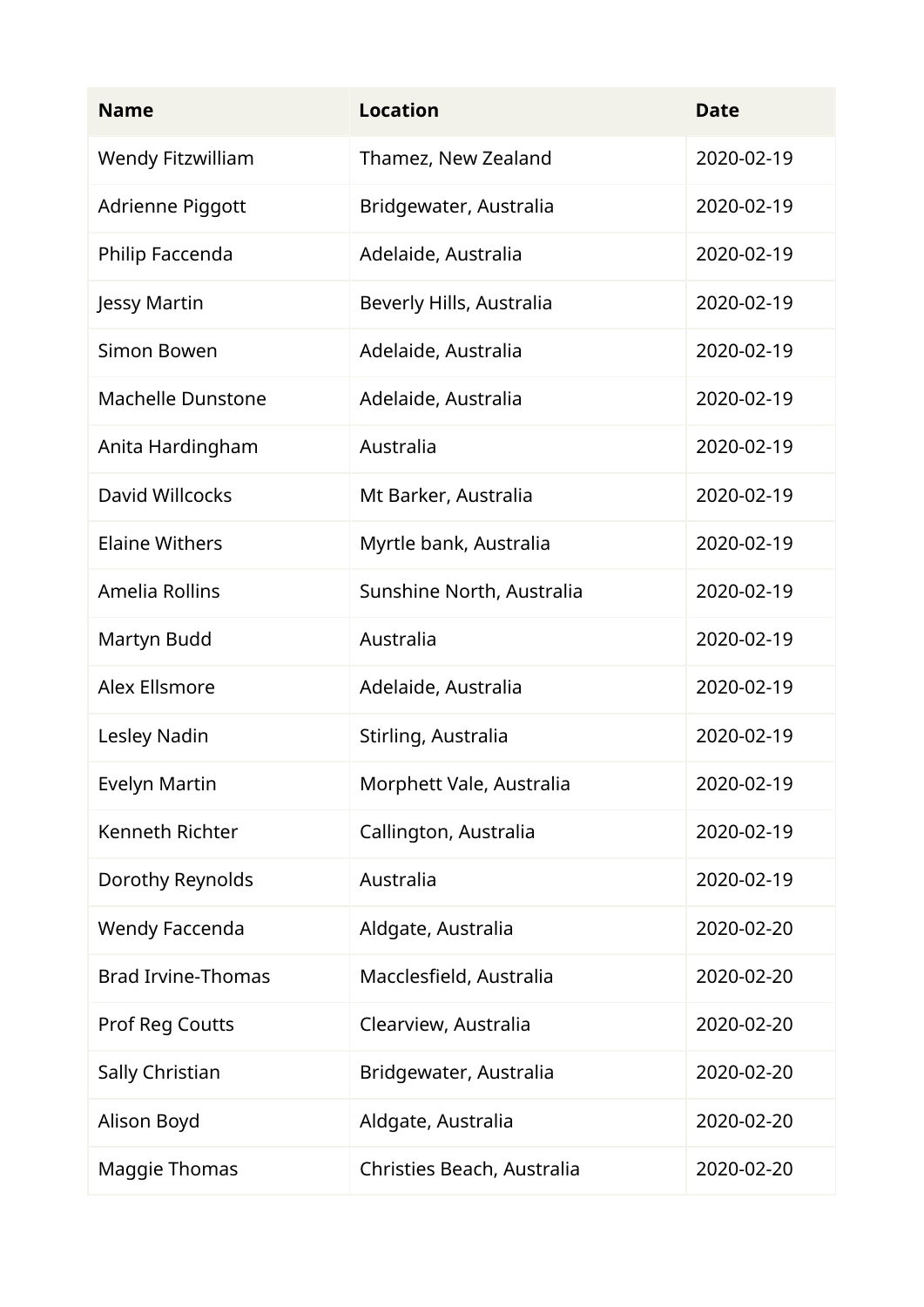| Name | Location | Date |
| --- | --- | --- |
| Wendy Fitzwilliam | Thamez, New Zealand | 2020-02-19 |
| Adrienne Piggott | Bridgewater, Australia | 2020-02-19 |
| Philip Faccenda | Adelaide, Australia | 2020-02-19 |
| Jessy Martin | Beverly Hills, Australia | 2020-02-19 |
| Simon Bowen | Adelaide, Australia | 2020-02-19 |
| Machelle Dunstone | Adelaide, Australia | 2020-02-19 |
| Anita Hardingham | Australia | 2020-02-19 |
| David Willcocks | Mt Barker, Australia | 2020-02-19 |
| Elaine Withers | Myrtle bank, Australia | 2020-02-19 |
| Amelia Rollins | Sunshine North, Australia | 2020-02-19 |
| Martyn Budd | Australia | 2020-02-19 |
| Alex Ellsmore | Adelaide, Australia | 2020-02-19 |
| Lesley Nadin | Stirling, Australia | 2020-02-19 |
| Evelyn Martin | Morphett Vale, Australia | 2020-02-19 |
| Kenneth Richter | Callington, Australia | 2020-02-19 |
| Dorothy Reynolds | Australia | 2020-02-19 |
| Wendy Faccenda | Aldgate, Australia | 2020-02-20 |
| Brad Irvine-Thomas | Macclesfield, Australia | 2020-02-20 |
| Prof Reg Coutts | Clearview, Australia | 2020-02-20 |
| Sally Christian | Bridgewater, Australia | 2020-02-20 |
| Alison Boyd | Aldgate, Australia | 2020-02-20 |
| Maggie Thomas | Christies Beach, Australia | 2020-02-20 |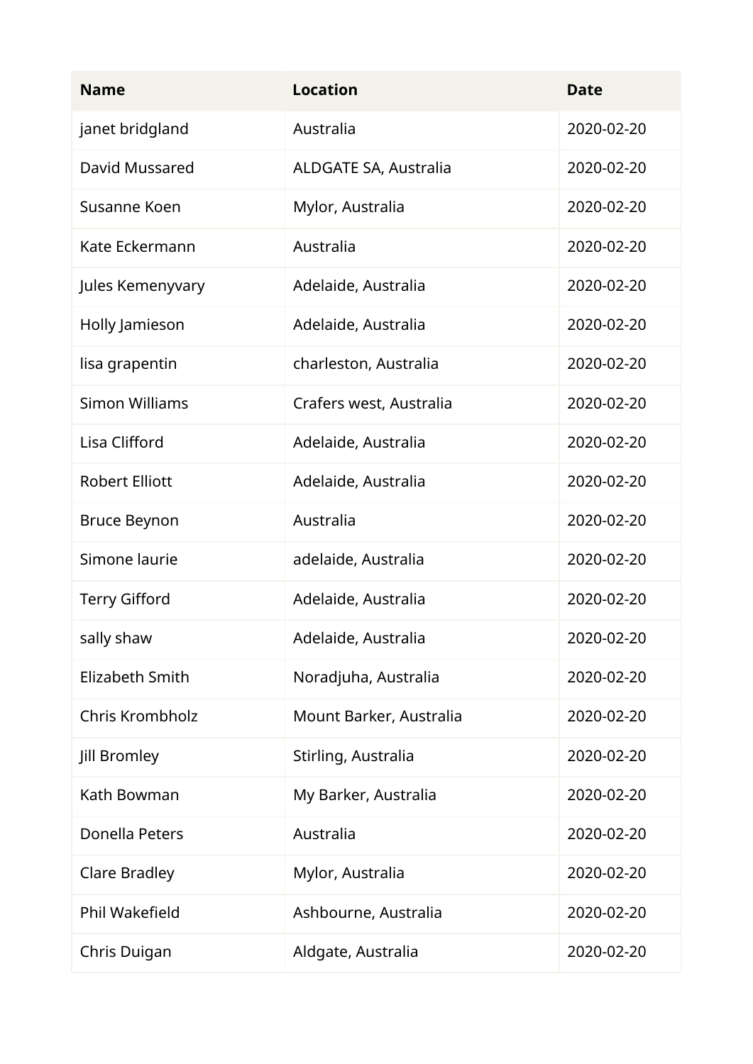| Name | Location | Date |
| --- | --- | --- |
| janet bridgland | Australia | 2020-02-20 |
| David Mussared | ALDGATE SA, Australia | 2020-02-20 |
| Susanne Koen | Mylor, Australia | 2020-02-20 |
| Kate Eckermann | Australia | 2020-02-20 |
| Jules Kemenyvary | Adelaide, Australia | 2020-02-20 |
| Holly Jamieson | Adelaide, Australia | 2020-02-20 |
| lisa grapentin | charleston, Australia | 2020-02-20 |
| Simon Williams | Crafers west, Australia | 2020-02-20 |
| Lisa Clifford | Adelaide, Australia | 2020-02-20 |
| Robert Elliott | Adelaide, Australia | 2020-02-20 |
| Bruce Beynon | Australia | 2020-02-20 |
| Simone laurie | adelaide, Australia | 2020-02-20 |
| Terry Gifford | Adelaide, Australia | 2020-02-20 |
| sally shaw | Adelaide, Australia | 2020-02-20 |
| Elizabeth Smith | Noradjuha, Australia | 2020-02-20 |
| Chris Krombholz | Mount Barker, Australia | 2020-02-20 |
| Jill Bromley | Stirling, Australia | 2020-02-20 |
| Kath Bowman | My Barker, Australia | 2020-02-20 |
| Donella Peters | Australia | 2020-02-20 |
| Clare Bradley | Mylor, Australia | 2020-02-20 |
| Phil Wakefield | Ashbourne, Australia | 2020-02-20 |
| Chris Duigan | Aldgate, Australia | 2020-02-20 |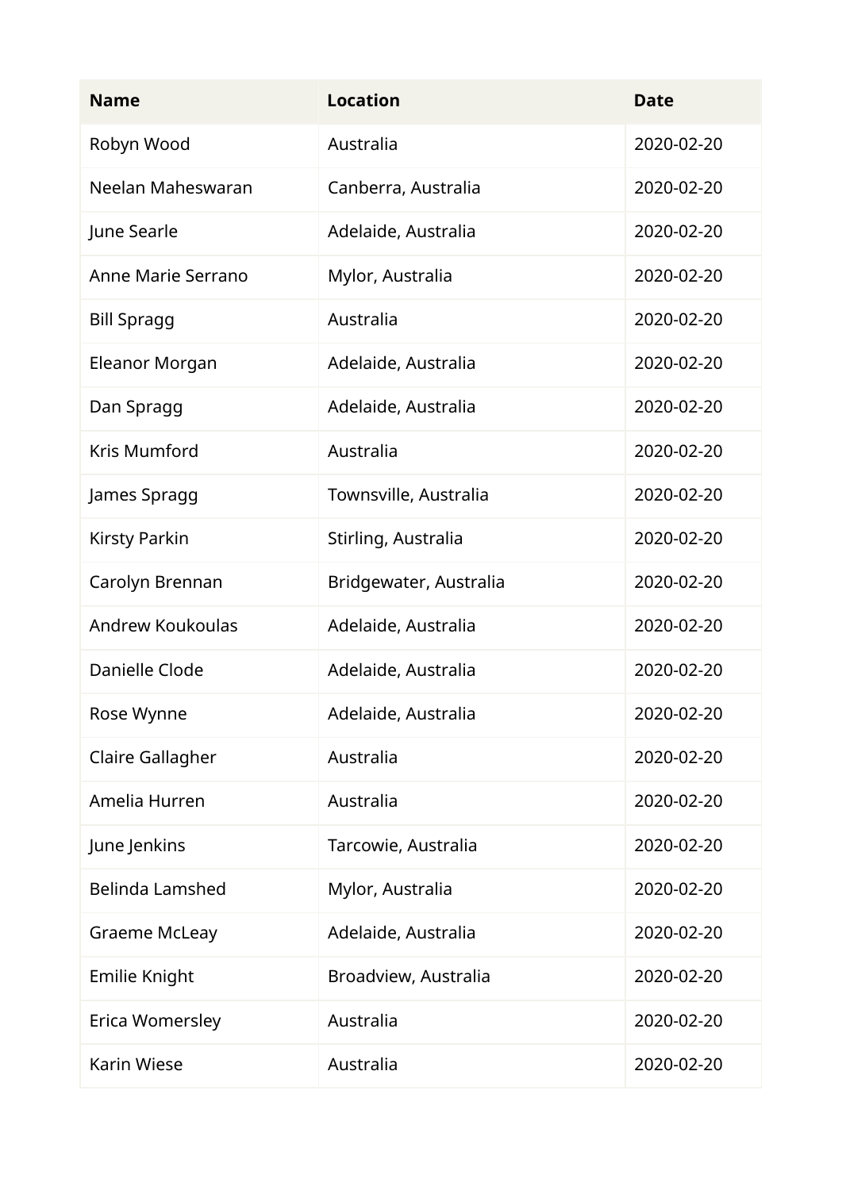| Name | Location | Date |
| --- | --- | --- |
| Robyn Wood | Australia | 2020-02-20 |
| Neelan Maheswaran | Canberra, Australia | 2020-02-20 |
| June Searle | Adelaide, Australia | 2020-02-20 |
| Anne Marie Serrano | Mylor, Australia | 2020-02-20 |
| Bill Spragg | Australia | 2020-02-20 |
| Eleanor Morgan | Adelaide, Australia | 2020-02-20 |
| Dan Spragg | Adelaide, Australia | 2020-02-20 |
| Kris Mumford | Australia | 2020-02-20 |
| James Spragg | Townsville, Australia | 2020-02-20 |
| Kirsty Parkin | Stirling, Australia | 2020-02-20 |
| Carolyn Brennan | Bridgewater, Australia | 2020-02-20 |
| Andrew Koukoulas | Adelaide, Australia | 2020-02-20 |
| Danielle Clode | Adelaide, Australia | 2020-02-20 |
| Rose Wynne | Adelaide, Australia | 2020-02-20 |
| Claire Gallagher | Australia | 2020-02-20 |
| Amelia Hurren | Australia | 2020-02-20 |
| June Jenkins | Tarcowie, Australia | 2020-02-20 |
| Belinda Lamshed | Mylor, Australia | 2020-02-20 |
| Graeme McLeay | Adelaide, Australia | 2020-02-20 |
| Emilie Knight | Broadview, Australia | 2020-02-20 |
| Erica Womersley | Australia | 2020-02-20 |
| Karin Wiese | Australia | 2020-02-20 |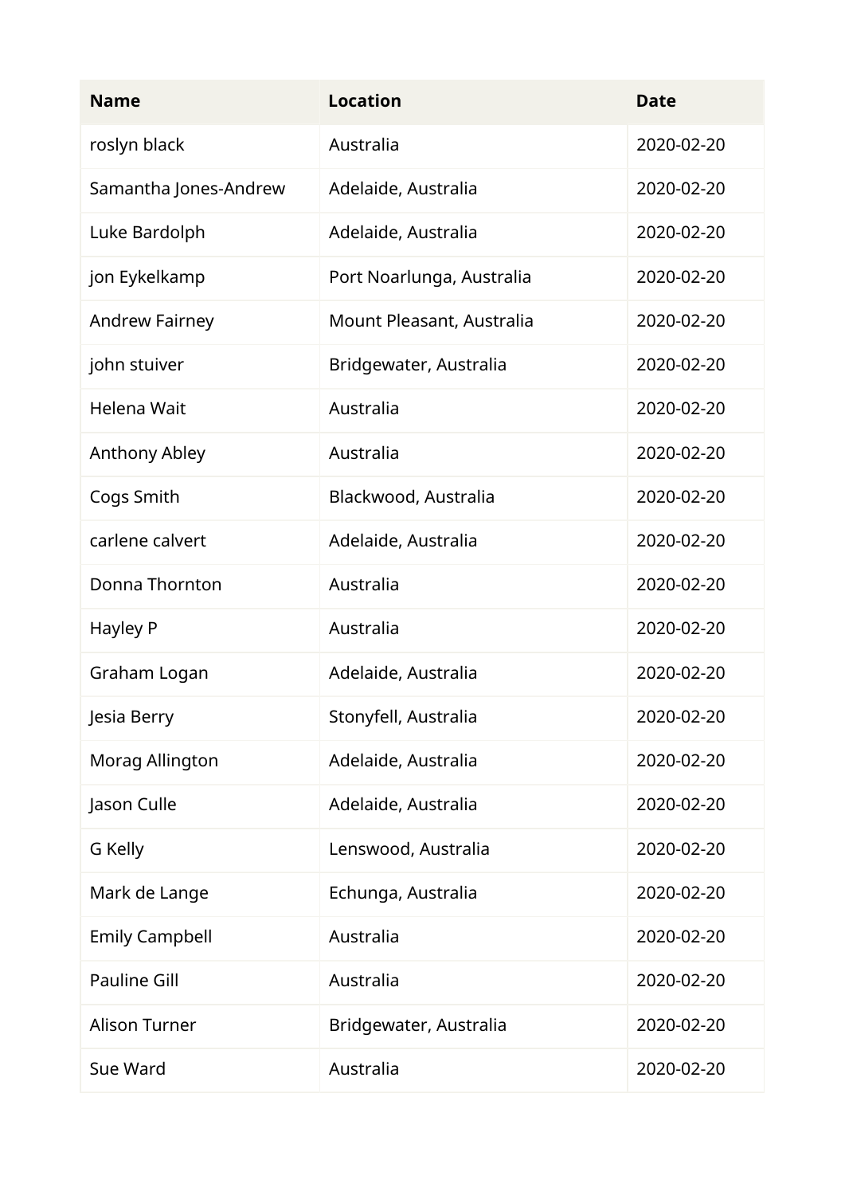| Name | Location | Date |
| --- | --- | --- |
| roslyn black | Australia | 2020-02-20 |
| Samantha Jones-Andrew | Adelaide, Australia | 2020-02-20 |
| Luke Bardolph | Adelaide, Australia | 2020-02-20 |
| jon Eykelkamp | Port Noarlunga, Australia | 2020-02-20 |
| Andrew Fairney | Mount Pleasant, Australia | 2020-02-20 |
| john stuiver | Bridgewater, Australia | 2020-02-20 |
| Helena Wait | Australia | 2020-02-20 |
| Anthony Abley | Australia | 2020-02-20 |
| Cogs Smith | Blackwood, Australia | 2020-02-20 |
| carlene calvert | Adelaide, Australia | 2020-02-20 |
| Donna Thornton | Australia | 2020-02-20 |
| Hayley P | Australia | 2020-02-20 |
| Graham Logan | Adelaide, Australia | 2020-02-20 |
| Jesia Berry | Stonyfell, Australia | 2020-02-20 |
| Morag Allington | Adelaide, Australia | 2020-02-20 |
| Jason Culle | Adelaide, Australia | 2020-02-20 |
| G Kelly | Lenswood, Australia | 2020-02-20 |
| Mark de Lange | Echunga, Australia | 2020-02-20 |
| Emily Campbell | Australia | 2020-02-20 |
| Pauline Gill | Australia | 2020-02-20 |
| Alison Turner | Bridgewater, Australia | 2020-02-20 |
| Sue Ward | Australia | 2020-02-20 |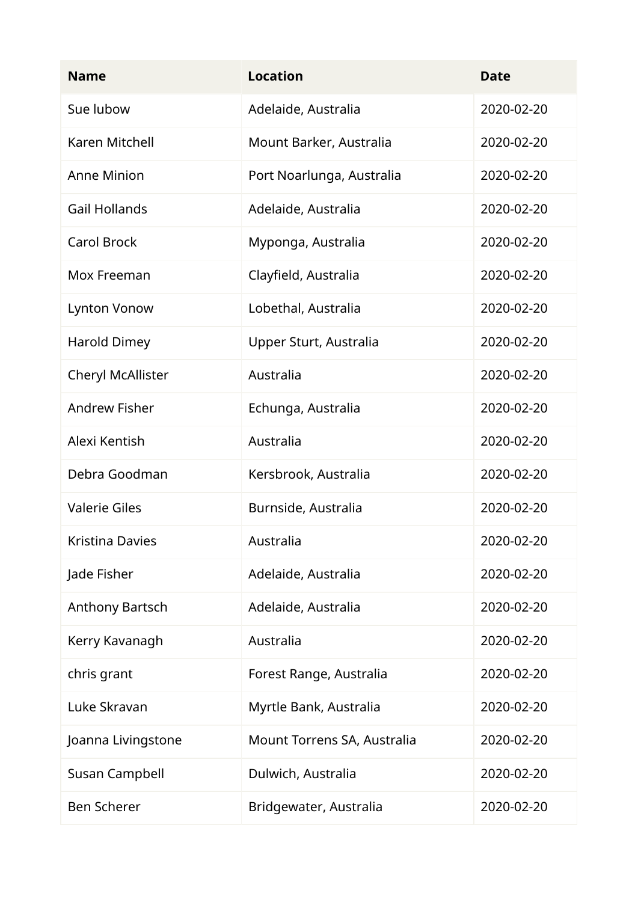| Name | Location | Date |
| --- | --- | --- |
| Sue lubow | Adelaide, Australia | 2020-02-20 |
| Karen Mitchell | Mount Barker, Australia | 2020-02-20 |
| Anne Minion | Port Noarlunga, Australia | 2020-02-20 |
| Gail Hollands | Adelaide, Australia | 2020-02-20 |
| Carol Brock | Myponga, Australia | 2020-02-20 |
| Mox Freeman | Clayfield, Australia | 2020-02-20 |
| Lynton Vonow | Lobethal, Australia | 2020-02-20 |
| Harold Dimey | Upper Sturt, Australia | 2020-02-20 |
| Cheryl McAllister | Australia | 2020-02-20 |
| Andrew Fisher | Echunga, Australia | 2020-02-20 |
| Alexi Kentish | Australia | 2020-02-20 |
| Debra Goodman | Kersbrook, Australia | 2020-02-20 |
| Valerie Giles | Burnside, Australia | 2020-02-20 |
| Kristina Davies | Australia | 2020-02-20 |
| Jade Fisher | Adelaide, Australia | 2020-02-20 |
| Anthony Bartsch | Adelaide, Australia | 2020-02-20 |
| Kerry Kavanagh | Australia | 2020-02-20 |
| chris grant | Forest Range, Australia | 2020-02-20 |
| Luke Skravan | Myrtle Bank, Australia | 2020-02-20 |
| Joanna Livingstone | Mount Torrens SA, Australia | 2020-02-20 |
| Susan Campbell | Dulwich, Australia | 2020-02-20 |
| Ben Scherer | Bridgewater, Australia | 2020-02-20 |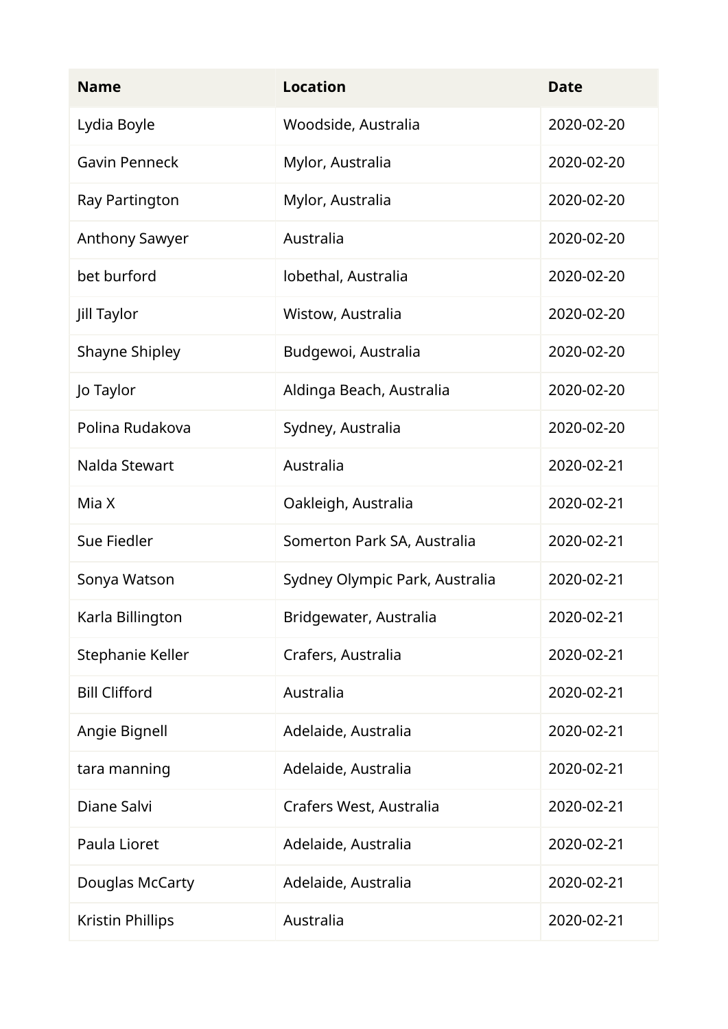| Name | Location | Date |
| --- | --- | --- |
| Lydia Boyle | Woodside, Australia | 2020-02-20 |
| Gavin Penneck | Mylor, Australia | 2020-02-20 |
| Ray Partington | Mylor, Australia | 2020-02-20 |
| Anthony Sawyer | Australia | 2020-02-20 |
| bet burford | lobethal, Australia | 2020-02-20 |
| Jill Taylor | Wistow, Australia | 2020-02-20 |
| Shayne Shipley | Budgewoi, Australia | 2020-02-20 |
| Jo Taylor | Aldinga Beach, Australia | 2020-02-20 |
| Polina Rudakova | Sydney, Australia | 2020-02-20 |
| Nalda Stewart | Australia | 2020-02-21 |
| Mia X | Oakleigh, Australia | 2020-02-21 |
| Sue Fiedler | Somerton Park SA, Australia | 2020-02-21 |
| Sonya Watson | Sydney Olympic Park, Australia | 2020-02-21 |
| Karla Billington | Bridgewater, Australia | 2020-02-21 |
| Stephanie Keller | Crafers, Australia | 2020-02-21 |
| Bill Clifford | Australia | 2020-02-21 |
| Angie Bignell | Adelaide, Australia | 2020-02-21 |
| tara manning | Adelaide, Australia | 2020-02-21 |
| Diane Salvi | Crafers West, Australia | 2020-02-21 |
| Paula Lioret | Adelaide, Australia | 2020-02-21 |
| Douglas McCarty | Adelaide, Australia | 2020-02-21 |
| Kristin Phillips | Australia | 2020-02-21 |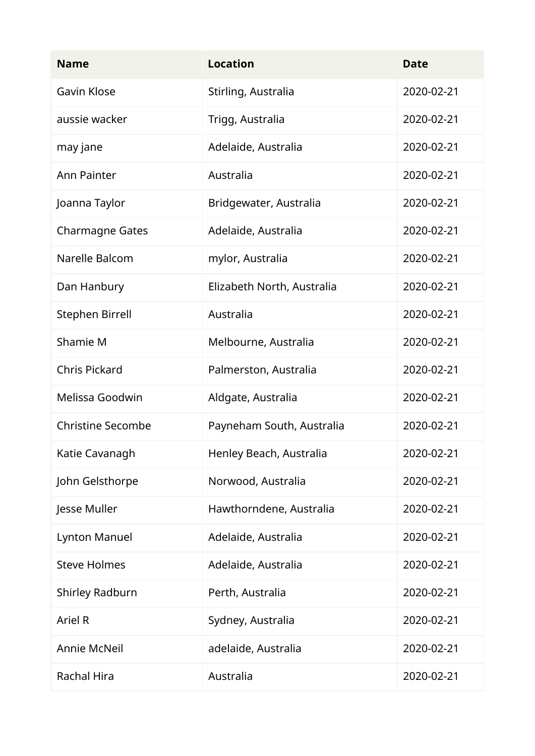| Name | Location | Date |
| --- | --- | --- |
| Gavin Klose | Stirling, Australia | 2020-02-21 |
| aussie wacker | Trigg, Australia | 2020-02-21 |
| may jane | Adelaide, Australia | 2020-02-21 |
| Ann Painter | Australia | 2020-02-21 |
| Joanna Taylor | Bridgewater, Australia | 2020-02-21 |
| Charmagne Gates | Adelaide, Australia | 2020-02-21 |
| Narelle Balcom | mylor, Australia | 2020-02-21 |
| Dan Hanbury | Elizabeth North, Australia | 2020-02-21 |
| Stephen Birrell | Australia | 2020-02-21 |
| Shamie M | Melbourne, Australia | 2020-02-21 |
| Chris Pickard | Palmerston, Australia | 2020-02-21 |
| Melissa Goodwin | Aldgate, Australia | 2020-02-21 |
| Christine Secombe | Payneham South, Australia | 2020-02-21 |
| Katie Cavanagh | Henley Beach, Australia | 2020-02-21 |
| John Gelsthorpe | Norwood, Australia | 2020-02-21 |
| Jesse Muller | Hawthorndene, Australia | 2020-02-21 |
| Lynton Manuel | Adelaide, Australia | 2020-02-21 |
| Steve Holmes | Adelaide, Australia | 2020-02-21 |
| Shirley Radburn | Perth, Australia | 2020-02-21 |
| Ariel R | Sydney, Australia | 2020-02-21 |
| Annie McNeil | adelaide, Australia | 2020-02-21 |
| Rachal Hira | Australia | 2020-02-21 |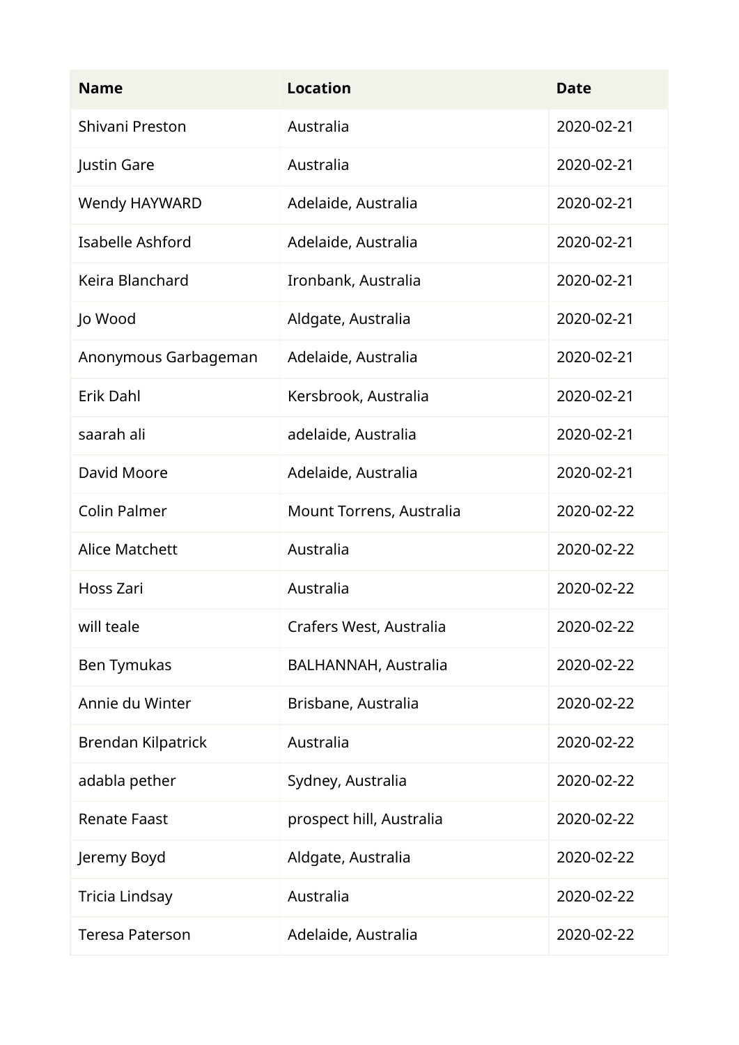| Name | Location | Date |
| --- | --- | --- |
| Shivani Preston | Australia | 2020-02-21 |
| Justin Gare | Australia | 2020-02-21 |
| Wendy HAYWARD | Adelaide, Australia | 2020-02-21 |
| Isabelle Ashford | Adelaide, Australia | 2020-02-21 |
| Keira Blanchard | Ironbank, Australia | 2020-02-21 |
| Jo Wood | Aldgate, Australia | 2020-02-21 |
| Anonymous Garbageman | Adelaide, Australia | 2020-02-21 |
| Erik Dahl | Kersbrook, Australia | 2020-02-21 |
| saarah ali | adelaide, Australia | 2020-02-21 |
| David Moore | Adelaide, Australia | 2020-02-21 |
| Colin Palmer | Mount Torrens, Australia | 2020-02-22 |
| Alice Matchett | Australia | 2020-02-22 |
| Hoss Zari | Australia | 2020-02-22 |
| will teale | Crafers West, Australia | 2020-02-22 |
| Ben Tymukas | BALHANNAH, Australia | 2020-02-22 |
| Annie du Winter | Brisbane, Australia | 2020-02-22 |
| Brendan Kilpatrick | Australia | 2020-02-22 |
| adabla pether | Sydney, Australia | 2020-02-22 |
| Renate Faast | prospect hill, Australia | 2020-02-22 |
| Jeremy Boyd | Aldgate, Australia | 2020-02-22 |
| Tricia Lindsay | Australia | 2020-02-22 |
| Teresa Paterson | Adelaide, Australia | 2020-02-22 |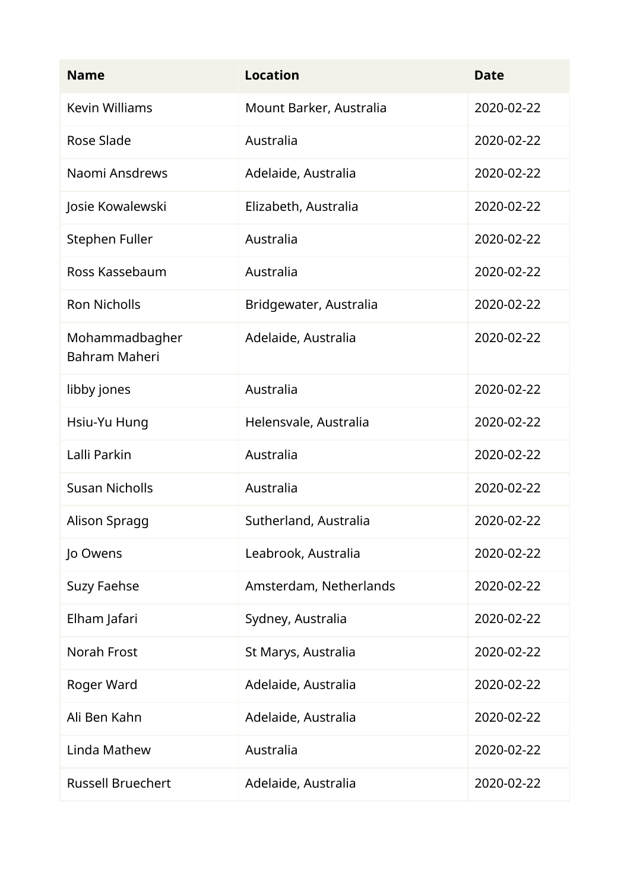| Name | Location | Date |
|---|---|---|
| Kevin Williams | Mount Barker, Australia | 2020-02-22 |
| Rose Slade | Australia | 2020-02-22 |
| Naomi Ansdrews | Adelaide, Australia | 2020-02-22 |
| Josie Kowalewski | Elizabeth, Australia | 2020-02-22 |
| Stephen Fuller | Australia | 2020-02-22 |
| Ross Kassebaum | Australia | 2020-02-22 |
| Ron Nicholls | Bridgewater, Australia | 2020-02-22 |
| Mohammadbagher Bahram Maheri | Adelaide, Australia | 2020-02-22 |
| libby jones | Australia | 2020-02-22 |
| Hsiu-Yu Hung | Helensvale, Australia | 2020-02-22 |
| Lalli Parkin | Australia | 2020-02-22 |
| Susan Nicholls | Australia | 2020-02-22 |
| Alison Spragg | Sutherland, Australia | 2020-02-22 |
| Jo Owens | Leabrook, Australia | 2020-02-22 |
| Suzy Faehse | Amsterdam, Netherlands | 2020-02-22 |
| Elham Jafari | Sydney, Australia | 2020-02-22 |
| Norah Frost | St Marys, Australia | 2020-02-22 |
| Roger Ward | Adelaide, Australia | 2020-02-22 |
| Ali Ben Kahn | Adelaide, Australia | 2020-02-22 |
| Linda Mathew | Australia | 2020-02-22 |
| Russell Bruechert | Adelaide, Australia | 2020-02-22 |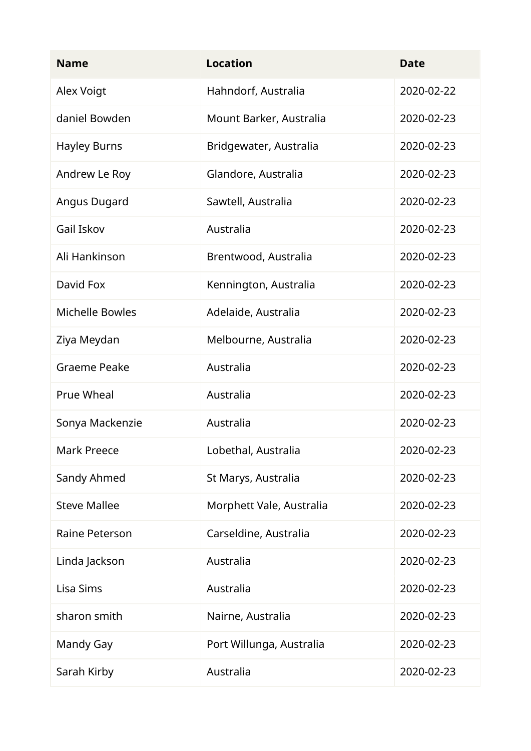| Name | Location | Date |
| --- | --- | --- |
| Alex Voigt | Hahndorf, Australia | 2020-02-22 |
| daniel Bowden | Mount Barker, Australia | 2020-02-23 |
| Hayley Burns | Bridgewater, Australia | 2020-02-23 |
| Andrew Le Roy | Glandore, Australia | 2020-02-23 |
| Angus Dugard | Sawtell, Australia | 2020-02-23 |
| Gail Iskov | Australia | 2020-02-23 |
| Ali Hankinson | Brentwood, Australia | 2020-02-23 |
| David Fox | Kennington, Australia | 2020-02-23 |
| Michelle Bowles | Adelaide, Australia | 2020-02-23 |
| Ziya Meydan | Melbourne, Australia | 2020-02-23 |
| Graeme Peake | Australia | 2020-02-23 |
| Prue Wheal | Australia | 2020-02-23 |
| Sonya Mackenzie | Australia | 2020-02-23 |
| Mark Preece | Lobethal, Australia | 2020-02-23 |
| Sandy Ahmed | St Marys, Australia | 2020-02-23 |
| Steve Mallee | Morphett Vale, Australia | 2020-02-23 |
| Raine Peterson | Carseldine, Australia | 2020-02-23 |
| Linda Jackson | Australia | 2020-02-23 |
| Lisa Sims | Australia | 2020-02-23 |
| sharon smith | Nairne, Australia | 2020-02-23 |
| Mandy Gay | Port Willunga, Australia | 2020-02-23 |
| Sarah Kirby | Australia | 2020-02-23 |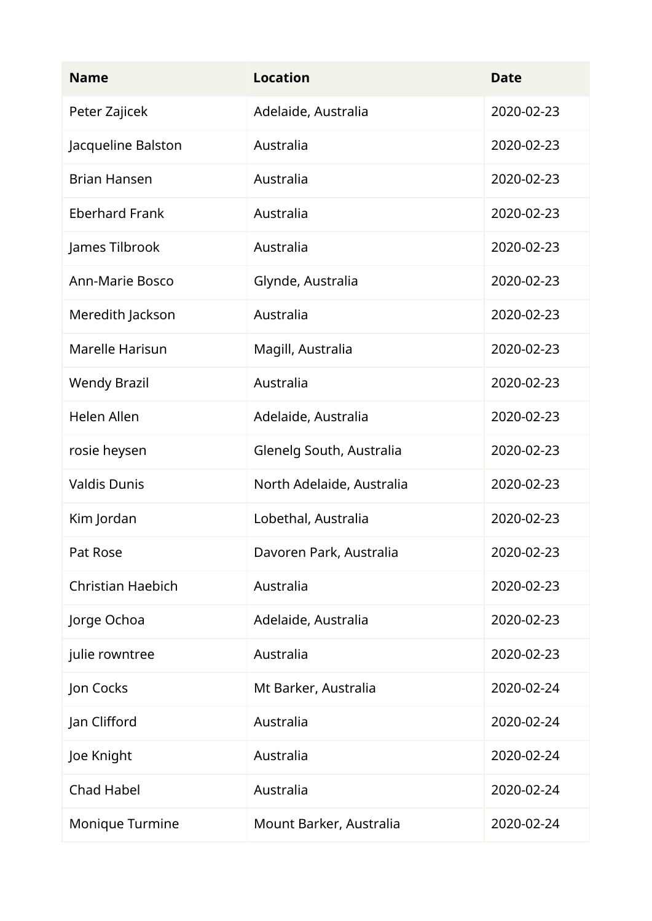| Name | Location | Date |
| --- | --- | --- |
| Peter Zajicek | Adelaide, Australia | 2020-02-23 |
| Jacqueline Balston | Australia | 2020-02-23 |
| Brian Hansen | Australia | 2020-02-23 |
| Eberhard Frank | Australia | 2020-02-23 |
| James Tilbrook | Australia | 2020-02-23 |
| Ann-Marie Bosco | Glynde, Australia | 2020-02-23 |
| Meredith Jackson | Australia | 2020-02-23 |
| Marelle Harisun | Magill, Australia | 2020-02-23 |
| Wendy Brazil | Australia | 2020-02-23 |
| Helen Allen | Adelaide, Australia | 2020-02-23 |
| rosie heysen | Glenelg South, Australia | 2020-02-23 |
| Valdis Dunis | North Adelaide, Australia | 2020-02-23 |
| Kim Jordan | Lobethal, Australia | 2020-02-23 |
| Pat Rose | Davoren Park, Australia | 2020-02-23 |
| Christian Haebich | Australia | 2020-02-23 |
| Jorge Ochoa | Adelaide, Australia | 2020-02-23 |
| julie rowntree | Australia | 2020-02-23 |
| Jon Cocks | Mt Barker, Australia | 2020-02-24 |
| Jan Clifford | Australia | 2020-02-24 |
| Joe Knight | Australia | 2020-02-24 |
| Chad Habel | Australia | 2020-02-24 |
| Monique Turmine | Mount Barker, Australia | 2020-02-24 |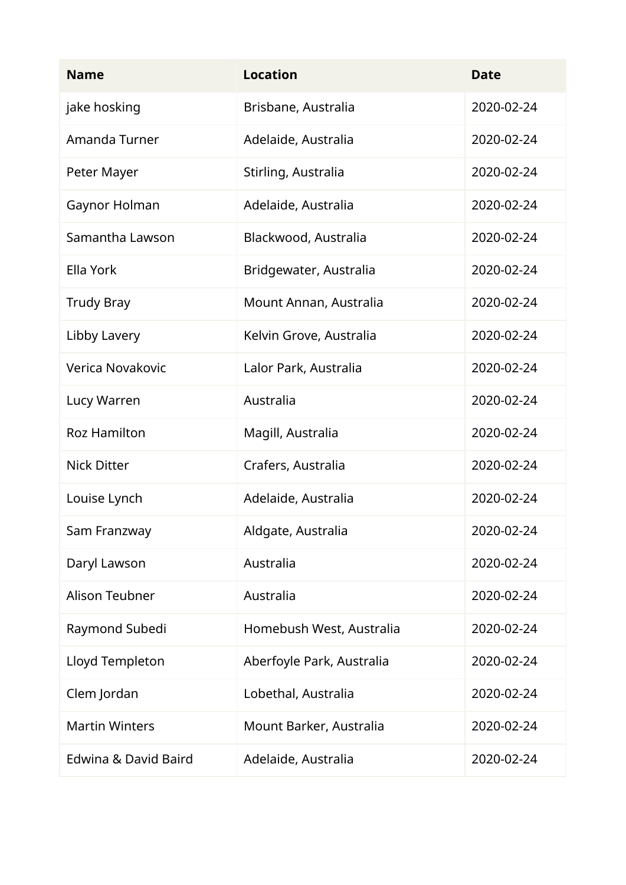| Name | Location | Date |
|---|---|---|
| jake hosking | Brisbane, Australia | 2020-02-24 |
| Amanda Turner | Adelaide, Australia | 2020-02-24 |
| Peter Mayer | Stirling, Australia | 2020-02-24 |
| Gaynor Holman | Adelaide, Australia | 2020-02-24 |
| Samantha Lawson | Blackwood, Australia | 2020-02-24 |
| Ella York | Bridgewater, Australia | 2020-02-24 |
| Trudy Bray | Mount Annan, Australia | 2020-02-24 |
| Libby Lavery | Kelvin Grove, Australia | 2020-02-24 |
| Verica Novakovic | Lalor Park, Australia | 2020-02-24 |
| Lucy Warren | Australia | 2020-02-24 |
| Roz Hamilton | Magill, Australia | 2020-02-24 |
| Nick Ditter | Crafers, Australia | 2020-02-24 |
| Louise Lynch | Adelaide, Australia | 2020-02-24 |
| Sam Franzway | Aldgate, Australia | 2020-02-24 |
| Daryl Lawson | Australia | 2020-02-24 |
| Alison Teubner | Australia | 2020-02-24 |
| Raymond Subedi | Homebush West, Australia | 2020-02-24 |
| Lloyd Templeton | Aberfoyle Park, Australia | 2020-02-24 |
| Clem Jordan | Lobethal, Australia | 2020-02-24 |
| Martin Winters | Mount Barker, Australia | 2020-02-24 |
| Edwina & David Baird | Adelaide, Australia | 2020-02-24 |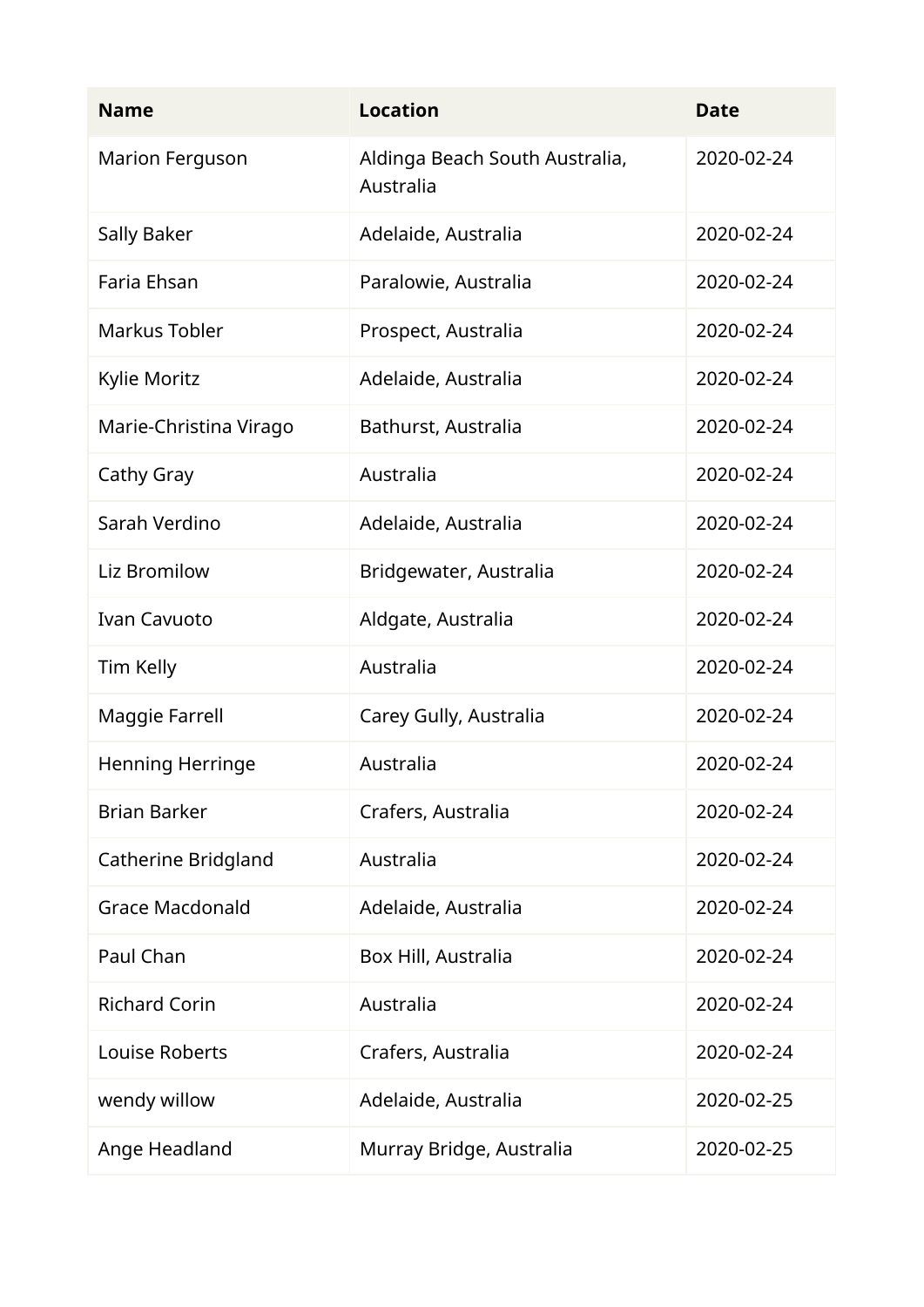| Name | Location | Date |
| --- | --- | --- |
| Marion Ferguson | Aldinga Beach South Australia, Australia | 2020-02-24 |
| Sally Baker | Adelaide, Australia | 2020-02-24 |
| Faria Ehsan | Paralowie, Australia | 2020-02-24 |
| Markus Tobler | Prospect, Australia | 2020-02-24 |
| Kylie Moritz | Adelaide, Australia | 2020-02-24 |
| Marie-Christina Virago | Bathurst, Australia | 2020-02-24 |
| Cathy Gray | Australia | 2020-02-24 |
| Sarah Verdino | Adelaide, Australia | 2020-02-24 |
| Liz Bromilow | Bridgewater, Australia | 2020-02-24 |
| Ivan Cavuoto | Aldgate, Australia | 2020-02-24 |
| Tim Kelly | Australia | 2020-02-24 |
| Maggie Farrell | Carey Gully, Australia | 2020-02-24 |
| Henning Herringe | Australia | 2020-02-24 |
| Brian Barker | Crafers, Australia | 2020-02-24 |
| Catherine Bridgland | Australia | 2020-02-24 |
| Grace Macdonald | Adelaide, Australia | 2020-02-24 |
| Paul Chan | Box Hill, Australia | 2020-02-24 |
| Richard Corin | Australia | 2020-02-24 |
| Louise Roberts | Crafers, Australia | 2020-02-24 |
| wendy willow | Adelaide, Australia | 2020-02-25 |
| Ange Headland | Murray Bridge, Australia | 2020-02-25 |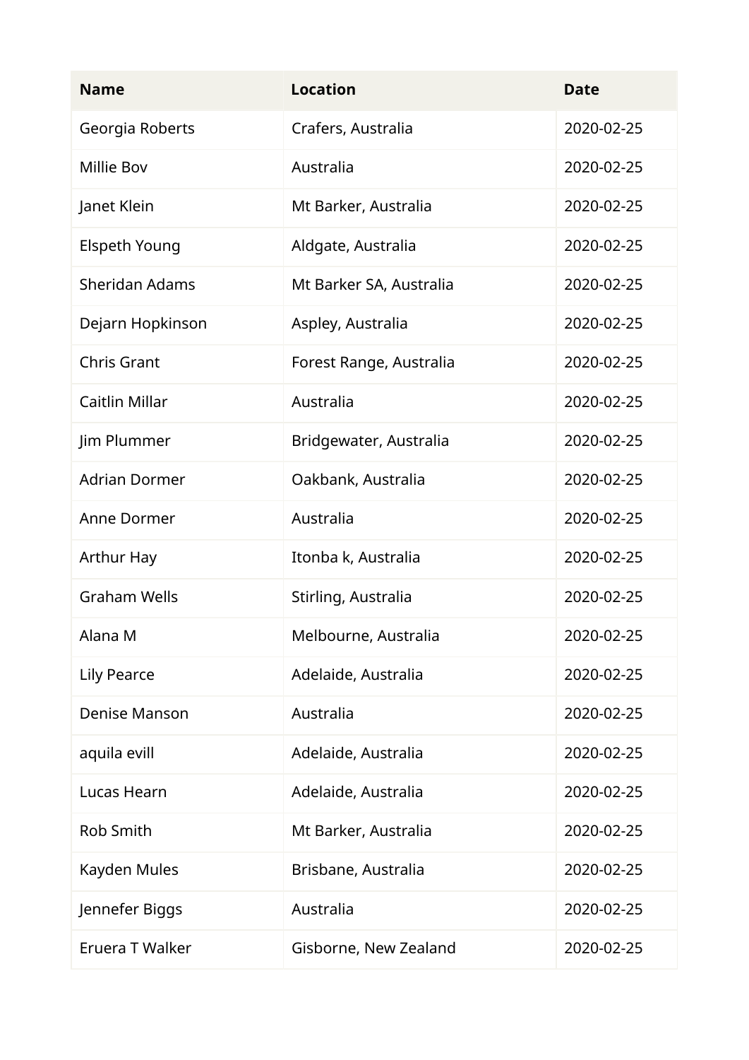| Name | Location | Date |
| --- | --- | --- |
| Georgia Roberts | Crafers, Australia | 2020-02-25 |
| Millie Bov | Australia | 2020-02-25 |
| Janet Klein | Mt Barker, Australia | 2020-02-25 |
| Elspeth Young | Aldgate, Australia | 2020-02-25 |
| Sheridan Adams | Mt Barker SA, Australia | 2020-02-25 |
| Dejarn Hopkinson | Aspley, Australia | 2020-02-25 |
| Chris Grant | Forest Range, Australia | 2020-02-25 |
| Caitlin Millar | Australia | 2020-02-25 |
| Jim Plummer | Bridgewater, Australia | 2020-02-25 |
| Adrian Dormer | Oakbank, Australia | 2020-02-25 |
| Anne Dormer | Australia | 2020-02-25 |
| Arthur Hay | Itonba k, Australia | 2020-02-25 |
| Graham Wells | Stirling, Australia | 2020-02-25 |
| Alana M | Melbourne, Australia | 2020-02-25 |
| Lily Pearce | Adelaide, Australia | 2020-02-25 |
| Denise Manson | Australia | 2020-02-25 |
| aquila evill | Adelaide, Australia | 2020-02-25 |
| Lucas Hearn | Adelaide, Australia | 2020-02-25 |
| Rob Smith | Mt Barker, Australia | 2020-02-25 |
| Kayden Mules | Brisbane, Australia | 2020-02-25 |
| Jennefer Biggs | Australia | 2020-02-25 |
| Eruera T Walker | Gisborne, New Zealand | 2020-02-25 |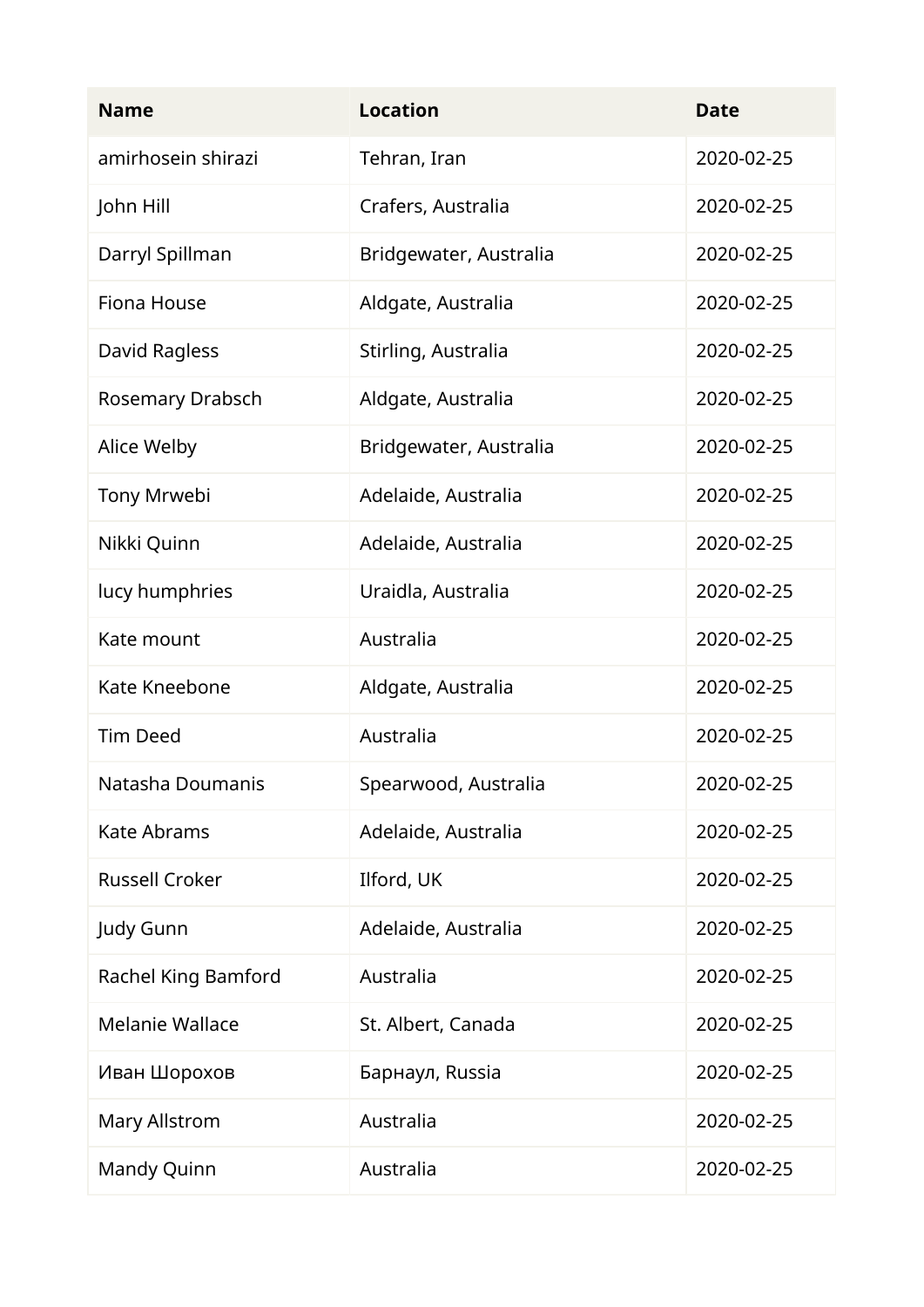| Name | Location | Date |
| --- | --- | --- |
| amirhosein shirazi | Tehran, Iran | 2020-02-25 |
| John Hill | Crafers, Australia | 2020-02-25 |
| Darryl Spillman | Bridgewater, Australia | 2020-02-25 |
| Fiona House | Aldgate, Australia | 2020-02-25 |
| David Ragless | Stirling, Australia | 2020-02-25 |
| Rosemary Drabsch | Aldgate, Australia | 2020-02-25 |
| Alice Welby | Bridgewater, Australia | 2020-02-25 |
| Tony Mrwebi | Adelaide, Australia | 2020-02-25 |
| Nikki Quinn | Adelaide, Australia | 2020-02-25 |
| lucy humphries | Uraidla, Australia | 2020-02-25 |
| Kate mount | Australia | 2020-02-25 |
| Kate Kneebone | Aldgate, Australia | 2020-02-25 |
| Tim Deed | Australia | 2020-02-25 |
| Natasha Doumanis | Spearwood, Australia | 2020-02-25 |
| Kate Abrams | Adelaide, Australia | 2020-02-25 |
| Russell Croker | Ilford, UK | 2020-02-25 |
| Judy Gunn | Adelaide, Australia | 2020-02-25 |
| Rachel King Bamford | Australia | 2020-02-25 |
| Melanie Wallace | St. Albert, Canada | 2020-02-25 |
| Иван Шорохов | Барнаул, Russia | 2020-02-25 |
| Mary Allstrom | Australia | 2020-02-25 |
| Mandy Quinn | Australia | 2020-02-25 |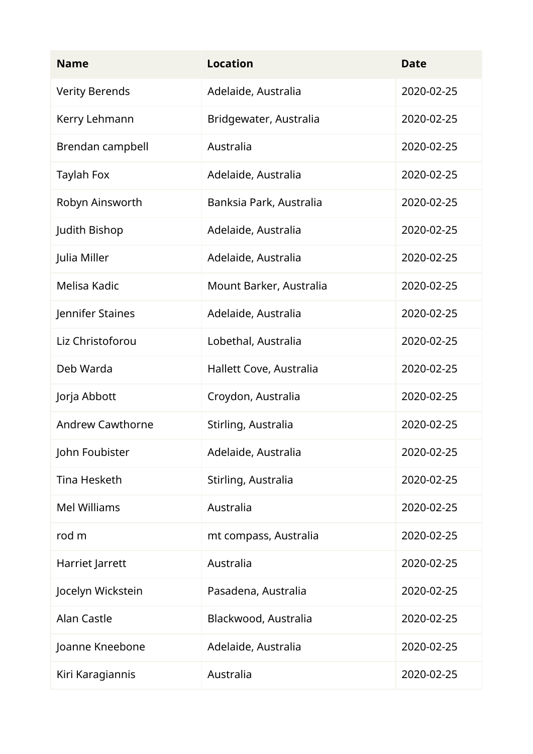| Name | Location | Date |
| --- | --- | --- |
| Verity Berends | Adelaide, Australia | 2020-02-25 |
| Kerry Lehmann | Bridgewater, Australia | 2020-02-25 |
| Brendan campbell | Australia | 2020-02-25 |
| Taylah Fox | Adelaide, Australia | 2020-02-25 |
| Robyn Ainsworth | Banksia Park, Australia | 2020-02-25 |
| Judith Bishop | Adelaide, Australia | 2020-02-25 |
| Julia Miller | Adelaide, Australia | 2020-02-25 |
| Melisa Kadic | Mount Barker, Australia | 2020-02-25 |
| Jennifer Staines | Adelaide, Australia | 2020-02-25 |
| Liz Christoforou | Lobethal, Australia | 2020-02-25 |
| Deb Warda | Hallett Cove, Australia | 2020-02-25 |
| Jorja Abbott | Croydon, Australia | 2020-02-25 |
| Andrew Cawthorne | Stirling, Australia | 2020-02-25 |
| John Foubister | Adelaide, Australia | 2020-02-25 |
| Tina Hesketh | Stirling, Australia | 2020-02-25 |
| Mel Williams | Australia | 2020-02-25 |
| rod m | mt compass, Australia | 2020-02-25 |
| Harriet Jarrett | Australia | 2020-02-25 |
| Jocelyn Wickstein | Pasadena, Australia | 2020-02-25 |
| Alan Castle | Blackwood, Australia | 2020-02-25 |
| Joanne Kneebone | Adelaide, Australia | 2020-02-25 |
| Kiri Karagiannis | Australia | 2020-02-25 |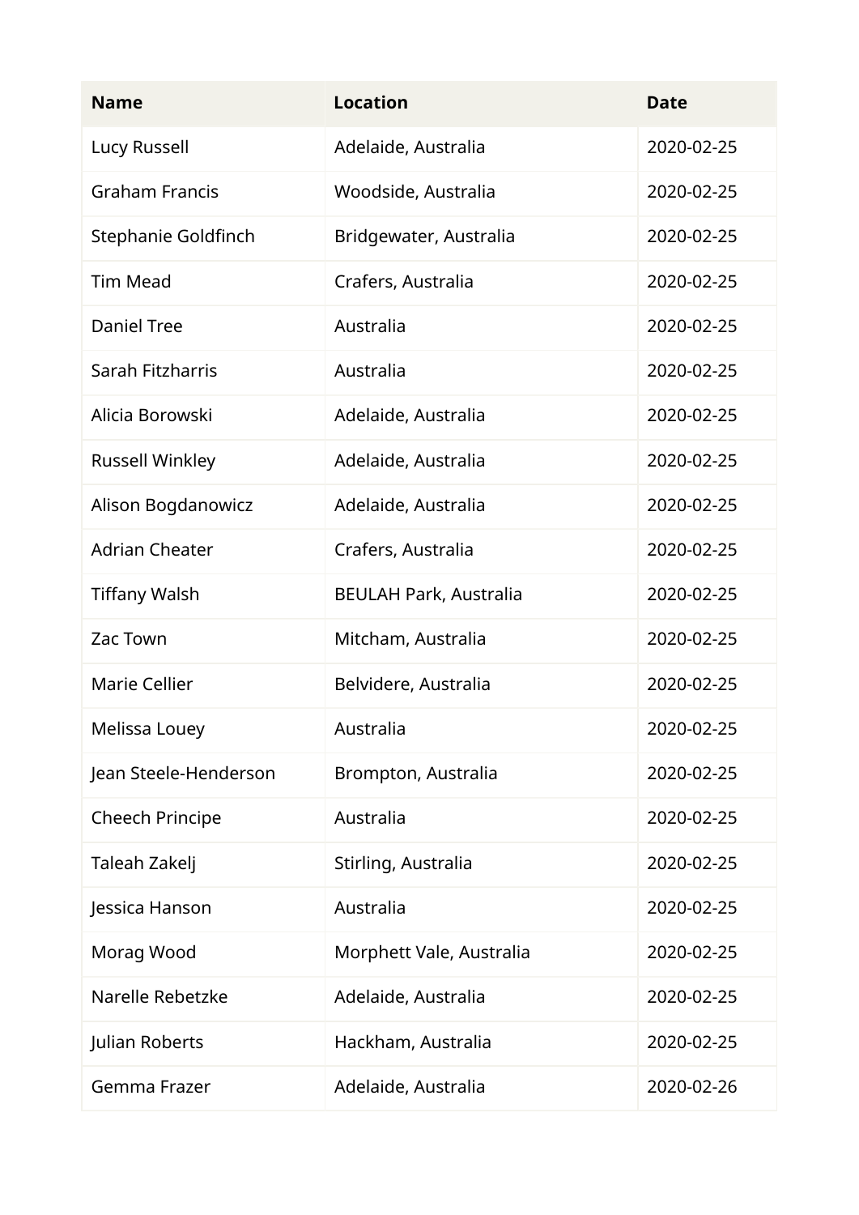| Name | Location | Date |
| --- | --- | --- |
| Lucy Russell | Adelaide, Australia | 2020-02-25 |
| Graham Francis | Woodside, Australia | 2020-02-25 |
| Stephanie Goldfinch | Bridgewater, Australia | 2020-02-25 |
| Tim Mead | Crafers, Australia | 2020-02-25 |
| Daniel Tree | Australia | 2020-02-25 |
| Sarah Fitzharris | Australia | 2020-02-25 |
| Alicia Borowski | Adelaide, Australia | 2020-02-25 |
| Russell Winkley | Adelaide, Australia | 2020-02-25 |
| Alison Bogdanowicz | Adelaide, Australia | 2020-02-25 |
| Adrian Cheater | Crafers, Australia | 2020-02-25 |
| Tiffany Walsh | BEULAH Park, Australia | 2020-02-25 |
| Zac Town | Mitcham, Australia | 2020-02-25 |
| Marie Cellier | Belvidere, Australia | 2020-02-25 |
| Melissa Louey | Australia | 2020-02-25 |
| Jean Steele-Henderson | Brompton, Australia | 2020-02-25 |
| Cheech Principe | Australia | 2020-02-25 |
| Taleah Zakelj | Stirling, Australia | 2020-02-25 |
| Jessica Hanson | Australia | 2020-02-25 |
| Morag Wood | Morphett Vale, Australia | 2020-02-25 |
| Narelle Rebetzke | Adelaide, Australia | 2020-02-25 |
| Julian Roberts | Hackham, Australia | 2020-02-25 |
| Gemma Frazer | Adelaide, Australia | 2020-02-26 |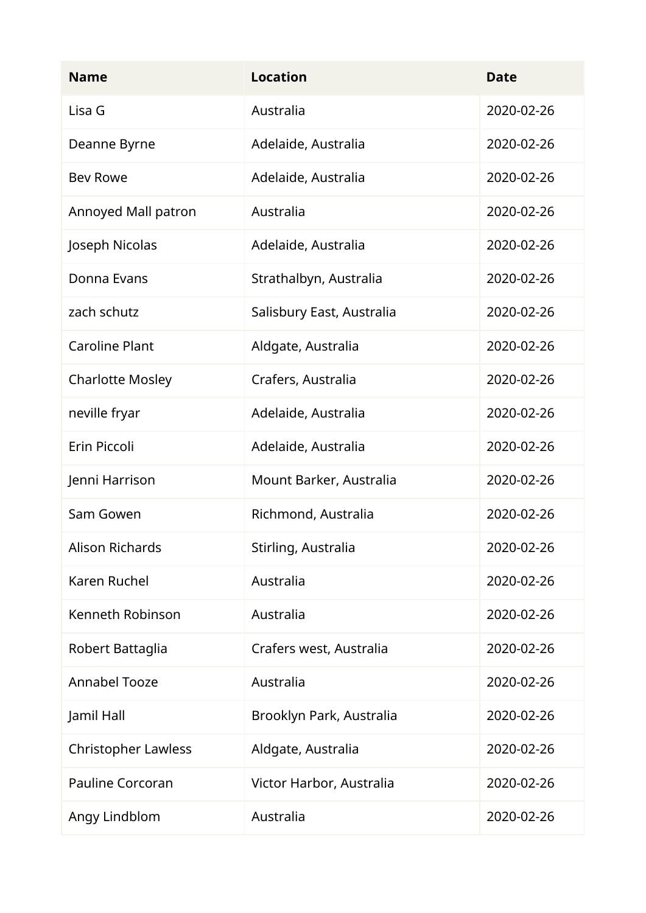| Name | Location | Date |
| --- | --- | --- |
| Lisa G | Australia | 2020-02-26 |
| Deanne Byrne | Adelaide, Australia | 2020-02-26 |
| Bev Rowe | Adelaide, Australia | 2020-02-26 |
| Annoyed Mall patron | Australia | 2020-02-26 |
| Joseph Nicolas | Adelaide, Australia | 2020-02-26 |
| Donna Evans | Strathalbyn, Australia | 2020-02-26 |
| zach schutz | Salisbury East, Australia | 2020-02-26 |
| Caroline Plant | Aldgate, Australia | 2020-02-26 |
| Charlotte Mosley | Crafers, Australia | 2020-02-26 |
| neville fryar | Adelaide, Australia | 2020-02-26 |
| Erin Piccoli | Adelaide, Australia | 2020-02-26 |
| Jenni Harrison | Mount Barker, Australia | 2020-02-26 |
| Sam Gowen | Richmond, Australia | 2020-02-26 |
| Alison Richards | Stirling, Australia | 2020-02-26 |
| Karen Ruchel | Australia | 2020-02-26 |
| Kenneth Robinson | Australia | 2020-02-26 |
| Robert Battaglia | Crafers west, Australia | 2020-02-26 |
| Annabel Tooze | Australia | 2020-02-26 |
| Jamil Hall | Brooklyn Park, Australia | 2020-02-26 |
| Christopher Lawless | Aldgate, Australia | 2020-02-26 |
| Pauline Corcoran | Victor Harbor, Australia | 2020-02-26 |
| Angy Lindblom | Australia | 2020-02-26 |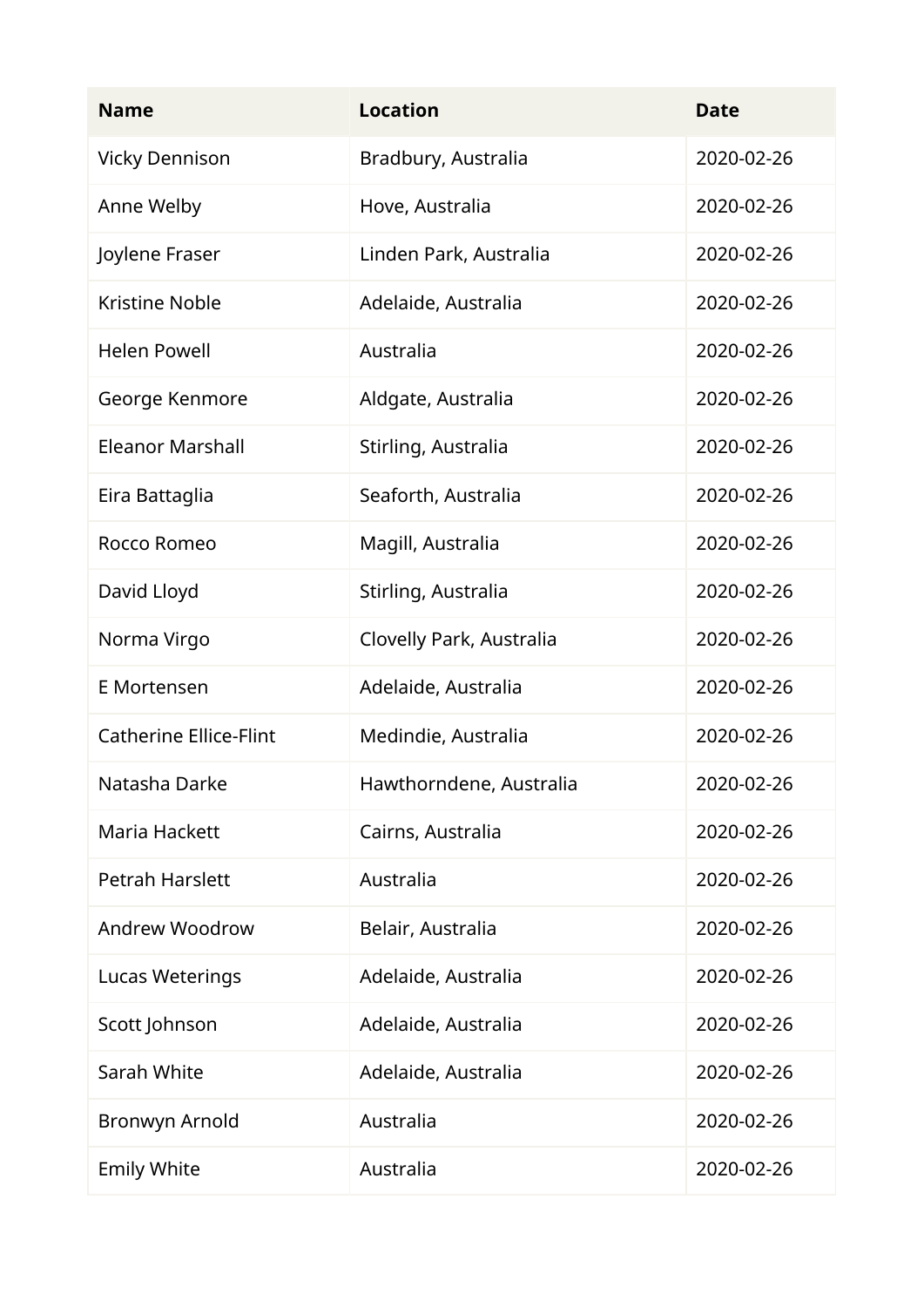| Name | Location | Date |
| --- | --- | --- |
| Vicky Dennison | Bradbury, Australia | 2020-02-26 |
| Anne Welby | Hove, Australia | 2020-02-26 |
| Joylene Fraser | Linden Park, Australia | 2020-02-26 |
| Kristine Noble | Adelaide, Australia | 2020-02-26 |
| Helen Powell | Australia | 2020-02-26 |
| George Kenmore | Aldgate, Australia | 2020-02-26 |
| Eleanor Marshall | Stirling, Australia | 2020-02-26 |
| Eira Battaglia | Seaforth, Australia | 2020-02-26 |
| Rocco Romeo | Magill, Australia | 2020-02-26 |
| David Lloyd | Stirling, Australia | 2020-02-26 |
| Norma Virgo | Clovelly Park, Australia | 2020-02-26 |
| E Mortensen | Adelaide, Australia | 2020-02-26 |
| Catherine Ellice-Flint | Medindie, Australia | 2020-02-26 |
| Natasha Darke | Hawthorndene, Australia | 2020-02-26 |
| Maria Hackett | Cairns, Australia | 2020-02-26 |
| Petrah Harslett | Australia | 2020-02-26 |
| Andrew Woodrow | Belair, Australia | 2020-02-26 |
| Lucas Weterings | Adelaide, Australia | 2020-02-26 |
| Scott Johnson | Adelaide, Australia | 2020-02-26 |
| Sarah White | Adelaide, Australia | 2020-02-26 |
| Bronwyn Arnold | Australia | 2020-02-26 |
| Emily White | Australia | 2020-02-26 |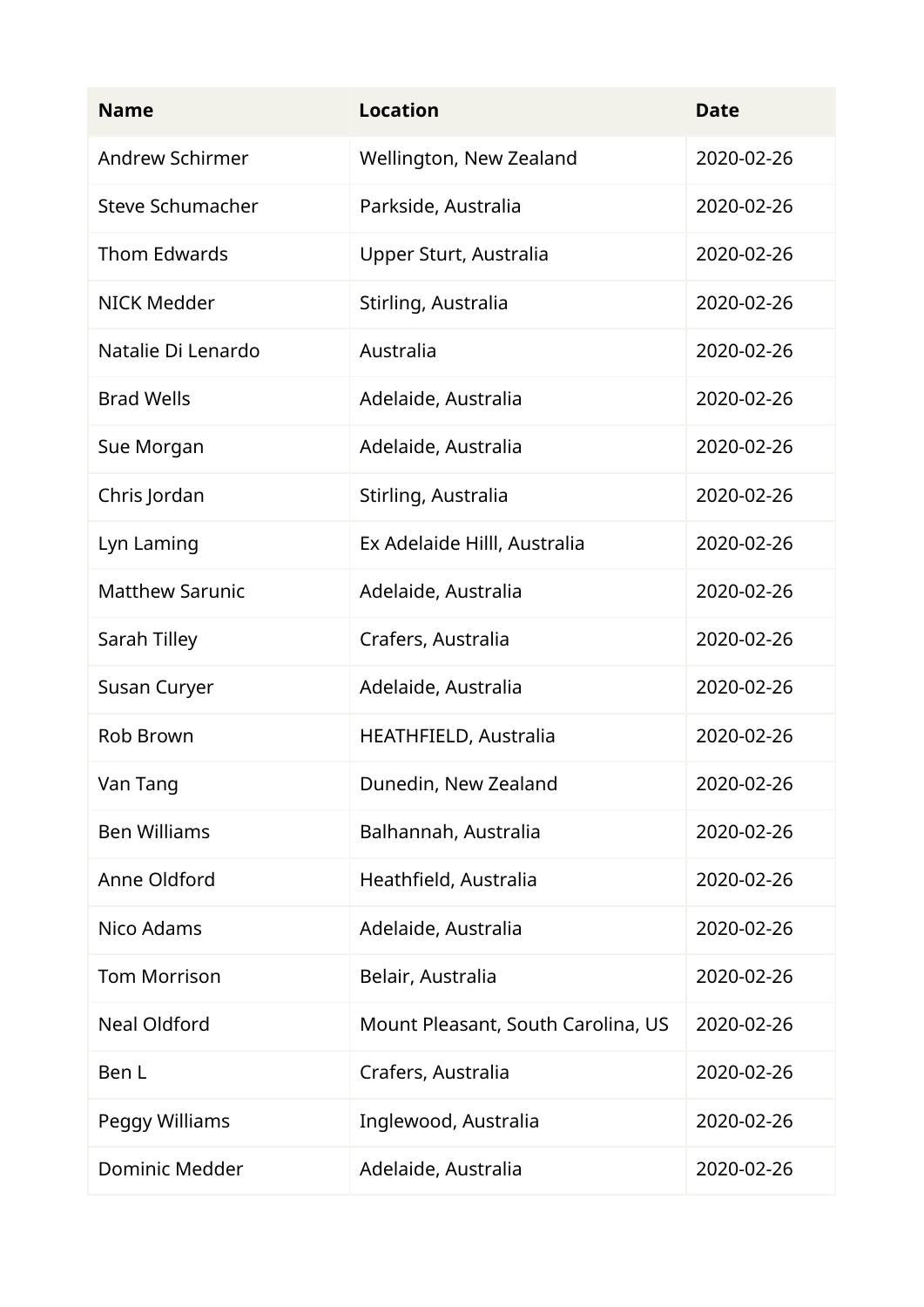| Name | Location | Date |
|---|---|---|
| Andrew Schirmer | Wellington, New Zealand | 2020-02-26 |
| Steve Schumacher | Parkside, Australia | 2020-02-26 |
| Thom Edwards | Upper Sturt, Australia | 2020-02-26 |
| NICK Medder | Stirling, Australia | 2020-02-26 |
| Natalie Di Lenardo | Australia | 2020-02-26 |
| Brad Wells | Adelaide, Australia | 2020-02-26 |
| Sue Morgan | Adelaide, Australia | 2020-02-26 |
| Chris Jordan | Stirling, Australia | 2020-02-26 |
| Lyn Laming | Ex Adelaide Hilll, Australia | 2020-02-26 |
| Matthew Sarunic | Adelaide, Australia | 2020-02-26 |
| Sarah Tilley | Crafers, Australia | 2020-02-26 |
| Susan Curyer | Adelaide, Australia | 2020-02-26 |
| Rob Brown | HEATHFIELD, Australia | 2020-02-26 |
| Van Tang | Dunedin, New Zealand | 2020-02-26 |
| Ben Williams | Balhannah, Australia | 2020-02-26 |
| Anne Oldford | Heathfield, Australia | 2020-02-26 |
| Nico Adams | Adelaide, Australia | 2020-02-26 |
| Tom Morrison | Belair, Australia | 2020-02-26 |
| Neal Oldford | Mount Pleasant, South Carolina, US | 2020-02-26 |
| Ben L | Crafers, Australia | 2020-02-26 |
| Peggy Williams | Inglewood, Australia | 2020-02-26 |
| Dominic Medder | Adelaide, Australia | 2020-02-26 |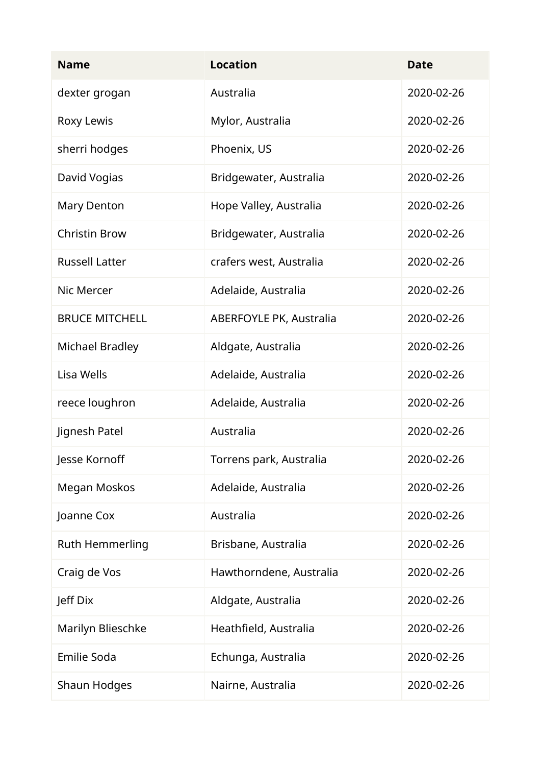| Name | Location | Date |
| --- | --- | --- |
| dexter grogan | Australia | 2020-02-26 |
| Roxy Lewis | Mylor, Australia | 2020-02-26 |
| sherri hodges | Phoenix, US | 2020-02-26 |
| David Vogias | Bridgewater, Australia | 2020-02-26 |
| Mary Denton | Hope Valley, Australia | 2020-02-26 |
| Christin Brow | Bridgewater, Australia | 2020-02-26 |
| Russell Latter | crafers west, Australia | 2020-02-26 |
| Nic Mercer | Adelaide, Australia | 2020-02-26 |
| BRUCE MITCHELL | ABERFOYLE PK, Australia | 2020-02-26 |
| Michael Bradley | Aldgate, Australia | 2020-02-26 |
| Lisa Wells | Adelaide, Australia | 2020-02-26 |
| reece loughron | Adelaide, Australia | 2020-02-26 |
| Jignesh Patel | Australia | 2020-02-26 |
| Jesse Kornoff | Torrens park, Australia | 2020-02-26 |
| Megan Moskos | Adelaide, Australia | 2020-02-26 |
| Joanne Cox | Australia | 2020-02-26 |
| Ruth Hemmerling | Brisbane, Australia | 2020-02-26 |
| Craig de Vos | Hawthorndene, Australia | 2020-02-26 |
| Jeff Dix | Aldgate, Australia | 2020-02-26 |
| Marilyn Blieschke | Heathfield, Australia | 2020-02-26 |
| Emilie Soda | Echunga, Australia | 2020-02-26 |
| Shaun Hodges | Nairne, Australia | 2020-02-26 |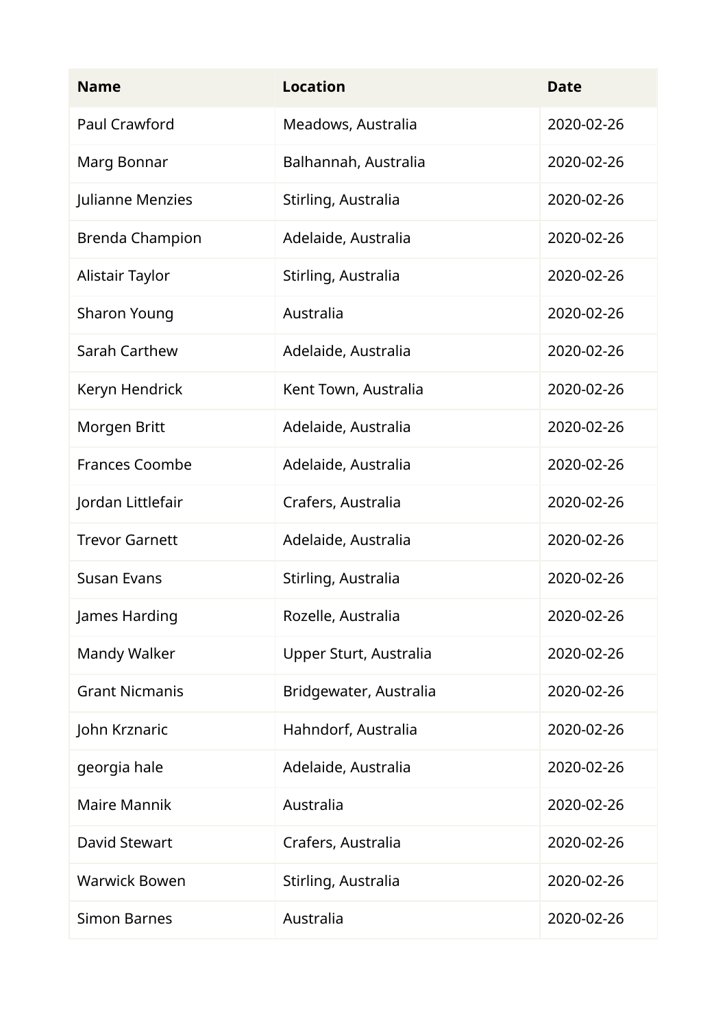| Name | Location | Date |
| --- | --- | --- |
| Paul Crawford | Meadows, Australia | 2020-02-26 |
| Marg Bonnar | Balhannah, Australia | 2020-02-26 |
| Julianne Menzies | Stirling, Australia | 2020-02-26 |
| Brenda Champion | Adelaide, Australia | 2020-02-26 |
| Alistair Taylor | Stirling, Australia | 2020-02-26 |
| Sharon Young | Australia | 2020-02-26 |
| Sarah Carthew | Adelaide, Australia | 2020-02-26 |
| Keryn Hendrick | Kent Town, Australia | 2020-02-26 |
| Morgen Britt | Adelaide, Australia | 2020-02-26 |
| Frances Coombe | Adelaide, Australia | 2020-02-26 |
| Jordan Littlefair | Crafers, Australia | 2020-02-26 |
| Trevor Garnett | Adelaide, Australia | 2020-02-26 |
| Susan Evans | Stirling, Australia | 2020-02-26 |
| James Harding | Rozelle, Australia | 2020-02-26 |
| Mandy Walker | Upper Sturt, Australia | 2020-02-26 |
| Grant Nicmanis | Bridgewater, Australia | 2020-02-26 |
| John Krznaric | Hahndorf, Australia | 2020-02-26 |
| georgia hale | Adelaide, Australia | 2020-02-26 |
| Maire Mannik | Australia | 2020-02-26 |
| David Stewart | Crafers, Australia | 2020-02-26 |
| Warwick Bowen | Stirling, Australia | 2020-02-26 |
| Simon Barnes | Australia | 2020-02-26 |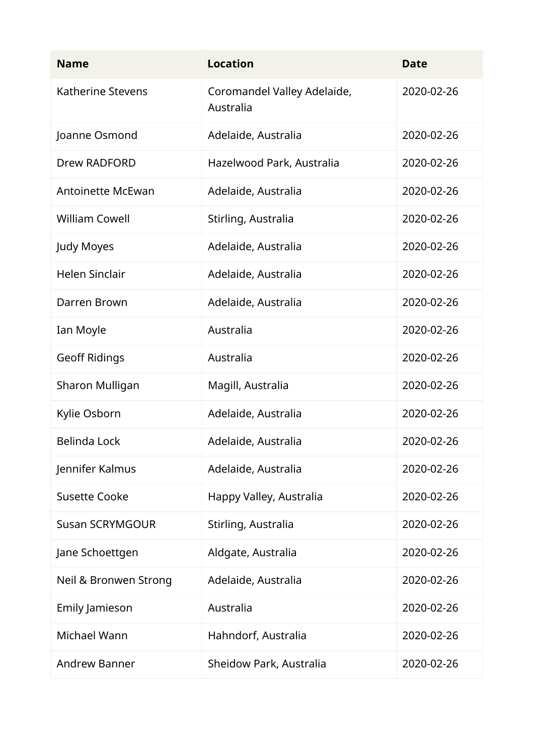| Name | Location | Date |
| --- | --- | --- |
| Katherine Stevens | Coromandel Valley Adelaide, Australia | 2020-02-26 |
| Joanne Osmond | Adelaide, Australia | 2020-02-26 |
| Drew RADFORD | Hazelwood Park, Australia | 2020-02-26 |
| Antoinette McEwan | Adelaide, Australia | 2020-02-26 |
| William Cowell | Stirling, Australia | 2020-02-26 |
| Judy Moyes | Adelaide, Australia | 2020-02-26 |
| Helen Sinclair | Adelaide, Australia | 2020-02-26 |
| Darren Brown | Adelaide, Australia | 2020-02-26 |
| Ian Moyle | Australia | 2020-02-26 |
| Geoff Ridings | Australia | 2020-02-26 |
| Sharon Mulligan | Magill, Australia | 2020-02-26 |
| Kylie Osborn | Adelaide, Australia | 2020-02-26 |
| Belinda Lock | Adelaide, Australia | 2020-02-26 |
| Jennifer Kalmus | Adelaide, Australia | 2020-02-26 |
| Susette Cooke | Happy Valley, Australia | 2020-02-26 |
| Susan SCRYMGOUR | Stirling, Australia | 2020-02-26 |
| Jane Schoettgen | Aldgate, Australia | 2020-02-26 |
| Neil & Bronwen Strong | Adelaide, Australia | 2020-02-26 |
| Emily Jamieson | Australia | 2020-02-26 |
| Michael Wann | Hahndorf, Australia | 2020-02-26 |
| Andrew Banner | Sheidow Park, Australia | 2020-02-26 |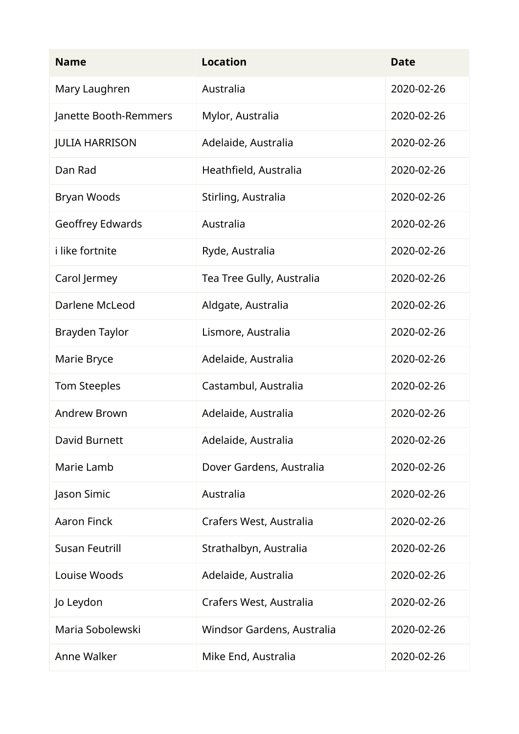| Name | Location | Date |
| --- | --- | --- |
| Mary Laughren | Australia | 2020-02-26 |
| Janette Booth-Remmers | Mylor, Australia | 2020-02-26 |
| JULIA HARRISON | Adelaide, Australia | 2020-02-26 |
| Dan Rad | Heathfield, Australia | 2020-02-26 |
| Bryan Woods | Stirling, Australia | 2020-02-26 |
| Geoffrey Edwards | Australia | 2020-02-26 |
| i like fortnite | Ryde, Australia | 2020-02-26 |
| Carol Jermey | Tea Tree Gully, Australia | 2020-02-26 |
| Darlene McLeod | Aldgate, Australia | 2020-02-26 |
| Brayden Taylor | Lismore, Australia | 2020-02-26 |
| Marie Bryce | Adelaide, Australia | 2020-02-26 |
| Tom Steeples | Castambul, Australia | 2020-02-26 |
| Andrew Brown | Adelaide, Australia | 2020-02-26 |
| David Burnett | Adelaide, Australia | 2020-02-26 |
| Marie Lamb | Dover Gardens, Australia | 2020-02-26 |
| Jason Simic | Australia | 2020-02-26 |
| Aaron Finck | Crafers West, Australia | 2020-02-26 |
| Susan Feutrill | Strathalbyn, Australia | 2020-02-26 |
| Louise Woods | Adelaide, Australia | 2020-02-26 |
| Jo Leydon | Crafers West, Australia | 2020-02-26 |
| Maria Sobolewski | Windsor Gardens, Australia | 2020-02-26 |
| Anne Walker | Mike End, Australia | 2020-02-26 |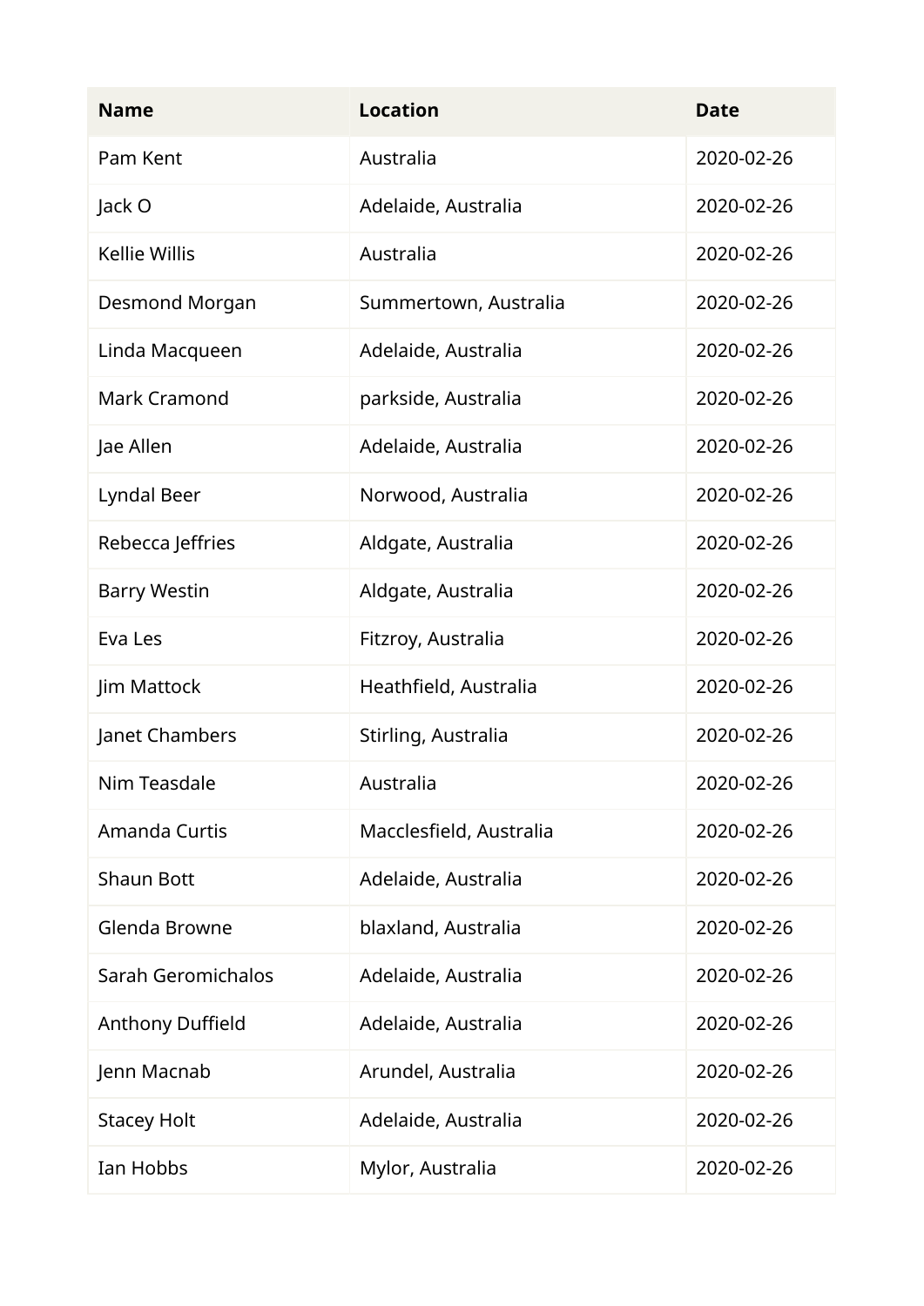| Name | Location | Date |
| --- | --- | --- |
| Pam Kent | Australia | 2020-02-26 |
| Jack O | Adelaide, Australia | 2020-02-26 |
| Kellie Willis | Australia | 2020-02-26 |
| Desmond Morgan | Summertown, Australia | 2020-02-26 |
| Linda Macqueen | Adelaide, Australia | 2020-02-26 |
| Mark Cramond | parkside, Australia | 2020-02-26 |
| Jae Allen | Adelaide, Australia | 2020-02-26 |
| Lyndal Beer | Norwood, Australia | 2020-02-26 |
| Rebecca Jeffries | Aldgate, Australia | 2020-02-26 |
| Barry Westin | Aldgate, Australia | 2020-02-26 |
| Eva Les | Fitzroy, Australia | 2020-02-26 |
| Jim Mattock | Heathfield, Australia | 2020-02-26 |
| Janet Chambers | Stirling, Australia | 2020-02-26 |
| Nim Teasdale | Australia | 2020-02-26 |
| Amanda Curtis | Macclesfield, Australia | 2020-02-26 |
| Shaun Bott | Adelaide, Australia | 2020-02-26 |
| Glenda Browne | blaxland, Australia | 2020-02-26 |
| Sarah Geromichalos | Adelaide, Australia | 2020-02-26 |
| Anthony Duffield | Adelaide, Australia | 2020-02-26 |
| Jenn Macnab | Arundel, Australia | 2020-02-26 |
| Stacey Holt | Adelaide, Australia | 2020-02-26 |
| Ian Hobbs | Mylor, Australia | 2020-02-26 |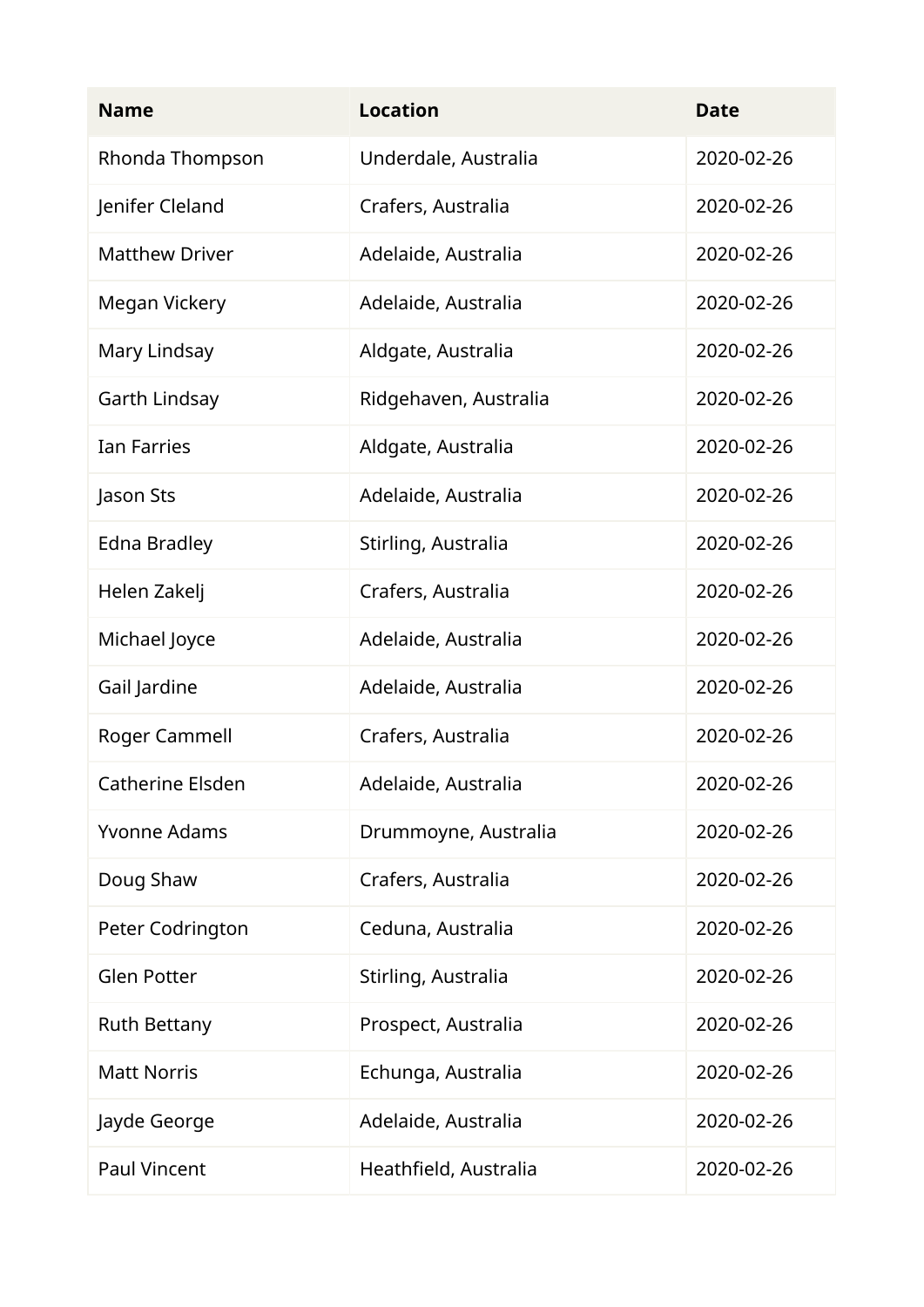| Name | Location | Date |
| --- | --- | --- |
| Rhonda Thompson | Underdale, Australia | 2020-02-26 |
| Jenifer Cleland | Crafers, Australia | 2020-02-26 |
| Matthew Driver | Adelaide, Australia | 2020-02-26 |
| Megan Vickery | Adelaide, Australia | 2020-02-26 |
| Mary Lindsay | Aldgate, Australia | 2020-02-26 |
| Garth Lindsay | Ridgehaven, Australia | 2020-02-26 |
| Ian Farries | Aldgate, Australia | 2020-02-26 |
| Jason Sts | Adelaide, Australia | 2020-02-26 |
| Edna Bradley | Stirling, Australia | 2020-02-26 |
| Helen Zakelj | Crafers, Australia | 2020-02-26 |
| Michael Joyce | Adelaide, Australia | 2020-02-26 |
| Gail Jardine | Adelaide, Australia | 2020-02-26 |
| Roger Cammell | Crafers, Australia | 2020-02-26 |
| Catherine Elsden | Adelaide, Australia | 2020-02-26 |
| Yvonne Adams | Drummoyne, Australia | 2020-02-26 |
| Doug Shaw | Crafers, Australia | 2020-02-26 |
| Peter Codrington | Ceduna, Australia | 2020-02-26 |
| Glen Potter | Stirling, Australia | 2020-02-26 |
| Ruth Bettany | Prospect, Australia | 2020-02-26 |
| Matt Norris | Echunga, Australia | 2020-02-26 |
| Jayde George | Adelaide, Australia | 2020-02-26 |
| Paul Vincent | Heathfield, Australia | 2020-02-26 |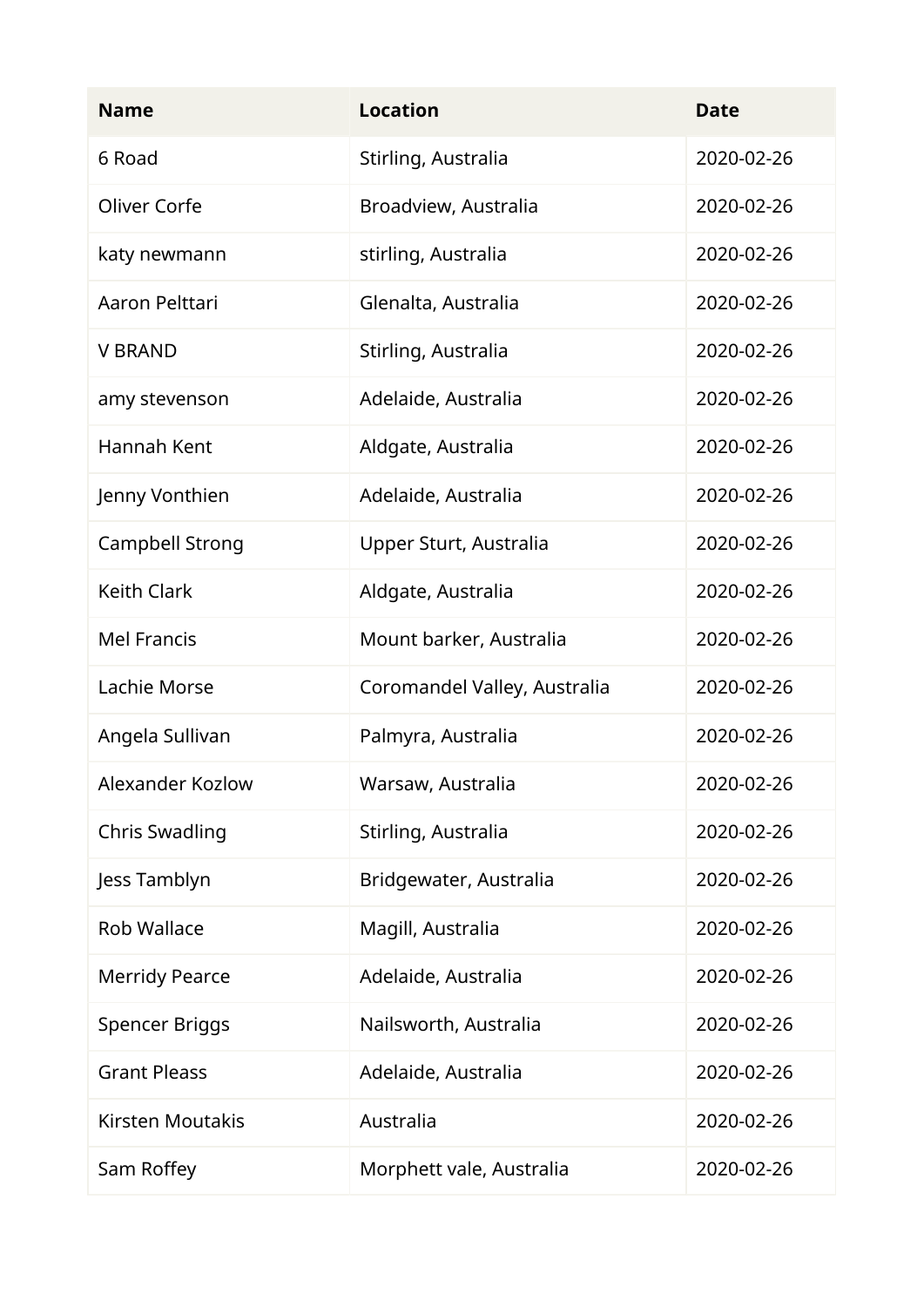| Name | Location | Date |
|---|---|---|
| 6 Road | Stirling, Australia | 2020-02-26 |
| Oliver Corfe | Broadview, Australia | 2020-02-26 |
| katy newmann | stirling, Australia | 2020-02-26 |
| Aaron Pelttari | Glenalta, Australia | 2020-02-26 |
| V BRAND | Stirling, Australia | 2020-02-26 |
| amy stevenson | Adelaide, Australia | 2020-02-26 |
| Hannah Kent | Aldgate, Australia | 2020-02-26 |
| Jenny Vonthien | Adelaide, Australia | 2020-02-26 |
| Campbell Strong | Upper Sturt, Australia | 2020-02-26 |
| Keith Clark | Aldgate, Australia | 2020-02-26 |
| Mel Francis | Mount barker, Australia | 2020-02-26 |
| Lachie Morse | Coromandel Valley, Australia | 2020-02-26 |
| Angela Sullivan | Palmyra, Australia | 2020-02-26 |
| Alexander Kozlow | Warsaw, Australia | 2020-02-26 |
| Chris Swadling | Stirling, Australia | 2020-02-26 |
| Jess Tamblyn | Bridgewater, Australia | 2020-02-26 |
| Rob Wallace | Magill, Australia | 2020-02-26 |
| Merridy Pearce | Adelaide, Australia | 2020-02-26 |
| Spencer Briggs | Nailsworth, Australia | 2020-02-26 |
| Grant Pleass | Adelaide, Australia | 2020-02-26 |
| Kirsten Moutakis | Australia | 2020-02-26 |
| Sam Roffey | Morphett vale, Australia | 2020-02-26 |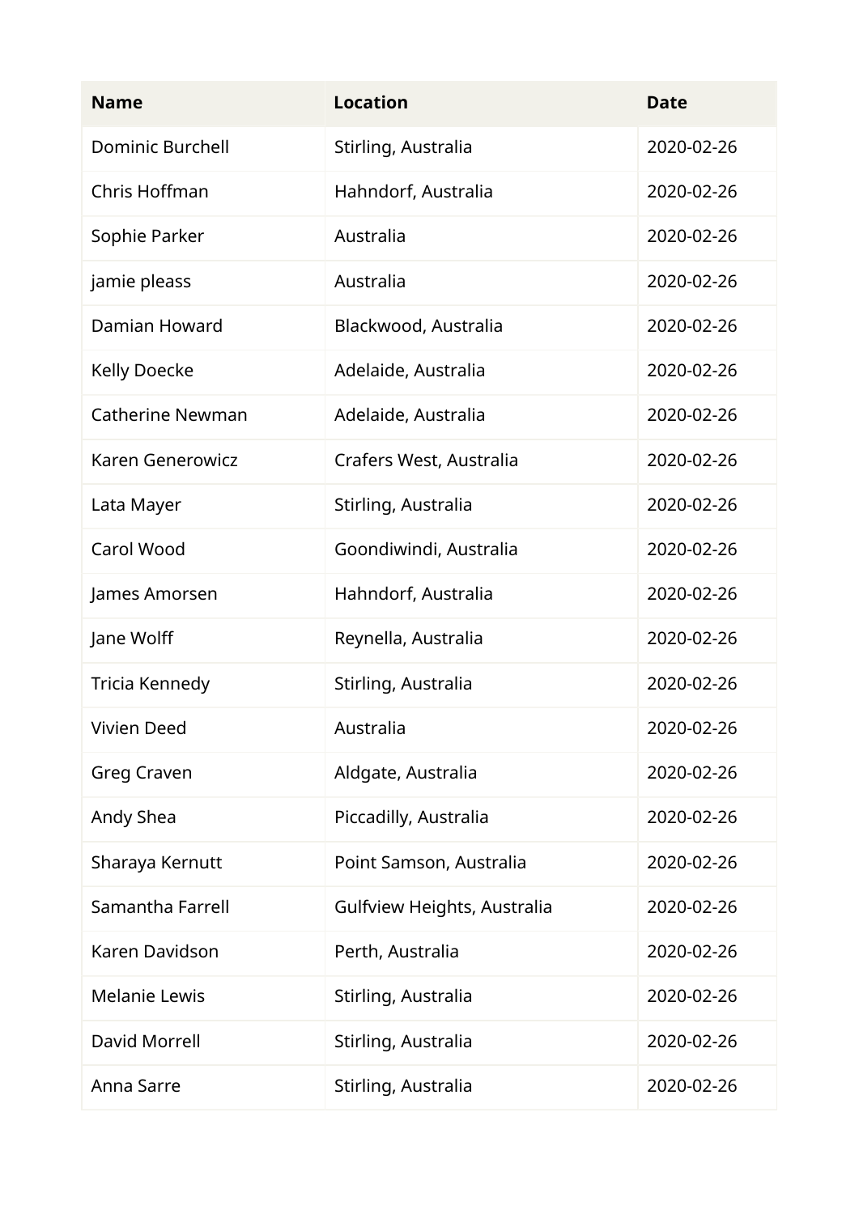| Name | Location | Date |
| --- | --- | --- |
| Dominic Burchell | Stirling, Australia | 2020-02-26 |
| Chris Hoffman | Hahndorf, Australia | 2020-02-26 |
| Sophie Parker | Australia | 2020-02-26 |
| jamie pleass | Australia | 2020-02-26 |
| Damian Howard | Blackwood, Australia | 2020-02-26 |
| Kelly Doecke | Adelaide, Australia | 2020-02-26 |
| Catherine Newman | Adelaide, Australia | 2020-02-26 |
| Karen Generowicz | Crafers West, Australia | 2020-02-26 |
| Lata Mayer | Stirling, Australia | 2020-02-26 |
| Carol Wood | Goondiwindi, Australia | 2020-02-26 |
| James Amorsen | Hahndorf, Australia | 2020-02-26 |
| Jane Wolff | Reynella, Australia | 2020-02-26 |
| Tricia Kennedy | Stirling, Australia | 2020-02-26 |
| Vivien Deed | Australia | 2020-02-26 |
| Greg Craven | Aldgate, Australia | 2020-02-26 |
| Andy Shea | Piccadilly, Australia | 2020-02-26 |
| Sharaya Kernutt | Point Samson, Australia | 2020-02-26 |
| Samantha Farrell | Gulfview Heights, Australia | 2020-02-26 |
| Karen Davidson | Perth, Australia | 2020-02-26 |
| Melanie Lewis | Stirling, Australia | 2020-02-26 |
| David Morrell | Stirling, Australia | 2020-02-26 |
| Anna Sarre | Stirling, Australia | 2020-02-26 |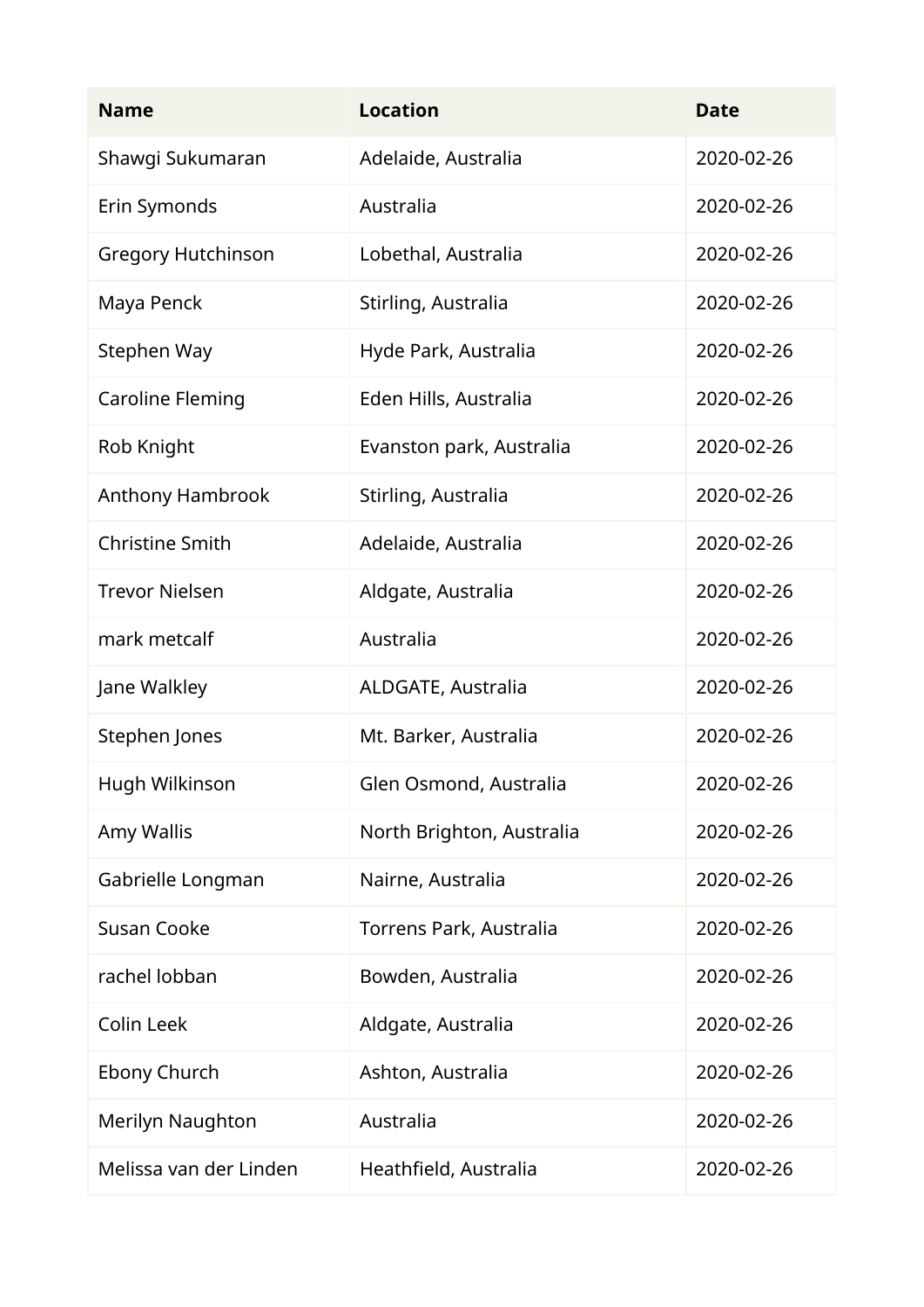| Name | Location | Date |
| --- | --- | --- |
| Shawgi Sukumaran | Adelaide, Australia | 2020-02-26 |
| Erin Symonds | Australia | 2020-02-26 |
| Gregory Hutchinson | Lobethal, Australia | 2020-02-26 |
| Maya Penck | Stirling, Australia | 2020-02-26 |
| Stephen Way | Hyde Park, Australia | 2020-02-26 |
| Caroline Fleming | Eden Hills, Australia | 2020-02-26 |
| Rob Knight | Evanston park, Australia | 2020-02-26 |
| Anthony Hambrook | Stirling, Australia | 2020-02-26 |
| Christine Smith | Adelaide, Australia | 2020-02-26 |
| Trevor Nielsen | Aldgate, Australia | 2020-02-26 |
| mark metcalf | Australia | 2020-02-26 |
| Jane Walkley | ALDGATE, Australia | 2020-02-26 |
| Stephen Jones | Mt. Barker, Australia | 2020-02-26 |
| Hugh Wilkinson | Glen Osmond, Australia | 2020-02-26 |
| Amy Wallis | North Brighton, Australia | 2020-02-26 |
| Gabrielle Longman | Nairne, Australia | 2020-02-26 |
| Susan Cooke | Torrens Park, Australia | 2020-02-26 |
| rachel lobban | Bowden, Australia | 2020-02-26 |
| Colin Leek | Aldgate, Australia | 2020-02-26 |
| Ebony Church | Ashton, Australia | 2020-02-26 |
| Merilyn Naughton | Australia | 2020-02-26 |
| Melissa van der Linden | Heathfield, Australia | 2020-02-26 |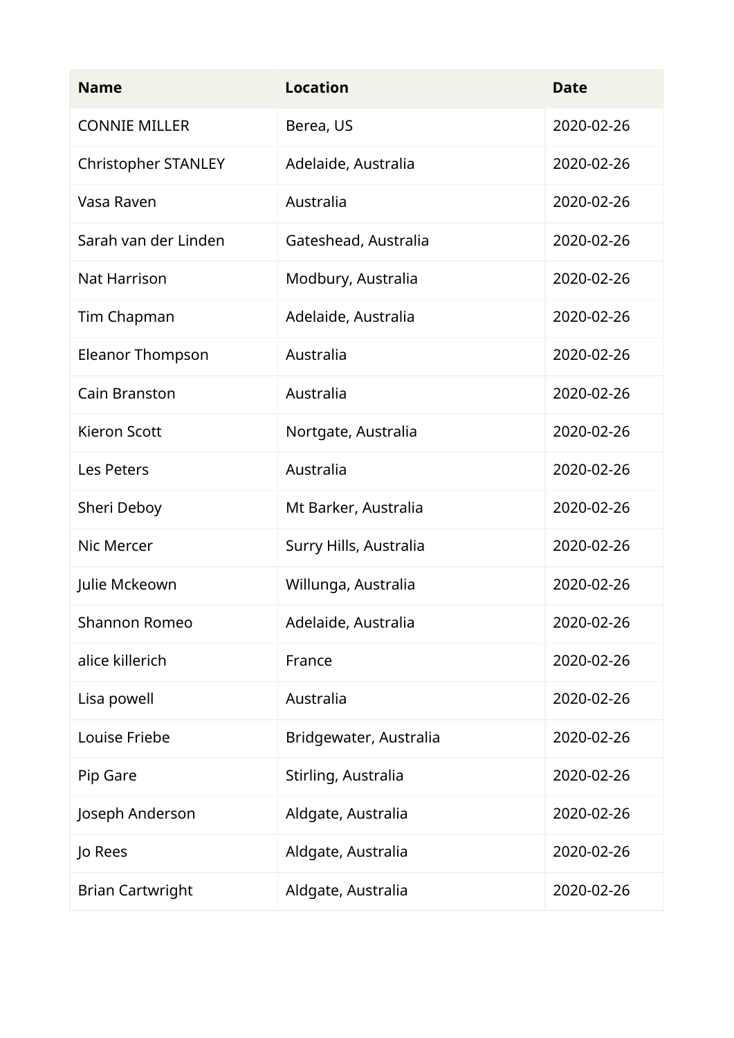| Name | Location | Date |
|---|---|---|
| CONNIE MILLER | Berea, US | 2020-02-26 |
| Christopher STANLEY | Adelaide, Australia | 2020-02-26 |
| Vasa Raven | Australia | 2020-02-26 |
| Sarah van der Linden | Gateshead, Australia | 2020-02-26 |
| Nat Harrison | Modbury, Australia | 2020-02-26 |
| Tim Chapman | Adelaide, Australia | 2020-02-26 |
| Eleanor Thompson | Australia | 2020-02-26 |
| Cain Branston | Australia | 2020-02-26 |
| Kieron Scott | Nortgate, Australia | 2020-02-26 |
| Les Peters | Australia | 2020-02-26 |
| Sheri Deboy | Mt Barker, Australia | 2020-02-26 |
| Nic Mercer | Surry Hills, Australia | 2020-02-26 |
| Julie Mckeown | Willunga, Australia | 2020-02-26 |
| Shannon Romeo | Adelaide, Australia | 2020-02-26 |
| alice killerich | France | 2020-02-26 |
| Lisa powell | Australia | 2020-02-26 |
| Louise Friebe | Bridgewater, Australia | 2020-02-26 |
| Pip Gare | Stirling, Australia | 2020-02-26 |
| Joseph Anderson | Aldgate, Australia | 2020-02-26 |
| Jo Rees | Aldgate, Australia | 2020-02-26 |
| Brian Cartwright | Aldgate, Australia | 2020-02-26 |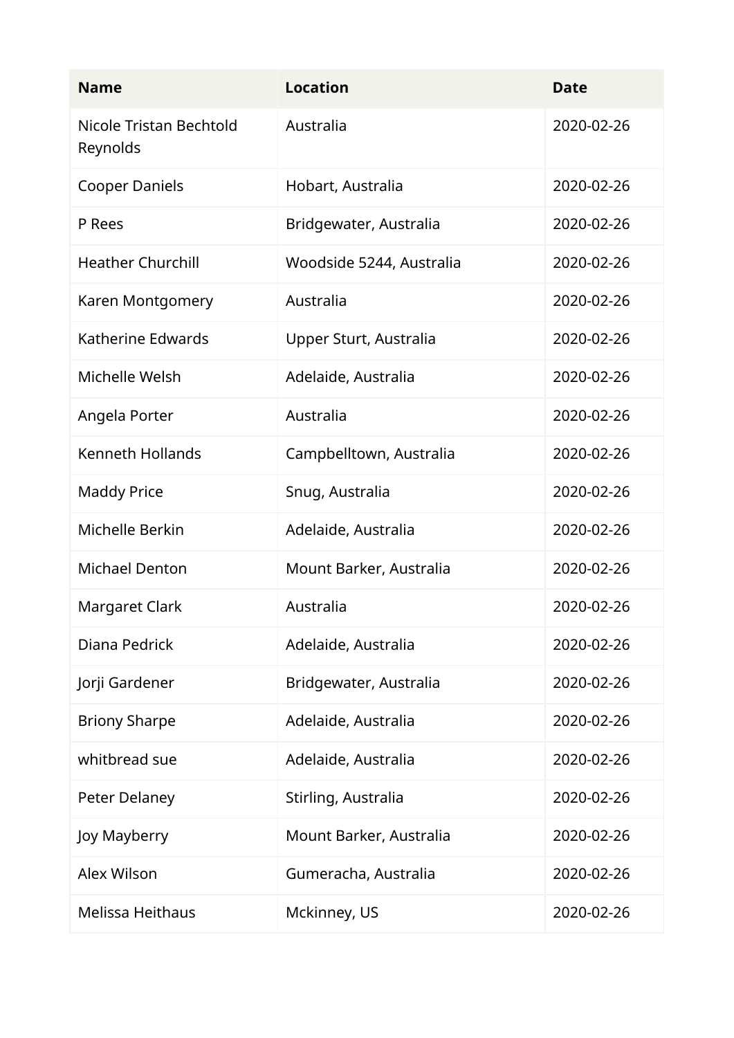| Name | Location | Date |
| --- | --- | --- |
| Nicole Tristan Bechtold Reynolds | Australia | 2020-02-26 |
| Cooper Daniels | Hobart, Australia | 2020-02-26 |
| P Rees | Bridgewater, Australia | 2020-02-26 |
| Heather Churchill | Woodside 5244, Australia | 2020-02-26 |
| Karen Montgomery | Australia | 2020-02-26 |
| Katherine Edwards | Upper Sturt, Australia | 2020-02-26 |
| Michelle Welsh | Adelaide, Australia | 2020-02-26 |
| Angela Porter | Australia | 2020-02-26 |
| Kenneth Hollands | Campbelltown, Australia | 2020-02-26 |
| Maddy Price | Snug, Australia | 2020-02-26 |
| Michelle Berkin | Adelaide, Australia | 2020-02-26 |
| Michael Denton | Mount Barker, Australia | 2020-02-26 |
| Margaret Clark | Australia | 2020-02-26 |
| Diana Pedrick | Adelaide, Australia | 2020-02-26 |
| Jorji Gardener | Bridgewater, Australia | 2020-02-26 |
| Briony Sharpe | Adelaide, Australia | 2020-02-26 |
| whitbread sue | Adelaide, Australia | 2020-02-26 |
| Peter Delaney | Stirling, Australia | 2020-02-26 |
| Joy Mayberry | Mount Barker, Australia | 2020-02-26 |
| Alex Wilson | Gumeracha, Australia | 2020-02-26 |
| Melissa Heithaus | Mckinney, US | 2020-02-26 |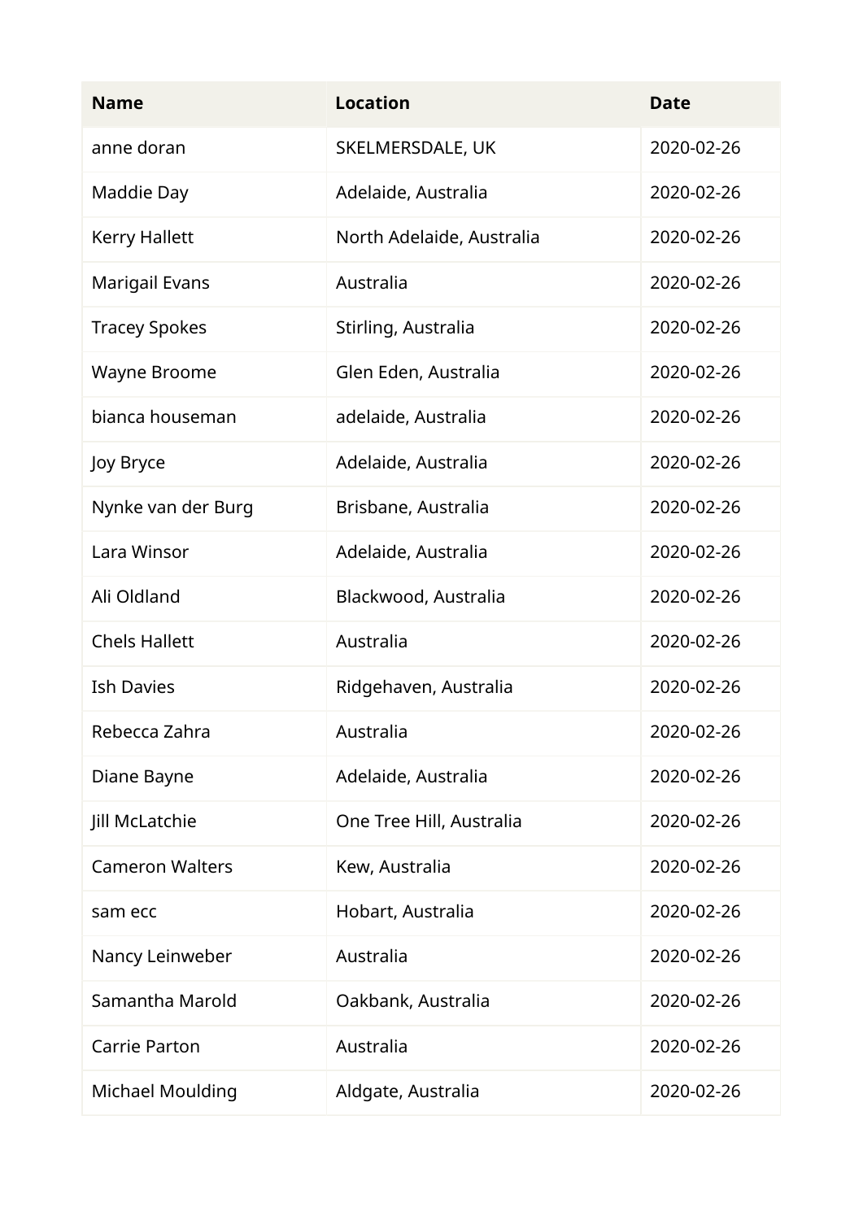| Name | Location | Date |
| --- | --- | --- |
| anne doran | SKELMERSDALE, UK | 2020-02-26 |
| Maddie Day | Adelaide, Australia | 2020-02-26 |
| Kerry Hallett | North Adelaide, Australia | 2020-02-26 |
| Marigail Evans | Australia | 2020-02-26 |
| Tracey Spokes | Stirling, Australia | 2020-02-26 |
| Wayne Broome | Glen Eden, Australia | 2020-02-26 |
| bianca houseman | adelaide, Australia | 2020-02-26 |
| Joy Bryce | Adelaide, Australia | 2020-02-26 |
| Nynke van der Burg | Brisbane, Australia | 2020-02-26 |
| Lara Winsor | Adelaide, Australia | 2020-02-26 |
| Ali Oldland | Blackwood, Australia | 2020-02-26 |
| Chels Hallett | Australia | 2020-02-26 |
| Ish Davies | Ridgehaven, Australia | 2020-02-26 |
| Rebecca Zahra | Australia | 2020-02-26 |
| Diane Bayne | Adelaide, Australia | 2020-02-26 |
| Jill McLatchie | One Tree Hill, Australia | 2020-02-26 |
| Cameron Walters | Kew, Australia | 2020-02-26 |
| sam ecc | Hobart, Australia | 2020-02-26 |
| Nancy Leinweber | Australia | 2020-02-26 |
| Samantha Marold | Oakbank, Australia | 2020-02-26 |
| Carrie Parton | Australia | 2020-02-26 |
| Michael Moulding | Aldgate, Australia | 2020-02-26 |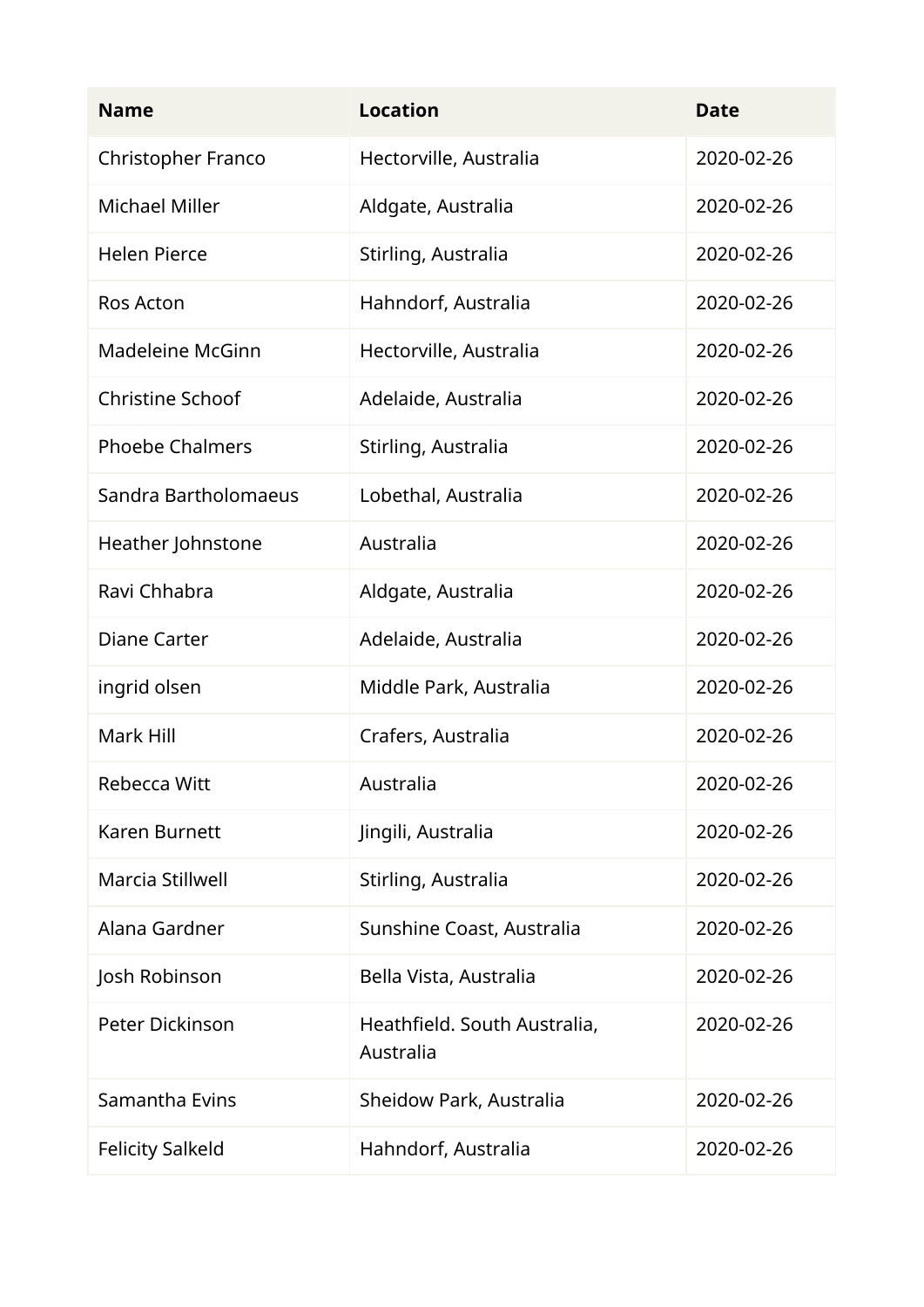| Name | Location | Date |
| --- | --- | --- |
| Christopher Franco | Hectorville, Australia | 2020-02-26 |
| Michael Miller | Aldgate, Australia | 2020-02-26 |
| Helen Pierce | Stirling, Australia | 2020-02-26 |
| Ros Acton | Hahndorf, Australia | 2020-02-26 |
| Madeleine McGinn | Hectorville, Australia | 2020-02-26 |
| Christine Schoof | Adelaide, Australia | 2020-02-26 |
| Phoebe Chalmers | Stirling, Australia | 2020-02-26 |
| Sandra Bartholomaeus | Lobethal, Australia | 2020-02-26 |
| Heather Johnstone | Australia | 2020-02-26 |
| Ravi Chhabra | Aldgate, Australia | 2020-02-26 |
| Diane Carter | Adelaide, Australia | 2020-02-26 |
| ingrid olsen | Middle Park, Australia | 2020-02-26 |
| Mark Hill | Crafers, Australia | 2020-02-26 |
| Rebecca Witt | Australia | 2020-02-26 |
| Karen Burnett | Jingili, Australia | 2020-02-26 |
| Marcia Stillwell | Stirling, Australia | 2020-02-26 |
| Alana Gardner | Sunshine Coast, Australia | 2020-02-26 |
| Josh Robinson | Bella Vista, Australia | 2020-02-26 |
| Peter Dickinson | Heathfield. South Australia, Australia | 2020-02-26 |
| Samantha Evins | Sheidow Park, Australia | 2020-02-26 |
| Felicity Salkeld | Hahndorf, Australia | 2020-02-26 |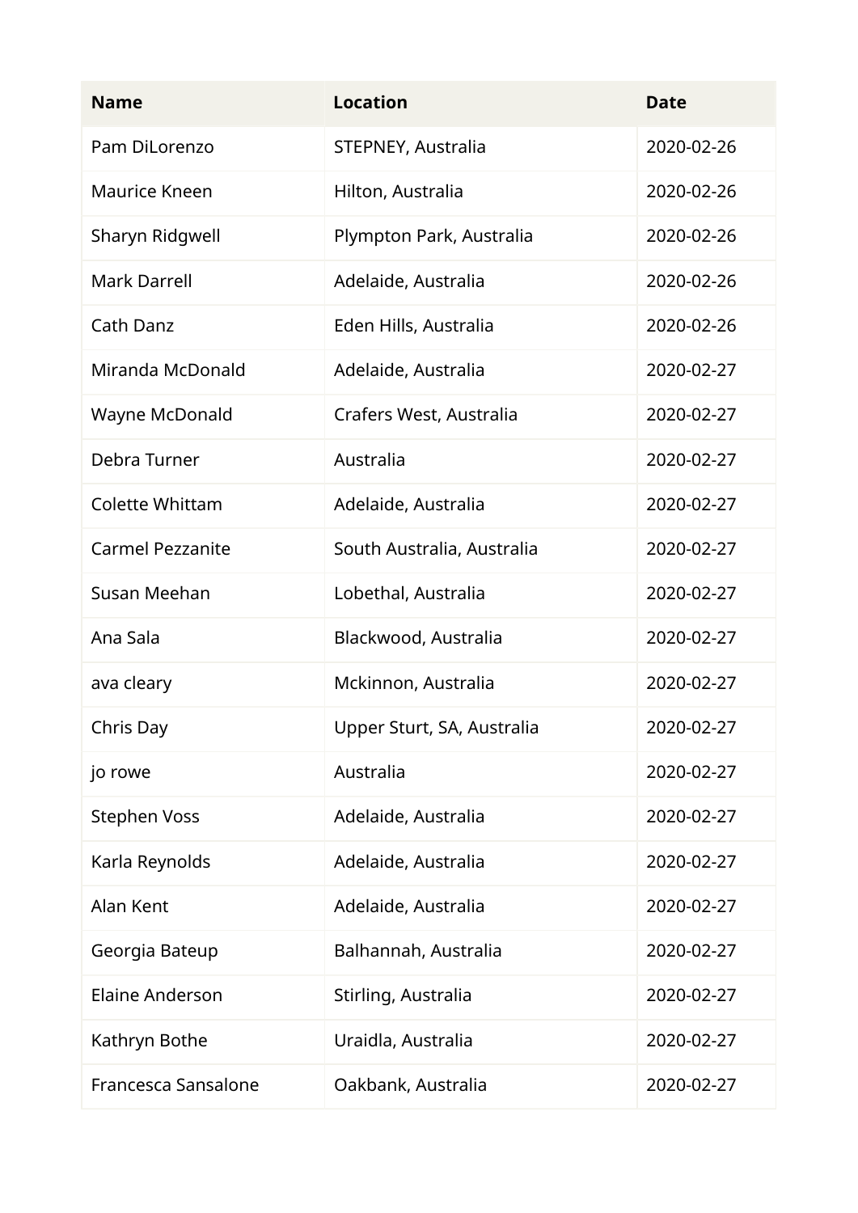| Name | Location | Date |
| --- | --- | --- |
| Pam DiLorenzo | STEPNEY, Australia | 2020-02-26 |
| Maurice Kneen | Hilton, Australia | 2020-02-26 |
| Sharyn Ridgwell | Plympton Park, Australia | 2020-02-26 |
| Mark Darrell | Adelaide, Australia | 2020-02-26 |
| Cath Danz | Eden Hills, Australia | 2020-02-26 |
| Miranda McDonald | Adelaide, Australia | 2020-02-27 |
| Wayne McDonald | Crafers West, Australia | 2020-02-27 |
| Debra Turner | Australia | 2020-02-27 |
| Colette Whittam | Adelaide, Australia | 2020-02-27 |
| Carmel Pezzanite | South Australia, Australia | 2020-02-27 |
| Susan Meehan | Lobethal, Australia | 2020-02-27 |
| Ana Sala | Blackwood, Australia | 2020-02-27 |
| ava cleary | Mckinnon, Australia | 2020-02-27 |
| Chris Day | Upper Sturt, SA, Australia | 2020-02-27 |
| jo rowe | Australia | 2020-02-27 |
| Stephen Voss | Adelaide, Australia | 2020-02-27 |
| Karla Reynolds | Adelaide, Australia | 2020-02-27 |
| Alan Kent | Adelaide, Australia | 2020-02-27 |
| Georgia Bateup | Balhannah, Australia | 2020-02-27 |
| Elaine Anderson | Stirling, Australia | 2020-02-27 |
| Kathryn Bothe | Uraidla, Australia | 2020-02-27 |
| Francesca Sansalone | Oakbank, Australia | 2020-02-27 |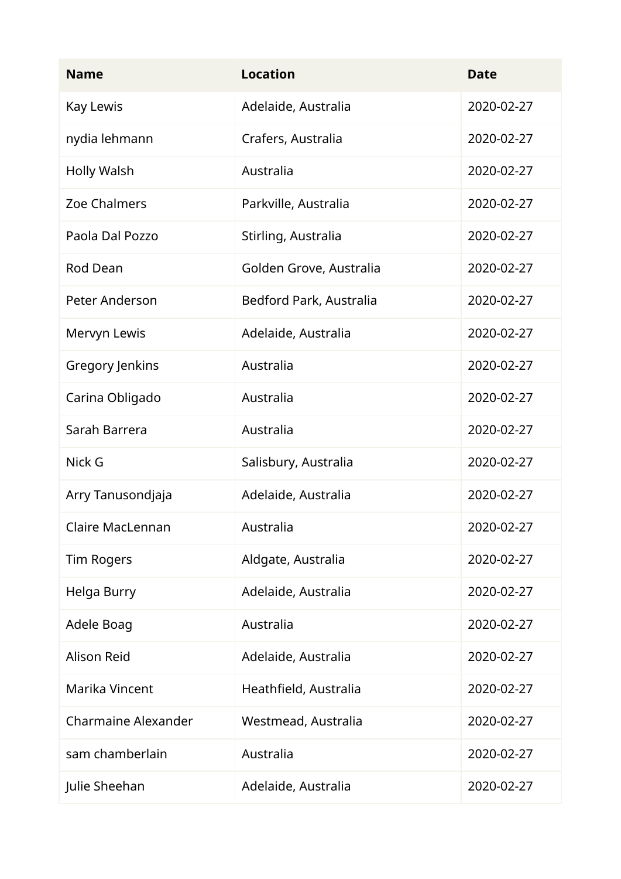| Name | Location | Date |
| --- | --- | --- |
| Kay Lewis | Adelaide, Australia | 2020-02-27 |
| nydia lehmann | Crafers, Australia | 2020-02-27 |
| Holly Walsh | Australia | 2020-02-27 |
| Zoe Chalmers | Parkville, Australia | 2020-02-27 |
| Paola Dal Pozzo | Stirling, Australia | 2020-02-27 |
| Rod Dean | Golden Grove, Australia | 2020-02-27 |
| Peter Anderson | Bedford Park, Australia | 2020-02-27 |
| Mervyn Lewis | Adelaide, Australia | 2020-02-27 |
| Gregory Jenkins | Australia | 2020-02-27 |
| Carina Obligado | Australia | 2020-02-27 |
| Sarah Barrera | Australia | 2020-02-27 |
| Nick G | Salisbury, Australia | 2020-02-27 |
| Arry Tanusondjaja | Adelaide, Australia | 2020-02-27 |
| Claire MacLennan | Australia | 2020-02-27 |
| Tim Rogers | Aldgate, Australia | 2020-02-27 |
| Helga Burry | Adelaide, Australia | 2020-02-27 |
| Adele Boag | Australia | 2020-02-27 |
| Alison Reid | Adelaide, Australia | 2020-02-27 |
| Marika Vincent | Heathfield, Australia | 2020-02-27 |
| Charmaine Alexander | Westmead, Australia | 2020-02-27 |
| sam chamberlain | Australia | 2020-02-27 |
| Julie Sheehan | Adelaide, Australia | 2020-02-27 |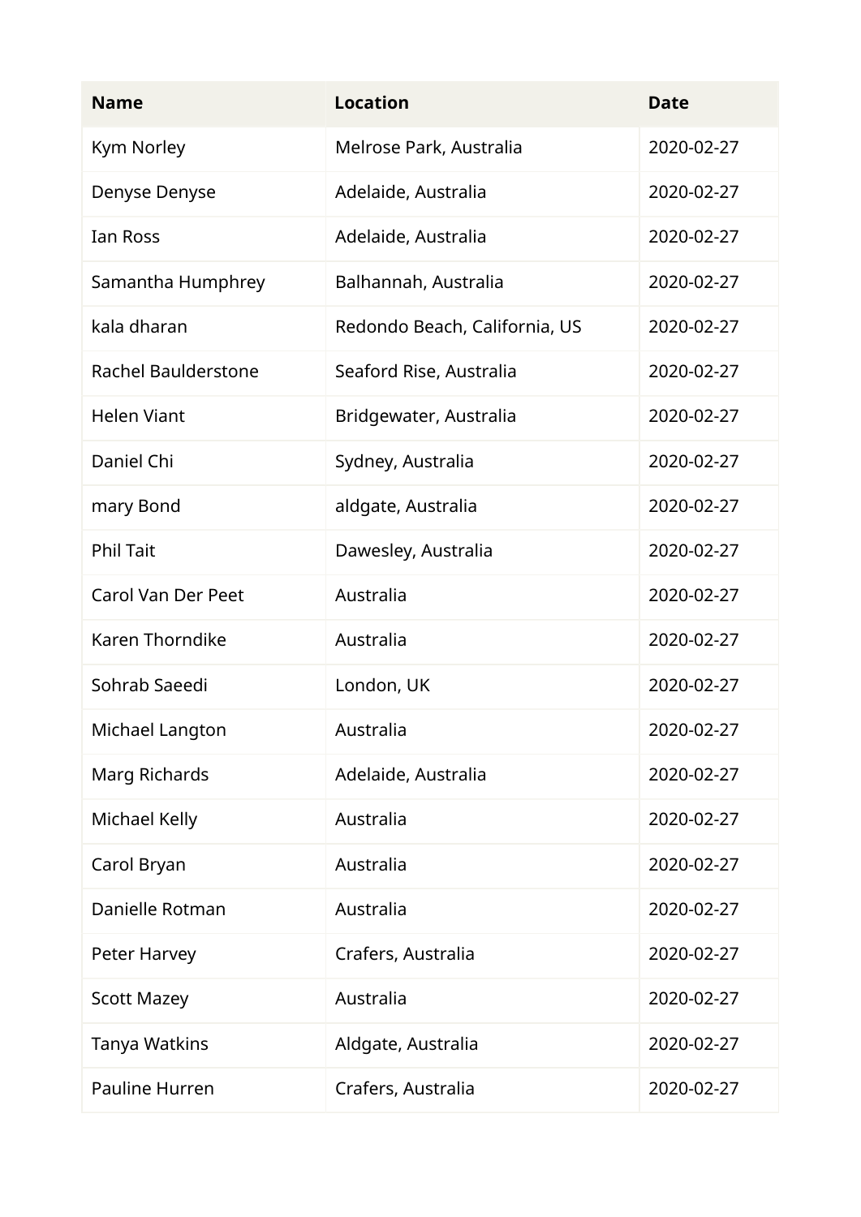| Name | Location | Date |
| --- | --- | --- |
| Kym Norley | Melrose Park, Australia | 2020-02-27 |
| Denyse Denyse | Adelaide, Australia | 2020-02-27 |
| Ian Ross | Adelaide, Australia | 2020-02-27 |
| Samantha Humphrey | Balhannah, Australia | 2020-02-27 |
| kala dharan | Redondo Beach, California, US | 2020-02-27 |
| Rachel Baulderstone | Seaford Rise, Australia | 2020-02-27 |
| Helen Viant | Bridgewater, Australia | 2020-02-27 |
| Daniel Chi | Sydney, Australia | 2020-02-27 |
| mary Bond | aldgate, Australia | 2020-02-27 |
| Phil Tait | Dawesley, Australia | 2020-02-27 |
| Carol Van Der Peet | Australia | 2020-02-27 |
| Karen Thorndike | Australia | 2020-02-27 |
| Sohrab Saeedi | London, UK | 2020-02-27 |
| Michael Langton | Australia | 2020-02-27 |
| Marg Richards | Adelaide, Australia | 2020-02-27 |
| Michael Kelly | Australia | 2020-02-27 |
| Carol Bryan | Australia | 2020-02-27 |
| Danielle Rotman | Australia | 2020-02-27 |
| Peter Harvey | Crafers, Australia | 2020-02-27 |
| Scott Mazey | Australia | 2020-02-27 |
| Tanya Watkins | Aldgate, Australia | 2020-02-27 |
| Pauline Hurren | Crafers, Australia | 2020-02-27 |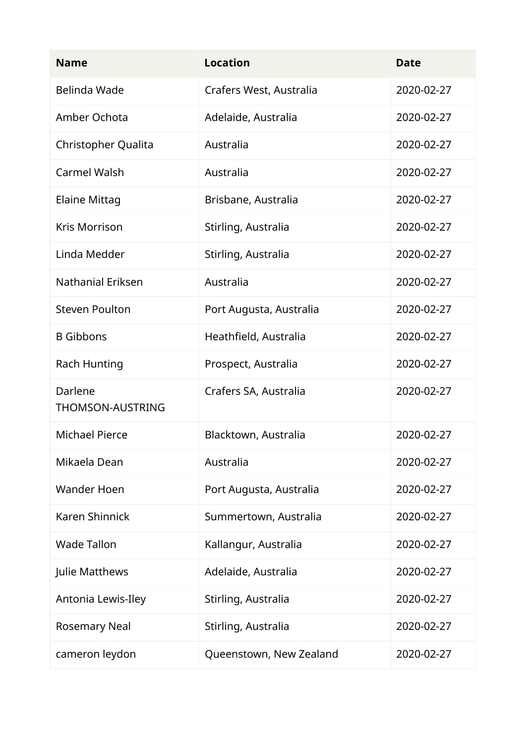| Name | Location | Date |
| --- | --- | --- |
| Belinda Wade | Crafers West, Australia | 2020-02-27 |
| Amber Ochota | Adelaide, Australia | 2020-02-27 |
| Christopher Qualita | Australia | 2020-02-27 |
| Carmel Walsh | Australia | 2020-02-27 |
| Elaine Mittag | Brisbane, Australia | 2020-02-27 |
| Kris Morrison | Stirling, Australia | 2020-02-27 |
| Linda Medder | Stirling, Australia | 2020-02-27 |
| Nathanial Eriksen | Australia | 2020-02-27 |
| Steven Poulton | Port Augusta, Australia | 2020-02-27 |
| B Gibbons | Heathfield, Australia | 2020-02-27 |
| Rach Hunting | Prospect, Australia | 2020-02-27 |
| Darlene THOMSON-AUSTRING | Crafers SA, Australia | 2020-02-27 |
| Michael Pierce | Blacktown, Australia | 2020-02-27 |
| Mikaela Dean | Australia | 2020-02-27 |
| Wander Hoen | Port Augusta, Australia | 2020-02-27 |
| Karen Shinnick | Summertown, Australia | 2020-02-27 |
| Wade Tallon | Kallangur, Australia | 2020-02-27 |
| Julie Matthews | Adelaide, Australia | 2020-02-27 |
| Antonia Lewis-Iley | Stirling, Australia | 2020-02-27 |
| Rosemary Neal | Stirling, Australia | 2020-02-27 |
| cameron leydon | Queenstown, New Zealand | 2020-02-27 |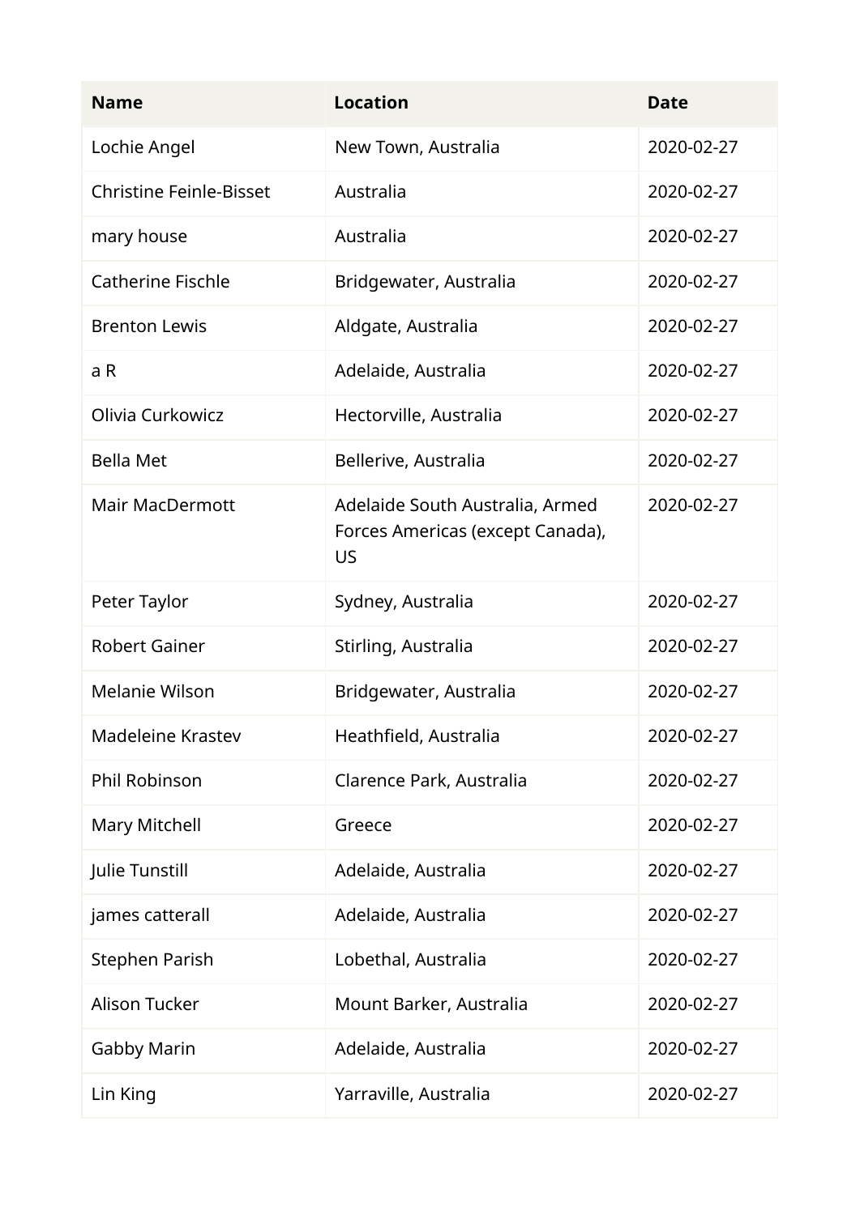| Name | Location | Date |
|---|---|---|
| Lochie Angel | New Town, Australia | 2020-02-27 |
| Christine Feinle-Bisset | Australia | 2020-02-27 |
| mary house | Australia | 2020-02-27 |
| Catherine Fischle | Bridgewater, Australia | 2020-02-27 |
| Brenton Lewis | Aldgate, Australia | 2020-02-27 |
| a R | Adelaide, Australia | 2020-02-27 |
| Olivia Curkowicz | Hectorville, Australia | 2020-02-27 |
| Bella Met | Bellerive, Australia | 2020-02-27 |
| Mair MacDermott | Adelaide South Australia, Armed Forces Americas (except Canada), US | 2020-02-27 |
| Peter Taylor | Sydney, Australia | 2020-02-27 |
| Robert Gainer | Stirling, Australia | 2020-02-27 |
| Melanie Wilson | Bridgewater, Australia | 2020-02-27 |
| Madeleine Krastev | Heathfield, Australia | 2020-02-27 |
| Phil Robinson | Clarence Park, Australia | 2020-02-27 |
| Mary Mitchell | Greece | 2020-02-27 |
| Julie Tunstill | Adelaide, Australia | 2020-02-27 |
| james catterall | Adelaide, Australia | 2020-02-27 |
| Stephen Parish | Lobethal, Australia | 2020-02-27 |
| Alison Tucker | Mount Barker, Australia | 2020-02-27 |
| Gabby Marin | Adelaide, Australia | 2020-02-27 |
| Lin King | Yarraville, Australia | 2020-02-27 |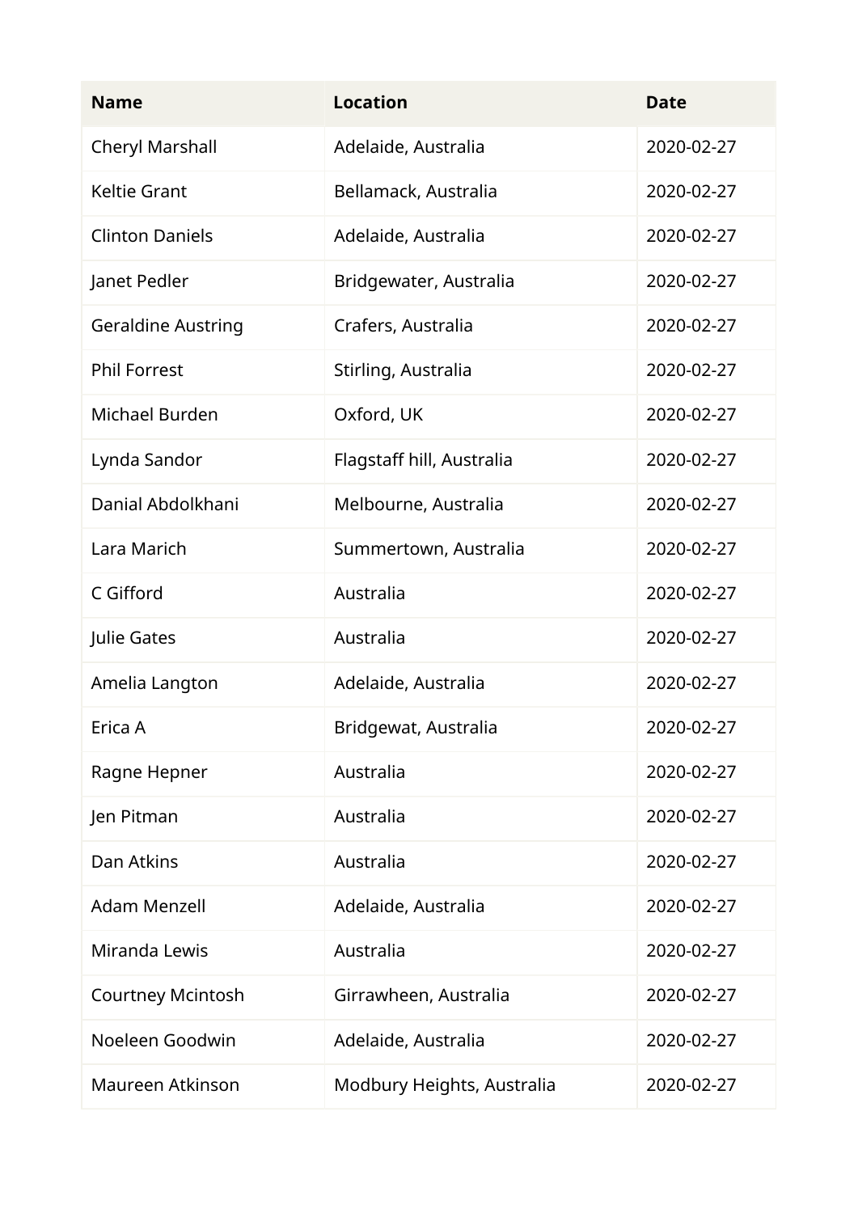| Name | Location | Date |
| --- | --- | --- |
| Cheryl Marshall | Adelaide, Australia | 2020-02-27 |
| Keltie Grant | Bellamack, Australia | 2020-02-27 |
| Clinton Daniels | Adelaide, Australia | 2020-02-27 |
| Janet Pedler | Bridgewater, Australia | 2020-02-27 |
| Geraldine Austring | Crafers, Australia | 2020-02-27 |
| Phil Forrest | Stirling, Australia | 2020-02-27 |
| Michael Burden | Oxford, UK | 2020-02-27 |
| Lynda Sandor | Flagstaff hill, Australia | 2020-02-27 |
| Danial Abdolkhani | Melbourne, Australia | 2020-02-27 |
| Lara Marich | Summertown, Australia | 2020-02-27 |
| C Gifford | Australia | 2020-02-27 |
| Julie Gates | Australia | 2020-02-27 |
| Amelia Langton | Adelaide, Australia | 2020-02-27 |
| Erica A | Bridgewat, Australia | 2020-02-27 |
| Ragne Hepner | Australia | 2020-02-27 |
| Jen Pitman | Australia | 2020-02-27 |
| Dan Atkins | Australia | 2020-02-27 |
| Adam Menzell | Adelaide, Australia | 2020-02-27 |
| Miranda Lewis | Australia | 2020-02-27 |
| Courtney Mcintosh | Girrawheen, Australia | 2020-02-27 |
| Noeleen Goodwin | Adelaide, Australia | 2020-02-27 |
| Maureen Atkinson | Modbury Heights, Australia | 2020-02-27 |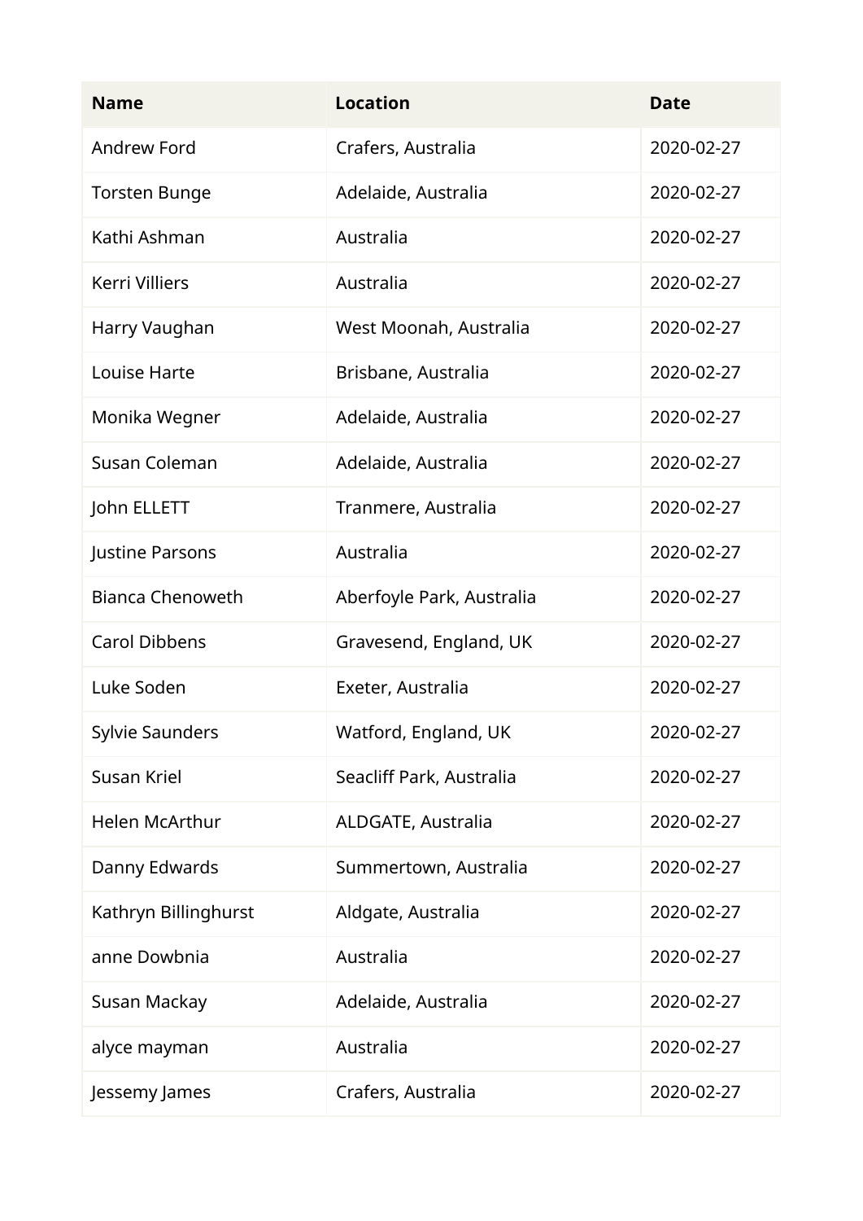| Name | Location | Date |
| --- | --- | --- |
| Andrew Ford | Crafers, Australia | 2020-02-27 |
| Torsten Bunge | Adelaide, Australia | 2020-02-27 |
| Kathi Ashman | Australia | 2020-02-27 |
| Kerri Villiers | Australia | 2020-02-27 |
| Harry Vaughan | West Moonah, Australia | 2020-02-27 |
| Louise Harte | Brisbane, Australia | 2020-02-27 |
| Monika Wegner | Adelaide, Australia | 2020-02-27 |
| Susan Coleman | Adelaide, Australia | 2020-02-27 |
| John ELLETT | Tranmere, Australia | 2020-02-27 |
| Justine Parsons | Australia | 2020-02-27 |
| Bianca Chenoweth | Aberfoyle Park, Australia | 2020-02-27 |
| Carol Dibbens | Gravesend, England, UK | 2020-02-27 |
| Luke Soden | Exeter, Australia | 2020-02-27 |
| Sylvie Saunders | Watford, England, UK | 2020-02-27 |
| Susan Kriel | Seacliff Park, Australia | 2020-02-27 |
| Helen McArthur | ALDGATE, Australia | 2020-02-27 |
| Danny Edwards | Summertown, Australia | 2020-02-27 |
| Kathryn Billinghurst | Aldgate, Australia | 2020-02-27 |
| anne Dowbnia | Australia | 2020-02-27 |
| Susan Mackay | Adelaide, Australia | 2020-02-27 |
| alyce mayman | Australia | 2020-02-27 |
| Jessemy James | Crafers, Australia | 2020-02-27 |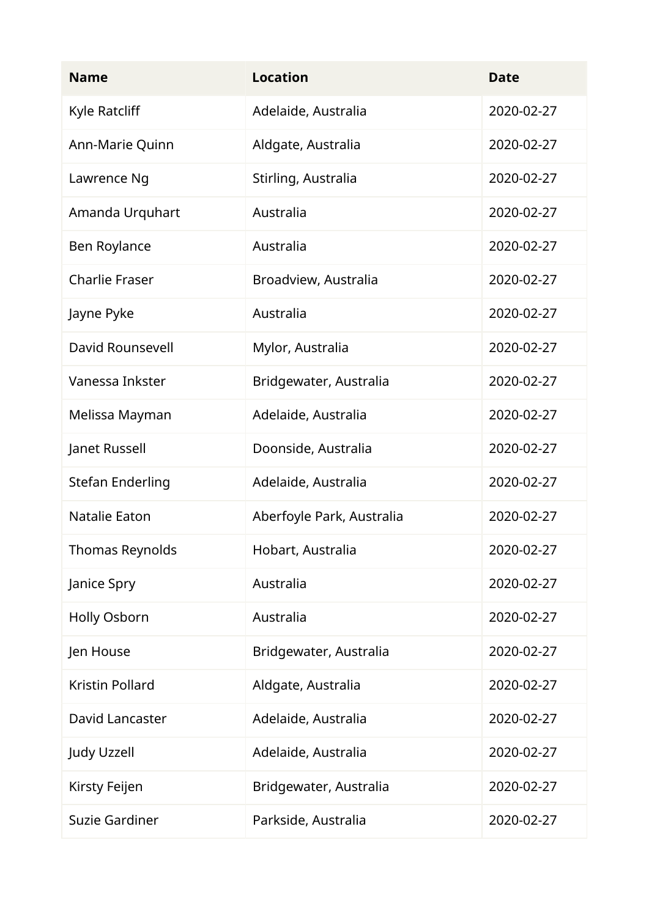| Name | Location | Date |
| --- | --- | --- |
| Kyle Ratcliff | Adelaide, Australia | 2020-02-27 |
| Ann-Marie Quinn | Aldgate, Australia | 2020-02-27 |
| Lawrence Ng | Stirling, Australia | 2020-02-27 |
| Amanda Urquhart | Australia | 2020-02-27 |
| Ben Roylance | Australia | 2020-02-27 |
| Charlie Fraser | Broadview, Australia | 2020-02-27 |
| Jayne Pyke | Australia | 2020-02-27 |
| David Rounsevell | Mylor, Australia | 2020-02-27 |
| Vanessa Inkster | Bridgewater, Australia | 2020-02-27 |
| Melissa Mayman | Adelaide, Australia | 2020-02-27 |
| Janet Russell | Doonside, Australia | 2020-02-27 |
| Stefan Enderling | Adelaide, Australia | 2020-02-27 |
| Natalie Eaton | Aberfoyle Park, Australia | 2020-02-27 |
| Thomas Reynolds | Hobart, Australia | 2020-02-27 |
| Janice Spry | Australia | 2020-02-27 |
| Holly Osborn | Australia | 2020-02-27 |
| Jen House | Bridgewater, Australia | 2020-02-27 |
| Kristin Pollard | Aldgate, Australia | 2020-02-27 |
| David Lancaster | Adelaide, Australia | 2020-02-27 |
| Judy Uzzell | Adelaide, Australia | 2020-02-27 |
| Kirsty Feijen | Bridgewater, Australia | 2020-02-27 |
| Suzie Gardiner | Parkside, Australia | 2020-02-27 |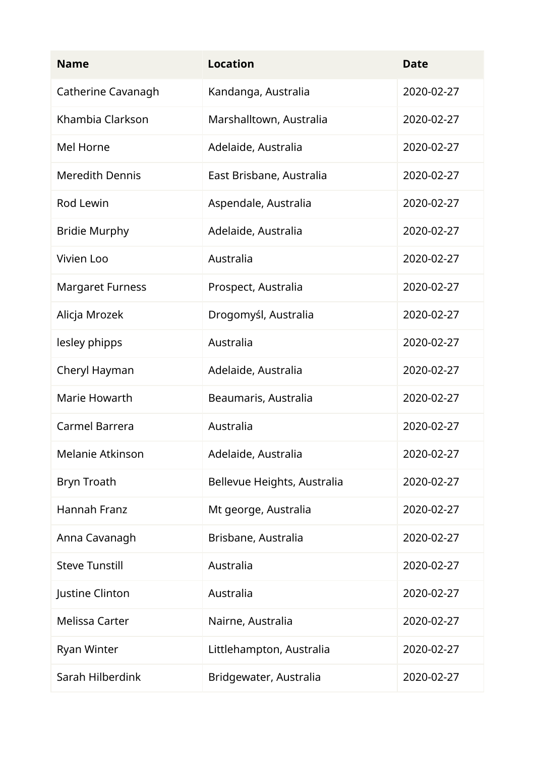| Name | Location | Date |
| --- | --- | --- |
| Catherine Cavanagh | Kandanga, Australia | 2020-02-27 |
| Khambia Clarkson | Marshalltown, Australia | 2020-02-27 |
| Mel Horne | Adelaide, Australia | 2020-02-27 |
| Meredith Dennis | East Brisbane, Australia | 2020-02-27 |
| Rod Lewin | Aspendale, Australia | 2020-02-27 |
| Bridie Murphy | Adelaide, Australia | 2020-02-27 |
| Vivien Loo | Australia | 2020-02-27 |
| Margaret Furness | Prospect, Australia | 2020-02-27 |
| Alicja Mrozek | Drogomyśl, Australia | 2020-02-27 |
| lesley phipps | Australia | 2020-02-27 |
| Cheryl Hayman | Adelaide, Australia | 2020-02-27 |
| Marie Howarth | Beaumaris, Australia | 2020-02-27 |
| Carmel Barrera | Australia | 2020-02-27 |
| Melanie Atkinson | Adelaide, Australia | 2020-02-27 |
| Bryn Troath | Bellevue Heights, Australia | 2020-02-27 |
| Hannah Franz | Mt george, Australia | 2020-02-27 |
| Anna Cavanagh | Brisbane, Australia | 2020-02-27 |
| Steve Tunstill | Australia | 2020-02-27 |
| Justine Clinton | Australia | 2020-02-27 |
| Melissa Carter | Nairne, Australia | 2020-02-27 |
| Ryan Winter | Littlehampton, Australia | 2020-02-27 |
| Sarah Hilberdink | Bridgewater, Australia | 2020-02-27 |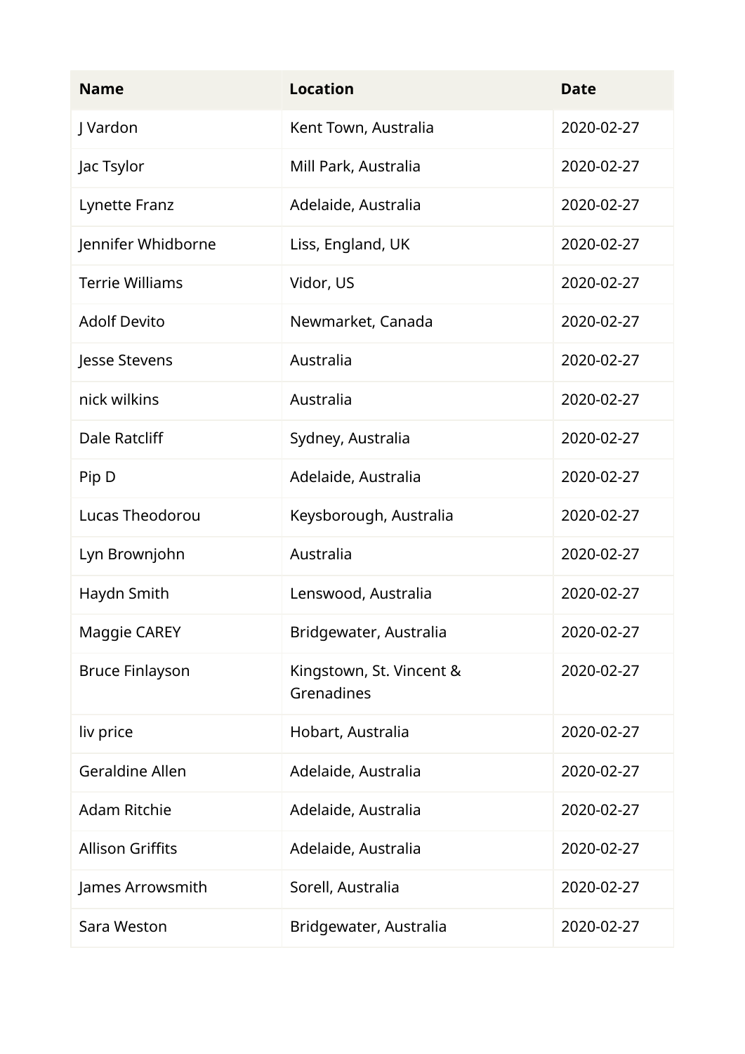| Name | Location | Date |
|---|---|---|
| J Vardon | Kent Town, Australia | 2020-02-27 |
| Jac Tsylor | Mill Park, Australia | 2020-02-27 |
| Lynette Franz | Adelaide, Australia | 2020-02-27 |
| Jennifer Whidborne | Liss, England, UK | 2020-02-27 |
| Terrie Williams | Vidor, US | 2020-02-27 |
| Adolf Devito | Newmarket, Canada | 2020-02-27 |
| Jesse Stevens | Australia | 2020-02-27 |
| nick wilkins | Australia | 2020-02-27 |
| Dale Ratcliff | Sydney, Australia | 2020-02-27 |
| Pip D | Adelaide, Australia | 2020-02-27 |
| Lucas Theodorou | Keysborough, Australia | 2020-02-27 |
| Lyn Brownjohn | Australia | 2020-02-27 |
| Haydn Smith | Lenswood, Australia | 2020-02-27 |
| Maggie CAREY | Bridgewater, Australia | 2020-02-27 |
| Bruce Finlayson | Kingstown, St. Vincent & Grenadines | 2020-02-27 |
| liv price | Hobart, Australia | 2020-02-27 |
| Geraldine Allen | Adelaide, Australia | 2020-02-27 |
| Adam Ritchie | Adelaide, Australia | 2020-02-27 |
| Allison Griffits | Adelaide, Australia | 2020-02-27 |
| James Arrowsmith | Sorell, Australia | 2020-02-27 |
| Sara Weston | Bridgewater, Australia | 2020-02-27 |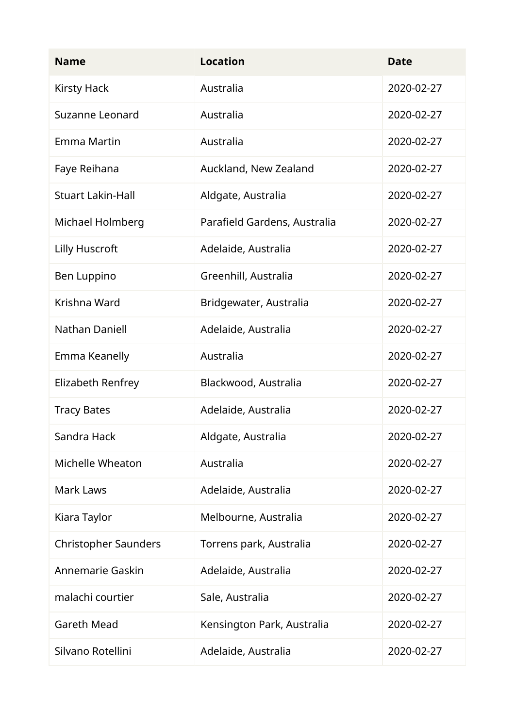| Name | Location | Date |
| --- | --- | --- |
| Kirsty Hack | Australia | 2020-02-27 |
| Suzanne Leonard | Australia | 2020-02-27 |
| Emma Martin | Australia | 2020-02-27 |
| Faye Reihana | Auckland, New Zealand | 2020-02-27 |
| Stuart Lakin-Hall | Aldgate, Australia | 2020-02-27 |
| Michael Holmberg | Parafield Gardens, Australia | 2020-02-27 |
| Lilly Huscroft | Adelaide, Australia | 2020-02-27 |
| Ben Luppino | Greenhill, Australia | 2020-02-27 |
| Krishna Ward | Bridgewater, Australia | 2020-02-27 |
| Nathan Daniell | Adelaide, Australia | 2020-02-27 |
| Emma Keanelly | Australia | 2020-02-27 |
| Elizabeth Renfrey | Blackwood, Australia | 2020-02-27 |
| Tracy Bates | Adelaide, Australia | 2020-02-27 |
| Sandra Hack | Aldgate, Australia | 2020-02-27 |
| Michelle Wheaton | Australia | 2020-02-27 |
| Mark Laws | Adelaide, Australia | 2020-02-27 |
| Kiara Taylor | Melbourne, Australia | 2020-02-27 |
| Christopher Saunders | Torrens park, Australia | 2020-02-27 |
| Annemarie Gaskin | Adelaide, Australia | 2020-02-27 |
| malachi courtier | Sale, Australia | 2020-02-27 |
| Gareth Mead | Kensington Park, Australia | 2020-02-27 |
| Silvano Rotellini | Adelaide, Australia | 2020-02-27 |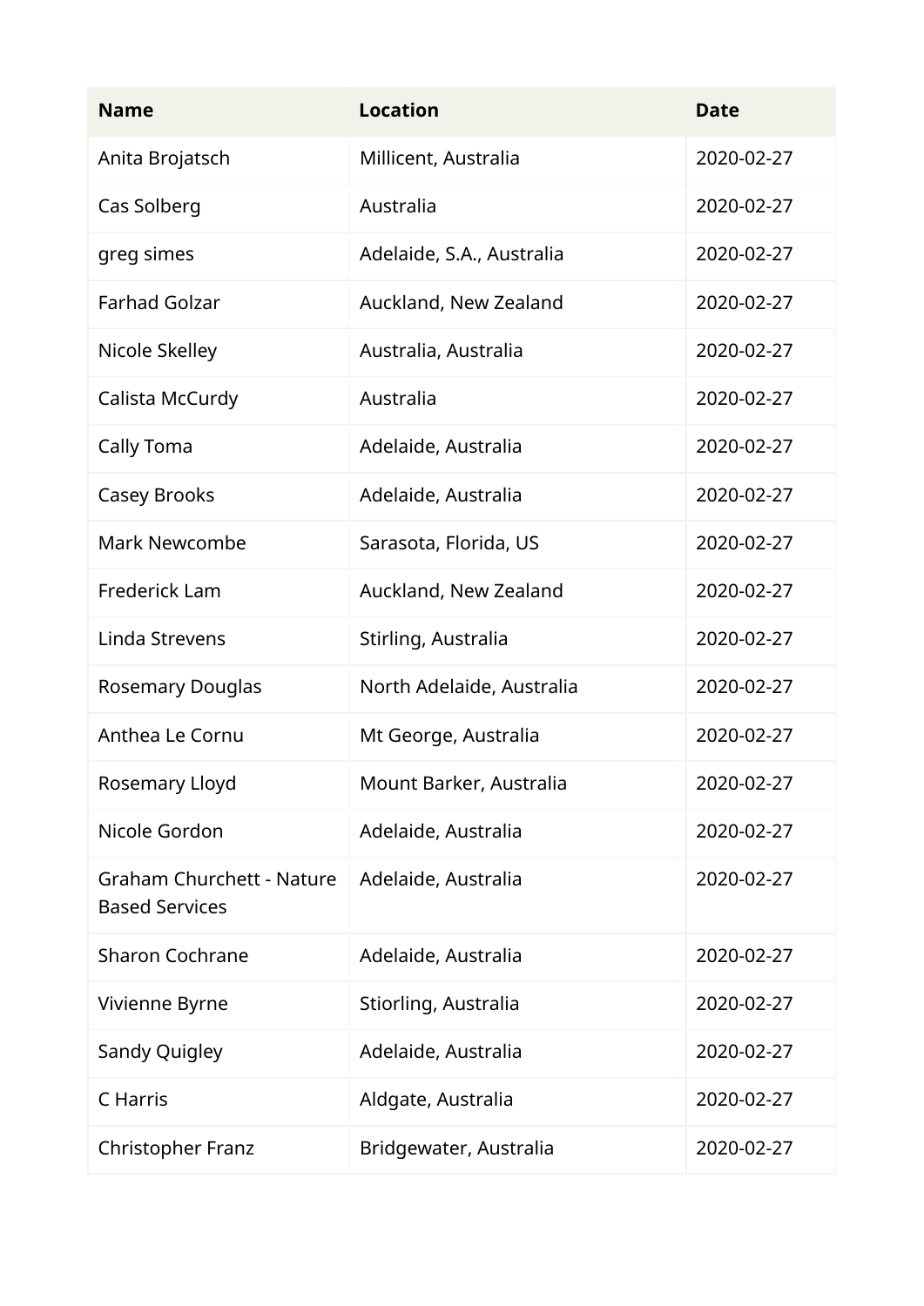| Name | Location | Date |
| --- | --- | --- |
| Anita Brojatsch | Millicent, Australia | 2020-02-27 |
| Cas Solberg | Australia | 2020-02-27 |
| greg simes | Adelaide, S.A., Australia | 2020-02-27 |
| Farhad Golzar | Auckland, New Zealand | 2020-02-27 |
| Nicole Skelley | Australia, Australia | 2020-02-27 |
| Calista McCurdy | Australia | 2020-02-27 |
| Cally Toma | Adelaide, Australia | 2020-02-27 |
| Casey Brooks | Adelaide, Australia | 2020-02-27 |
| Mark Newcombe | Sarasota, Florida, US | 2020-02-27 |
| Frederick Lam | Auckland, New Zealand | 2020-02-27 |
| Linda Strevens | Stirling, Australia | 2020-02-27 |
| Rosemary Douglas | North Adelaide, Australia | 2020-02-27 |
| Anthea Le Cornu | Mt George, Australia | 2020-02-27 |
| Rosemary Lloyd | Mount Barker, Australia | 2020-02-27 |
| Nicole Gordon | Adelaide, Australia | 2020-02-27 |
| Graham Churchett - Nature Based Services | Adelaide, Australia | 2020-02-27 |
| Sharon Cochrane | Adelaide, Australia | 2020-02-27 |
| Vivienne Byrne | Stiorling, Australia | 2020-02-27 |
| Sandy Quigley | Adelaide, Australia | 2020-02-27 |
| C Harris | Aldgate, Australia | 2020-02-27 |
| Christopher Franz | Bridgewater, Australia | 2020-02-27 |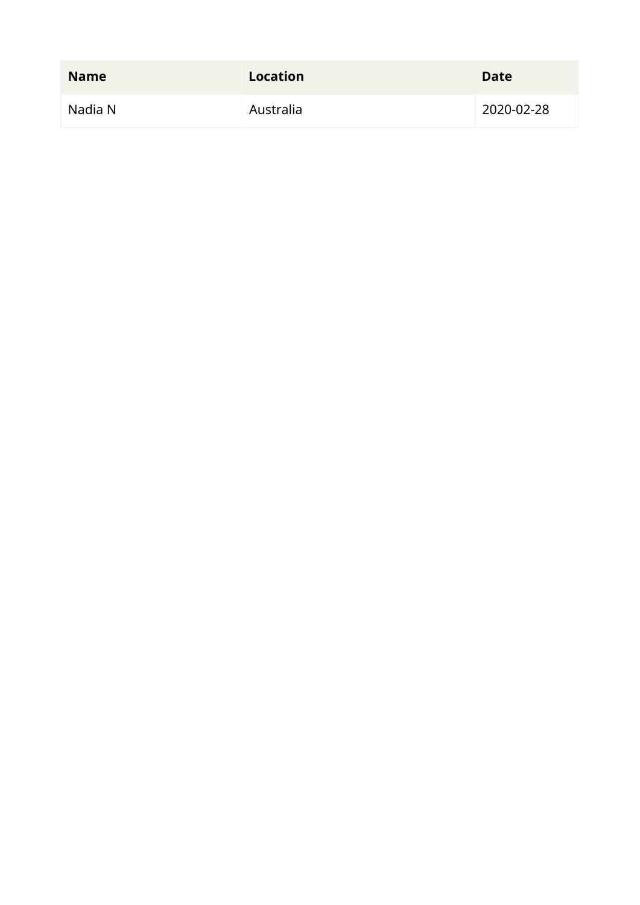| Name | Location | Date |
| --- | --- | --- |
| Nadia N | Australia | 2020-02-28 |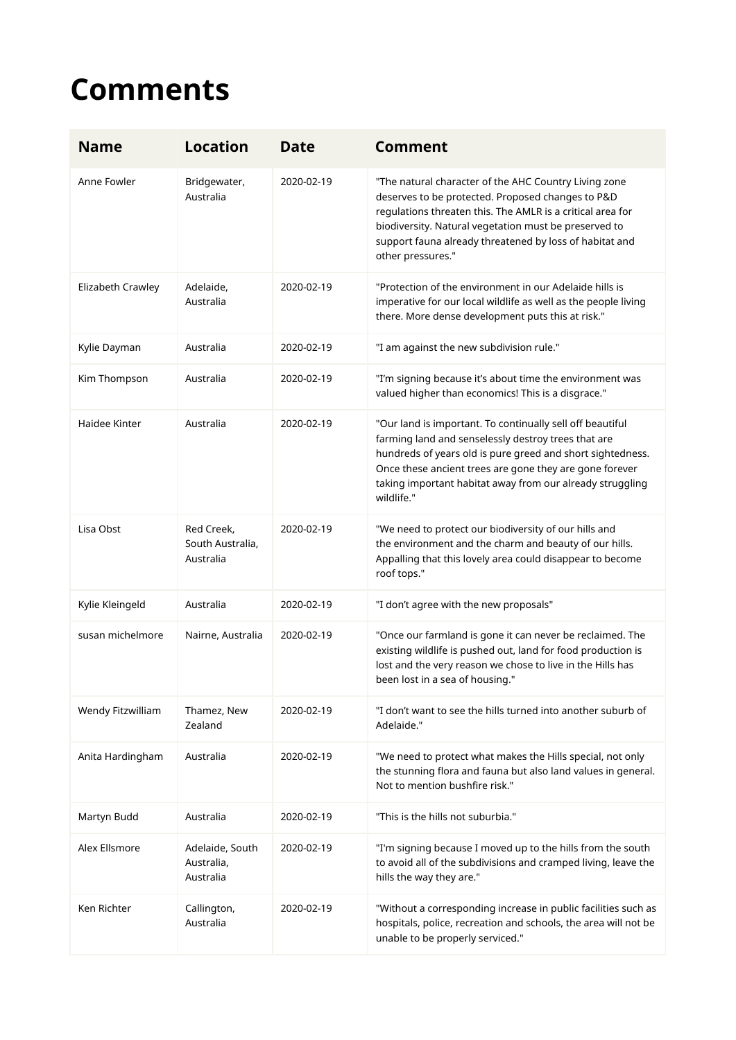# Comments

| Name | Location | Date | Comment |
|---|---|---|---|
| Anne Fowler | Bridgewater, Australia | 2020-02-19 | "The natural character of the AHC Country Living zone deserves to be protected. Proposed changes to P&D regulations threaten this. The AMLR is a critical area for biodiversity. Natural vegetation must be preserved to support fauna already threatened by loss of habitat and other pressures." |
| Elizabeth Crawley | Adelaide, Australia | 2020-02-19 | "Protection of the environment in our Adelaide hills is imperative for our local wildlife as well as the people living there. More dense development puts this at risk." |
| Kylie Dayman | Australia | 2020-02-19 | "I am against the new subdivision rule." |
| Kim Thompson | Australia | 2020-02-19 | "I'm signing because it's about time the environment was valued higher than economics! This is a disgrace." |
| Haidee Kinter | Australia | 2020-02-19 | "Our land is important. To continually sell off beautiful farming land and senselessly destroy trees that are hundreds of years old is pure greed and short sightedness. Once these ancient trees are gone they are gone forever taking important habitat away from our already struggling wildlife." |
| Lisa Obst | Red Creek, South Australia, Australia | 2020-02-19 | "We need to protect our biodiversity of our hills and the environment and the charm and beauty of our hills. Appalling that this lovely area could disappear to become roof tops." |
| Kylie Kleingeld | Australia | 2020-02-19 | "I don't agree with the new proposals" |
| susan michelmore | Nairne, Australia | 2020-02-19 | "Once our farmland is gone it can never be reclaimed. The existing wildlife is pushed out, land for food production is lost and the very reason we chose to live in the Hills has been lost in a sea of housing." |
| Wendy Fitzwilliam | Thamez, New Zealand | 2020-02-19 | "I don't want to see the hills turned into another suburb of Adelaide." |
| Anita Hardingham | Australia | 2020-02-19 | "We need to protect what makes the Hills special, not only the stunning flora and fauna but also land values in general. Not to mention bushfire risk." |
| Martyn Budd | Australia | 2020-02-19 | "This is the hills not suburbia." |
| Alex Ellsmore | Adelaide, South Australia, Australia | 2020-02-19 | "I'm signing because I moved up to the hills from the south to avoid all of the subdivisions and cramped living, leave the hills the way they are." |
| Ken Richter | Callington, Australia | 2020-02-19 | "Without a corresponding increase in public facilities such as hospitals, police, recreation and schools, the area will not be unable to be properly serviced." |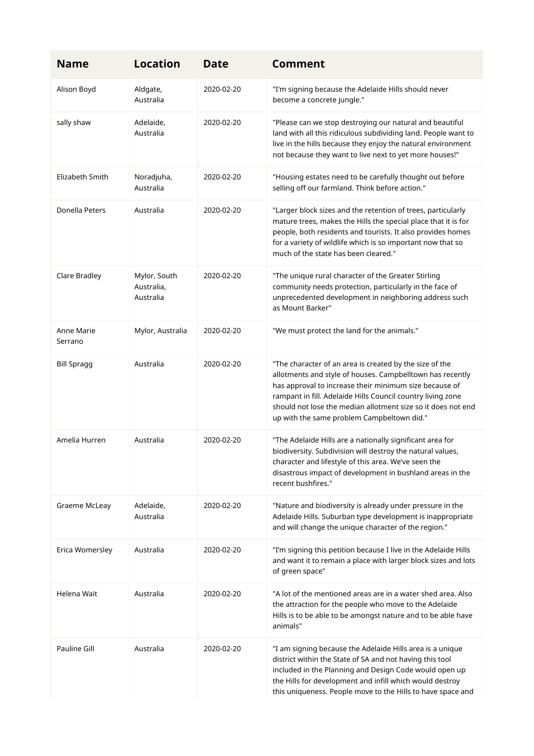| Name | Location | Date | Comment |
|---|---|---|---|
| Alison Boyd | Aldgate, Australia | 2020-02-20 | "I'm signing because the Adelaide Hills should never become a concrete jungle." |
| sally shaw | Adelaide, Australia | 2020-02-20 | "Please can we stop destroying our natural and beautiful land with all this ridiculous subdividing land. People want to live in the hills because they enjoy the natural environment not because they want to live next to yet more houses!" |
| Elizabeth Smith | Noradjuha, Australia | 2020-02-20 | "Housing estates need to be carefully thought out before selling off our farmland. Think before action." |
| Donella Peters | Australia | 2020-02-20 | "Larger block sizes and the retention of trees, particularly mature trees, makes the Hills the special place that it is for people, both residents and tourists. It also provides homes for a variety of wildlife which is so important now that so much of the state has been cleared." |
| Clare Bradley | Mylor, South Australia, Australia | 2020-02-20 | "The unique rural character of the Greater Stirling community needs protection, particularly in the face of unprecedented development in neighboring address such as Mount Barker" |
| Anne Marie Serrano | Mylor, Australia | 2020-02-20 | "We must protect the land for the animals." |
| Bill Spragg | Australia | 2020-02-20 | "The character of an area is created by the size of the allotments and style of houses. Campbelltown has recently has approval to increase their minimum size because of rampant in fill. Adelaide Hills Council country living zone should not lose the median allotment size so it does not end up with the same problem Campbeltown did." |
| Amelia Hurren | Australia | 2020-02-20 | "The Adelaide Hills are a nationally significant area for biodiversity. Subdivision will destroy the natural values, character and lifestyle of this area. We've seen the disastrous impact of development in bushland areas in the recent bushfires." |
| Graeme McLeay | Adelaide, Australia | 2020-02-20 | "Nature and biodiversity is already under pressure in the Adelaide Hills. Suburban type development is inappropriate and will change the unique character of the region." |
| Erica Womersley | Australia | 2020-02-20 | "I'm signing this petition because I live in the Adelaide Hills and want it to remain a place with larger block sizes and lots of green space" |
| Helena Wait | Australia | 2020-02-20 | "A lot of the mentioned areas are in a water shed area. Also the attraction for the people who move to the Adelaide Hills is to be able to be amongst nature and to be able have animals" |
| Pauline Gill | Australia | 2020-02-20 | "I am signing because the Adelaide Hills area is a unique district within the State of SA and not having this tool included in the Planning and Design Code would open up the Hills for development and infill which would destroy this uniqueness. People move to the Hills to have space and |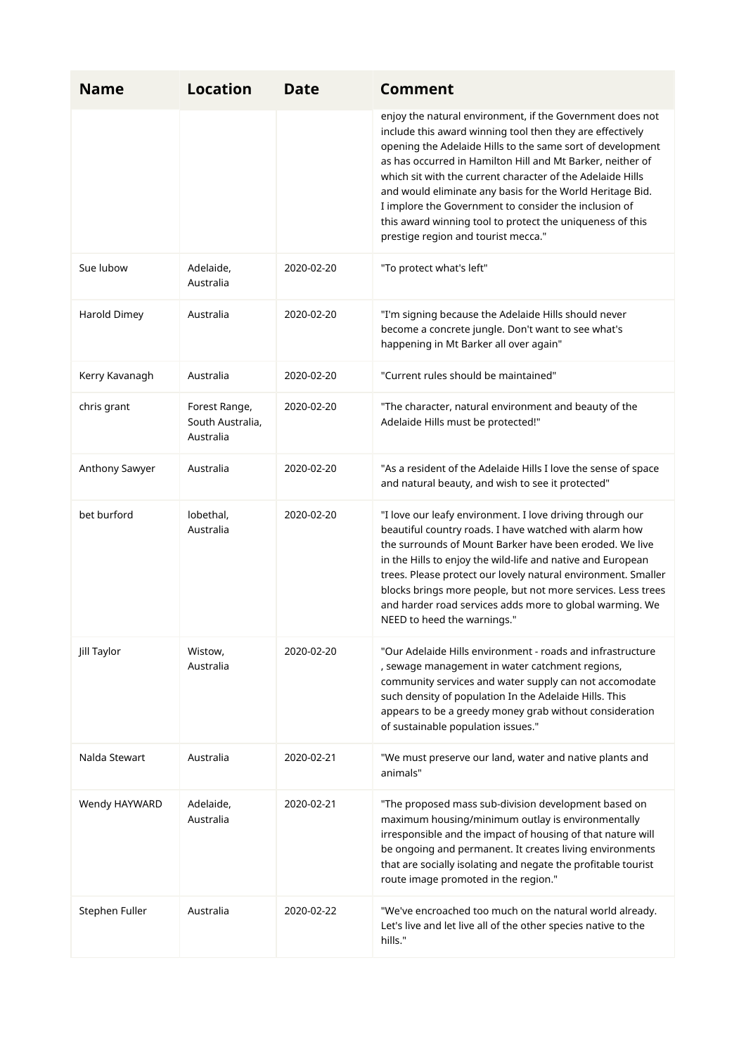| Name | Location | Date | Comment |
|---|---|---|---|
| | | | enjoy the natural environment, if the Government does not include this award winning tool then they are effectively opening the Adelaide Hills to the same sort of development as has occurred in Hamilton Hill and Mt Barker, neither of which sit with the current character of the Adelaide Hills and would eliminate any basis for the World Heritage Bid. I implore the Government to consider the inclusion of this award winning tool to protect the uniqueness of this prestige region and tourist mecca." |
| Sue lubow | Adelaide, Australia | 2020-02-20 | "To protect what's left" |
| Harold Dimey | Australia | 2020-02-20 | "I'm signing because the Adelaide Hills should never become a concrete jungle. Don't want to see what's happening in Mt Barker all over again" |
| Kerry Kavanagh | Australia | 2020-02-20 | "Current rules should be maintained" |
| chris grant | Forest Range, South Australia, Australia | 2020-02-20 | "The character, natural environment and beauty of the Adelaide Hills must be protected!" |
| Anthony Sawyer | Australia | 2020-02-20 | "As a resident of the Adelaide Hills I love the sense of space and natural beauty, and wish to see it protected" |
| bet burford | lobethal, Australia | 2020-02-20 | "I love our leafy environment. I love driving through our beautiful country roads. I have watched with alarm how the surrounds of Mount Barker have been eroded. We live in the Hills to enjoy the wild-life and native and European trees. Please protect our lovely natural environment. Smaller blocks brings more people, but not more services. Less trees and harder road services adds more to global warming. We NEED to heed the warnings." |
| Jill Taylor | Wistow, Australia | 2020-02-20 | "Our Adelaide Hills environment - roads and infrastructure , sewage management in water catchment regions, community services and water supply can not accomodate such density of population In the Adelaide Hills. This appears to be a greedy money grab without consideration of sustainable population issues." |
| Nalda Stewart | Australia | 2020-02-21 | "We must preserve our land, water and native plants and animals" |
| Wendy HAYWARD | Adelaide, Australia | 2020-02-21 | "The proposed mass sub-division development based on maximum housing/minimum outlay is environmentally irresponsible and the impact of housing of that nature will be ongoing and permanent. It creates living environments that are socially isolating and negate the profitable tourist route image promoted in the region." |
| Stephen Fuller | Australia | 2020-02-22 | "We've encroached too much on the natural world already. Let's live and let live all of the other species native to the hills." |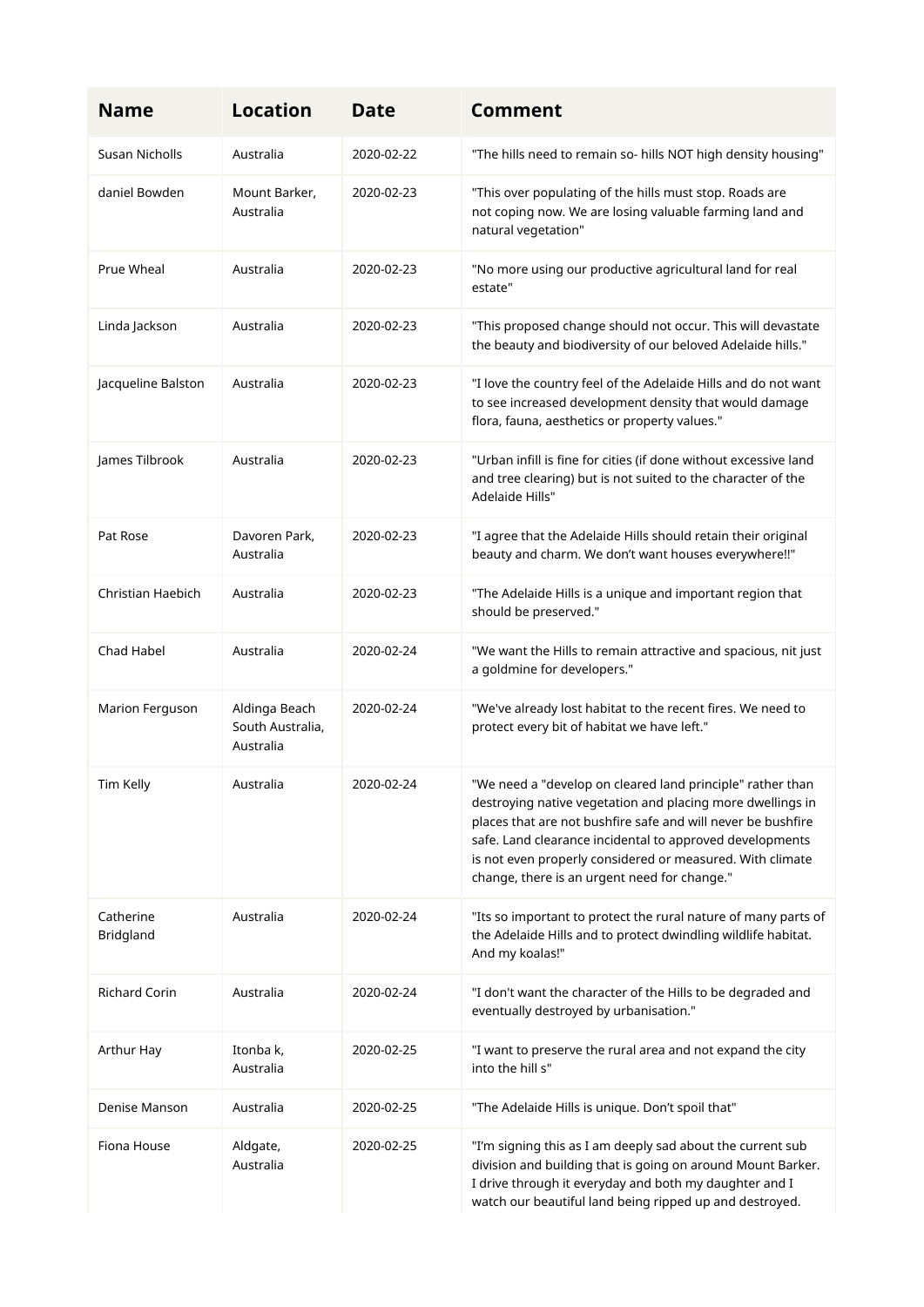| Name | Location | Date | Comment |
|---|---|---|---|
| Susan Nicholls | Australia | 2020-02-22 | "The hills need to remain so- hills NOT high density housing" |
| daniel Bowden | Mount Barker, Australia | 2020-02-23 | "This over populating of the hills must stop. Roads are not coping now. We are losing valuable farming land and natural vegetation" |
| Prue Wheal | Australia | 2020-02-23 | "No more using our productive agricultural land for real estate" |
| Linda Jackson | Australia | 2020-02-23 | "This proposed change should not occur. This will devastate the beauty and biodiversity of our beloved Adelaide hills." |
| Jacqueline Balston | Australia | 2020-02-23 | "I love the country feel of the Adelaide Hills and do not want to see increased development density that would damage flora, fauna, aesthetics or property values." |
| James Tilbrook | Australia | 2020-02-23 | "Urban infill is fine for cities (if done without excessive land and tree clearing) but is not suited to the character of the Adelaide Hills" |
| Pat Rose | Davoren Park, Australia | 2020-02-23 | "I agree that the Adelaide Hills should retain their original beauty and charm. We don't want houses everywhere!!" |
| Christian Haebich | Australia | 2020-02-23 | "The Adelaide Hills is a unique and important region that should be preserved." |
| Chad Habel | Australia | 2020-02-24 | "We want the Hills to remain attractive and spacious, nit just a goldmine for developers." |
| Marion Ferguson | Aldinga Beach South Australia, Australia | 2020-02-24 | "We've already lost habitat to the recent fires. We need to protect every bit of habitat we have left." |
| Tim Kelly | Australia | 2020-02-24 | "We need a "develop on cleared land principle" rather than destroying native vegetation and placing more dwellings in places that are not bushfire safe and will never be bushfire safe. Land clearance incidental to approved developments is not even properly considered or measured. With climate change, there is an urgent need for change." |
| Catherine Bridgland | Australia | 2020-02-24 | "Its so important to protect the rural nature of many parts of the Adelaide Hills and to protect dwindling wildlife habitat. And my koalas!" |
| Richard Corin | Australia | 2020-02-24 | "I don't want the character of the Hills to be degraded and eventually destroyed by urbanisation." |
| Arthur Hay | Itonba k, Australia | 2020-02-25 | "I want to preserve the rural area and not expand the city into the hill s" |
| Denise Manson | Australia | 2020-02-25 | "The Adelaide Hills is unique. Don't spoil that" |
| Fiona House | Aldgate, Australia | 2020-02-25 | "I'm signing this as I am deeply sad about the current sub division and building that is going on around Mount Barker. I drive through it everyday and both my daughter and I watch our beautiful land being ripped up and destroyed. |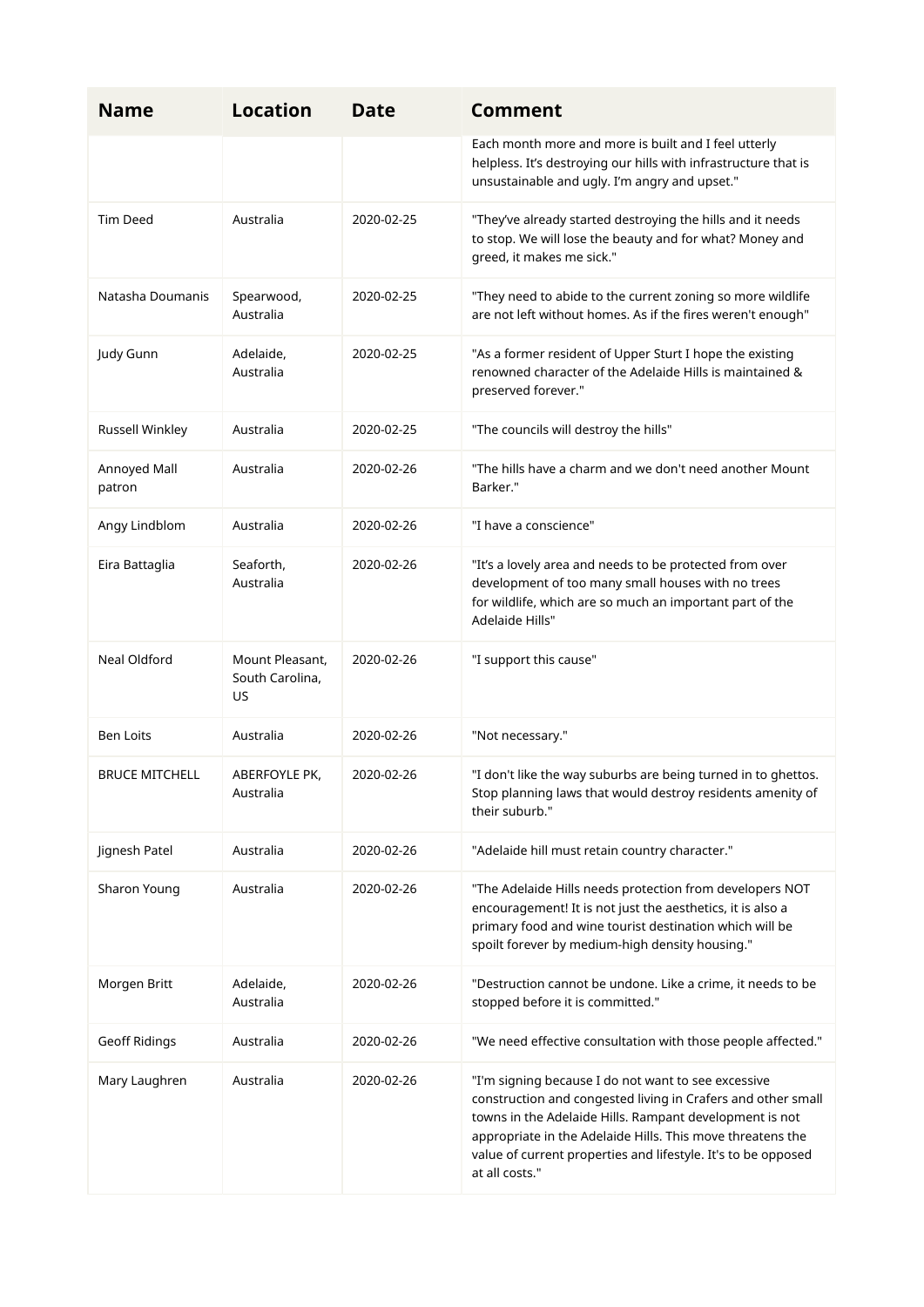| Name | Location | Date | Comment |
| --- | --- | --- | --- |
| | | | Each month more and more is built and I feel utterly helpless. It's destroying our hills with infrastructure that is unsustainable and ugly. I'm angry and upset." |
| Tim Deed | Australia | 2020-02-25 | "They've already started destroying the hills and it needs to stop. We will lose the beauty and for what? Money and greed, it makes me sick." |
| Natasha Doumanis | Spearwood, Australia | 2020-02-25 | "They need to abide to the current zoning so more wildlife are not left without homes. As if the fires weren't enough" |
| Judy Gunn | Adelaide, Australia | 2020-02-25 | "As a former resident of Upper Sturt I hope the existing renowned character of the Adelaide Hills is maintained & preserved forever." |
| Russell Winkley | Australia | 2020-02-25 | "The councils will destroy the hills" |
| Annoyed Mall patron | Australia | 2020-02-26 | "The hills have a charm and we don't need another Mount Barker." |
| Angy Lindblom | Australia | 2020-02-26 | "I have a conscience" |
| Eira Battaglia | Seaforth, Australia | 2020-02-26 | "It's a lovely area and needs to be protected from over development of too many small houses with no trees for wildlife, which are so much an important part of the Adelaide Hills" |
| Neal Oldford | Mount Pleasant, South Carolina, US | 2020-02-26 | "I support this cause" |
| Ben Loits | Australia | 2020-02-26 | "Not necessary." |
| BRUCE MITCHELL | ABERFOYLE PK, Australia | 2020-02-26 | "I don't like the way suburbs are being turned in to ghettos. Stop planning laws that would destroy residents amenity of their suburb." |
| Jignesh Patel | Australia | 2020-02-26 | "Adelaide hill must retain country character." |
| Sharon Young | Australia | 2020-02-26 | "The Adelaide Hills needs protection from developers NOT encouragement! It is not just the aesthetics, it is also a primary food and wine tourist destination which will be spoilt forever by medium-high density housing." |
| Morgen Britt | Adelaide, Australia | 2020-02-26 | "Destruction cannot be undone. Like a crime, it needs to be stopped before it is committed." |
| Geoff Ridings | Australia | 2020-02-26 | "We need effective consultation with those people affected." |
| Mary Laughren | Australia | 2020-02-26 | "I'm signing because I do not want to see excessive construction and congested living in Crafers and other small towns in the Adelaide Hills. Rampant development is not appropriate in the Adelaide Hills. This move threatens the value of current properties and lifestyle. It's to be opposed at all costs." |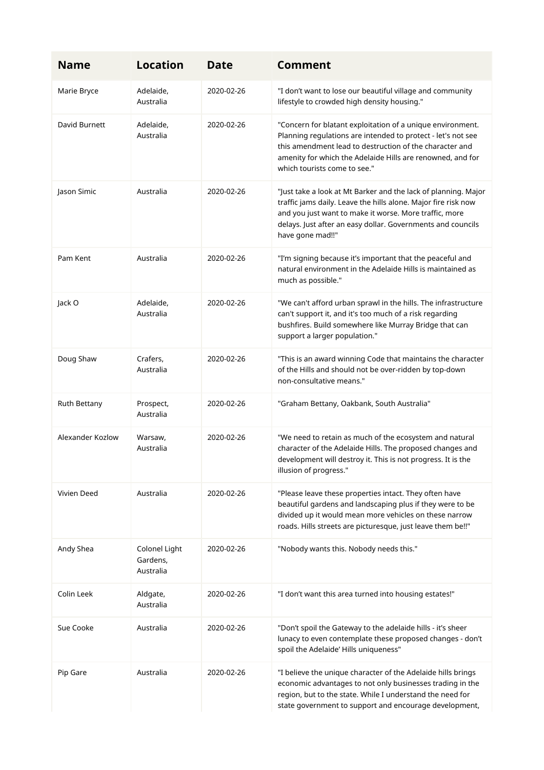| Name | Location | Date | Comment |
| --- | --- | --- | --- |
| Marie Bryce | Adelaide, Australia | 2020-02-26 | "I don't want to lose our beautiful village and community lifestyle to crowded high density housing." |
| David Burnett | Adelaide, Australia | 2020-02-26 | "Concern for blatant exploitation of a unique environment. Planning regulations are intended to protect - let's not see this amendment lead to destruction of the character and amenity for which the Adelaide Hills are renowned, and for which tourists come to see." |
| Jason Simic | Australia | 2020-02-26 | "Just take a look at Mt Barker and the lack of planning. Major traffic jams daily. Leave the hills alone. Major fire risk now and you just want to make it worse. More traffic, more delays. Just after an easy dollar. Governments and councils have gone mad!!" |
| Pam Kent | Australia | 2020-02-26 | "I'm signing because it's important that the peaceful and natural environment in the Adelaide Hills is maintained as much as possible." |
| Jack O | Adelaide, Australia | 2020-02-26 | "We can't afford urban sprawl in the hills. The infrastructure can't support it, and it's too much of a risk regarding bushfires. Build somewhere like Murray Bridge that can support a larger population." |
| Doug Shaw | Crafers, Australia | 2020-02-26 | "This is an award winning Code that maintains the character of the Hills and should not be over-ridden by top-down non-consultative means." |
| Ruth Bettany | Prospect, Australia | 2020-02-26 | "Graham Bettany, Oakbank, South Australia" |
| Alexander Kozlow | Warsaw, Australia | 2020-02-26 | "We need to retain as much of the ecosystem and natural character of the Adelaide Hills. The proposed changes and development will destroy it. This is not progress. It is the illusion of progress." |
| Vivien Deed | Australia | 2020-02-26 | "Please leave these properties intact. They often have beautiful gardens and landscaping plus if they were to be divided up it would mean more vehicles on these narrow roads. Hills streets are picturesque, just leave them be!!" |
| Andy Shea | Colonel Light Gardens, Australia | 2020-02-26 | "Nobody wants this. Nobody needs this." |
| Colin Leek | Aldgate, Australia | 2020-02-26 | "I don't want this area turned into housing estates!" |
| Sue Cooke | Australia | 2020-02-26 | "Don't spoil the Gateway to the adelaide hills - it's sheer lunacy to even contemplate these proposed changes - don't spoil the Adelaide' Hills uniqueness" |
| Pip Gare | Australia | 2020-02-26 | "I believe the unique character of the Adelaide hills brings economic advantages to not only businesses trading in the region, but to the state. While I understand the need for state government to support and encourage development, |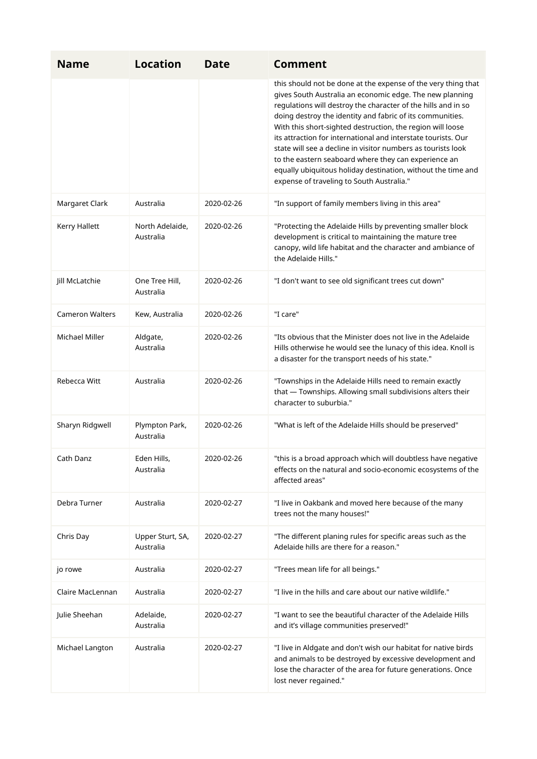| Name | Location | Date | Comment |
| --- | --- | --- | --- |
| | | | this should not be done at the expense of the very thing that gives South Australia an economic edge. The new planning regulations will destroy the character of the hills and in so doing destroy the identity and fabric of its communities. With this short-sighted destruction, the region will loose its attraction for international and interstate tourists. Our state will see a decline in visitor numbers as tourists look to the eastern seaboard where they can experience an equally ubiquitous holiday destination, without the time and expense of traveling to South Australia." |
| Margaret Clark | Australia | 2020-02-26 | "In support of family members living in this area" |
| Kerry Hallett | North Adelaide, Australia | 2020-02-26 | "Protecting the Adelaide Hills by preventing smaller block development is critical to maintaining the mature tree canopy, wild life habitat and the character and ambiance of the Adelaide Hills." |
| Jill McLatchie | One Tree Hill, Australia | 2020-02-26 | "I don't want to see old significant trees cut down" |
| Cameron Walters | Kew, Australia | 2020-02-26 | "I care" |
| Michael Miller | Aldgate, Australia | 2020-02-26 | "Its obvious that the Minister does not live in the Adelaide Hills otherwise he would see the lunacy of this idea. Knoll is a disaster for the transport needs of his state." |
| Rebecca Witt | Australia | 2020-02-26 | "Townships in the Adelaide Hills need to remain exactly that — Townships. Allowing small subdivisions alters their character to suburbia." |
| Sharyn Ridgwell | Plympton Park, Australia | 2020-02-26 | "What is left of the Adelaide Hills should be preserved" |
| Cath Danz | Eden Hills, Australia | 2020-02-26 | "this is a broad approach which will doubtless have negative effects on the natural and socio-economic ecosystems of the affected areas" |
| Debra Turner | Australia | 2020-02-27 | "I live in Oakbank and moved here because of the many trees not the many houses!" |
| Chris Day | Upper Sturt, SA, Australia | 2020-02-27 | "The different planing rules for specific areas such as the Adelaide hills are there for a reason." |
| jo rowe | Australia | 2020-02-27 | "Trees mean life for all beings." |
| Claire MacLennan | Australia | 2020-02-27 | "I live in the hills and care about our native wildlife." |
| Julie Sheehan | Adelaide, Australia | 2020-02-27 | "I want to see the beautiful character of the Adelaide Hills and it's village communities preserved!" |
| Michael Langton | Australia | 2020-02-27 | "I live in Aldgate and don't wish our habitat for native birds and animals to be destroyed by excessive development and lose the character of the area for future generations. Once lost never regained." |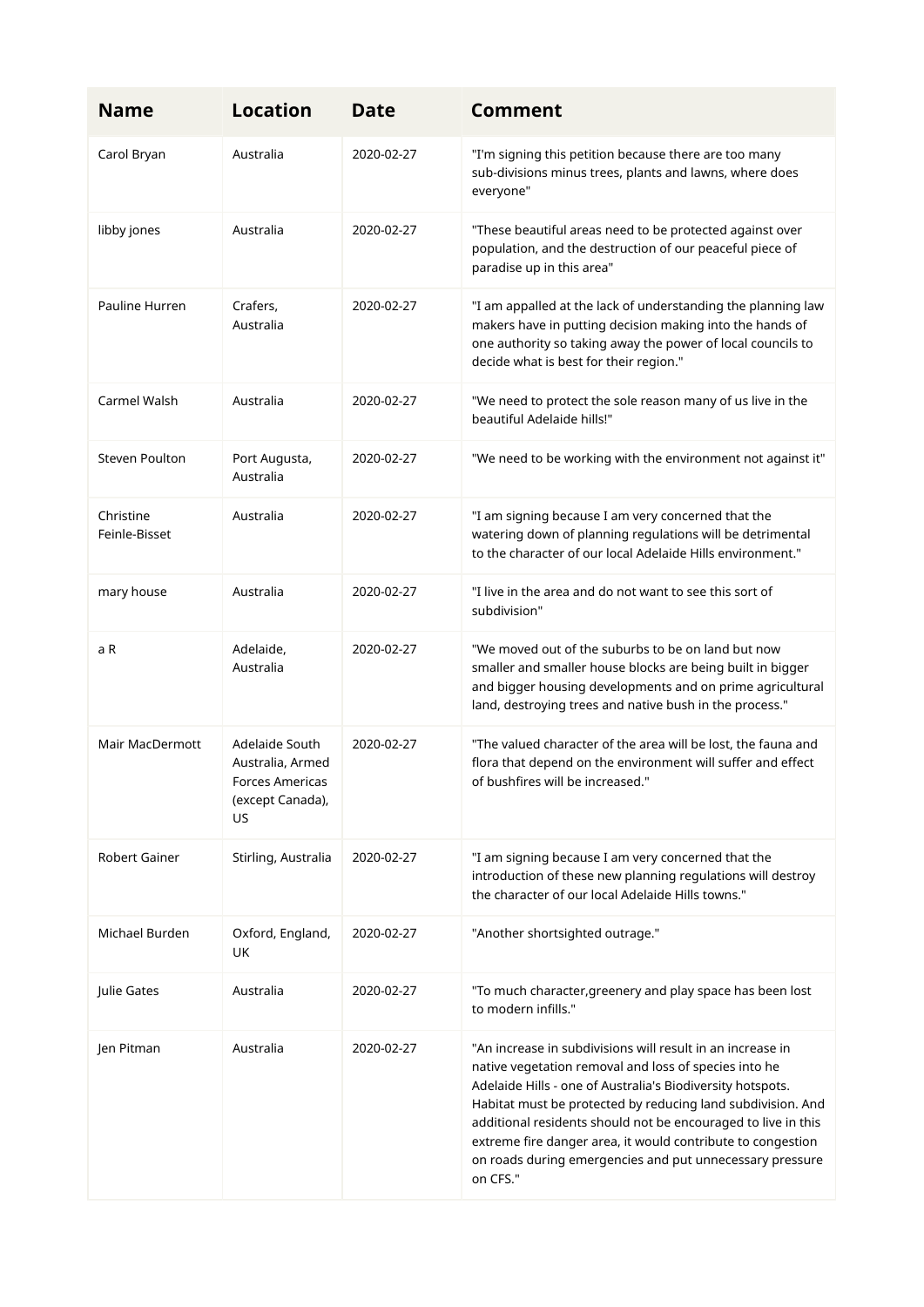| Name | Location | Date | Comment |
|---|---|---|---|
| Carol Bryan | Australia | 2020-02-27 | "I'm signing this petition because there are too many sub-divisions minus trees, plants and lawns, where does everyone" |
| libby jones | Australia | 2020-02-27 | "These beautiful areas need to be protected against over population, and the destruction of our peaceful piece of paradise up in this area" |
| Pauline Hurren | Crafers, Australia | 2020-02-27 | "I am appalled at the lack of understanding the planning law makers have in putting decision making into the hands of one authority so taking away the power of local councils to decide what is best for their region." |
| Carmel Walsh | Australia | 2020-02-27 | "We need to protect the sole reason many of us live in the beautiful Adelaide hills!" |
| Steven Poulton | Port Augusta, Australia | 2020-02-27 | "We need to be working with the environment not against it" |
| Christine Feinle-Bisset | Australia | 2020-02-27 | "I am signing because I am very concerned that the watering down of planning regulations will be detrimental to the character of our local Adelaide Hills environment." |
| mary house | Australia | 2020-02-27 | "I live in the area and do not want to see this sort of subdivision" |
| a R | Adelaide, Australia | 2020-02-27 | "We moved out of the suburbs to be on land but now smaller and smaller house blocks are being built in bigger and bigger housing developments and on prime agricultural land, destroying trees and native bush in the process." |
| Mair MacDermott | Adelaide South Australia, Armed Forces Americas (except Canada), US | 2020-02-27 | "The valued character of the area will be lost, the fauna and flora that depend on the environment will suffer and effect of bushfires will be increased." |
| Robert Gainer | Stirling, Australia | 2020-02-27 | "I am signing because I am very concerned that the introduction of these new planning regulations will destroy the character of our local Adelaide Hills towns." |
| Michael Burden | Oxford, England, UK | 2020-02-27 | "Another shortsighted outrage." |
| Julie Gates | Australia | 2020-02-27 | "To much character,greenery and play space has been lost to modern infills." |
| Jen Pitman | Australia | 2020-02-27 | "An increase in subdivisions will result in an increase in native vegetation removal and loss of species into he Adelaide Hills - one of Australia's Biodiversity hotspots. Habitat must be protected by reducing land subdivision. And additional residents should not be encouraged to live in this extreme fire danger area, it would contribute to congestion on roads during emergencies and put unnecessary pressure on CFS." |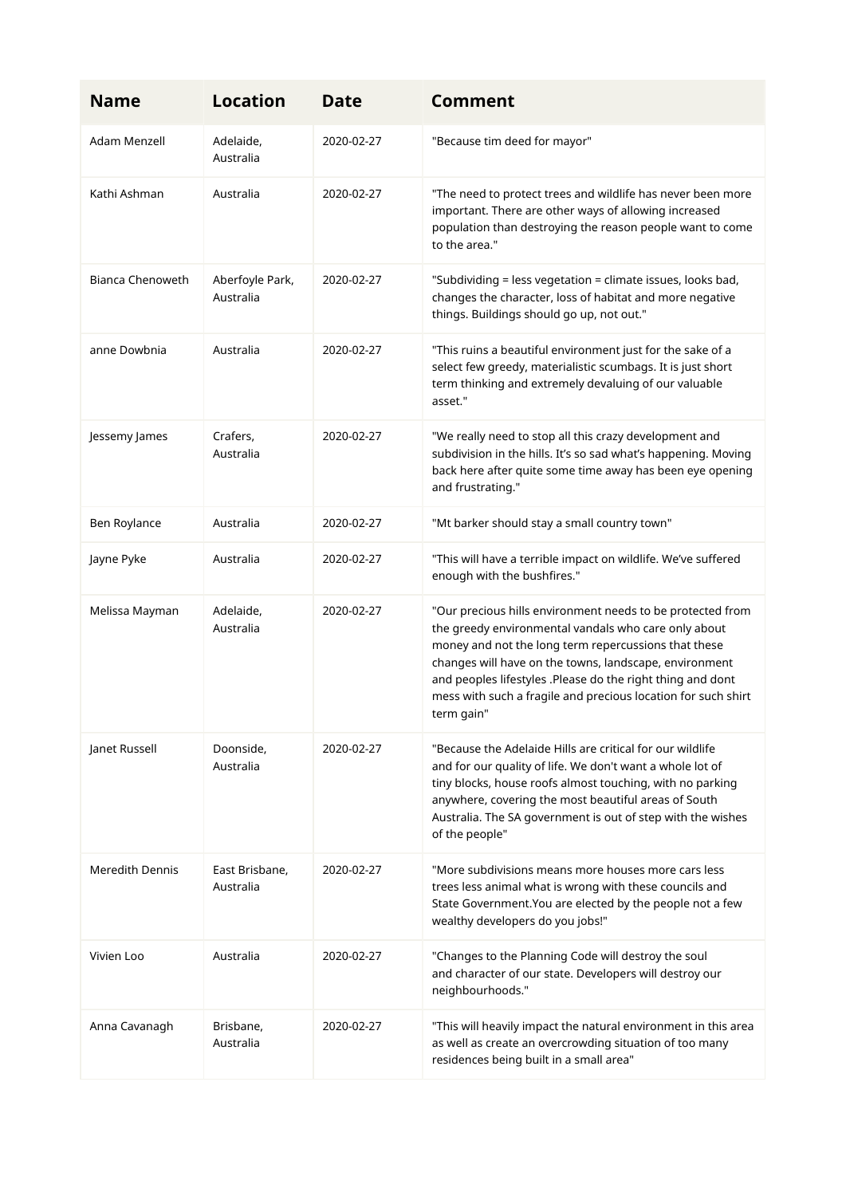| Name | Location | Date | Comment |
|---|---|---|---|
| Adam Menzell | Adelaide, Australia | 2020-02-27 | "Because tim deed for mayor" |
| Kathi Ashman | Australia | 2020-02-27 | "The need to protect trees and wildlife has never been more important. There are other ways of allowing increased population than destroying the reason people want to come to the area." |
| Bianca Chenoweth | Aberfoyle Park, Australia | 2020-02-27 | "Subdividing = less vegetation = climate issues, looks bad, changes the character, loss of habitat and more negative things. Buildings should go up, not out." |
| anne Dowbnia | Australia | 2020-02-27 | "This ruins a beautiful environment just for the sake of a select few greedy, materialistic scumbags. It is just short term thinking and extremely devaluing of our valuable asset." |
| Jessemy James | Crafers, Australia | 2020-02-27 | "We really need to stop all this crazy development and subdivision in the hills. It's so sad what's happening. Moving back here after quite some time away has been eye opening and frustrating." |
| Ben Roylance | Australia | 2020-02-27 | "Mt barker should stay a small country town" |
| Jayne Pyke | Australia | 2020-02-27 | "This will have a terrible impact on wildlife. We've suffered enough with the bushfires." |
| Melissa Mayman | Adelaide, Australia | 2020-02-27 | "Our precious hills environment needs to be protected from the greedy environmental vandals who care only about money and not the long term repercussions that these changes will have on the towns, landscape, environment and peoples lifestyles .Please do the right thing and dont mess with such a fragile and precious location for such shirt term gain" |
| Janet Russell | Doonside, Australia | 2020-02-27 | "Because the Adelaide Hills are critical for our wildlife and for our quality of life. We don't want a whole lot of tiny blocks, house roofs almost touching, with no parking anywhere, covering the most beautiful areas of South Australia. The SA government is out of step with the wishes of the people" |
| Meredith Dennis | East Brisbane, Australia | 2020-02-27 | "More subdivisions means more houses more cars less trees less animal what is wrong with these councils and State Government.You are elected by the people not a few wealthy developers do you jobs!" |
| Vivien Loo | Australia | 2020-02-27 | "Changes to the Planning Code will destroy the soul and character of our state. Developers will destroy our neighbourhoods." |
| Anna Cavanagh | Brisbane, Australia | 2020-02-27 | "This will heavily impact the natural environment in this area as well as create an overcrowding situation of too many residences being built in a small area" |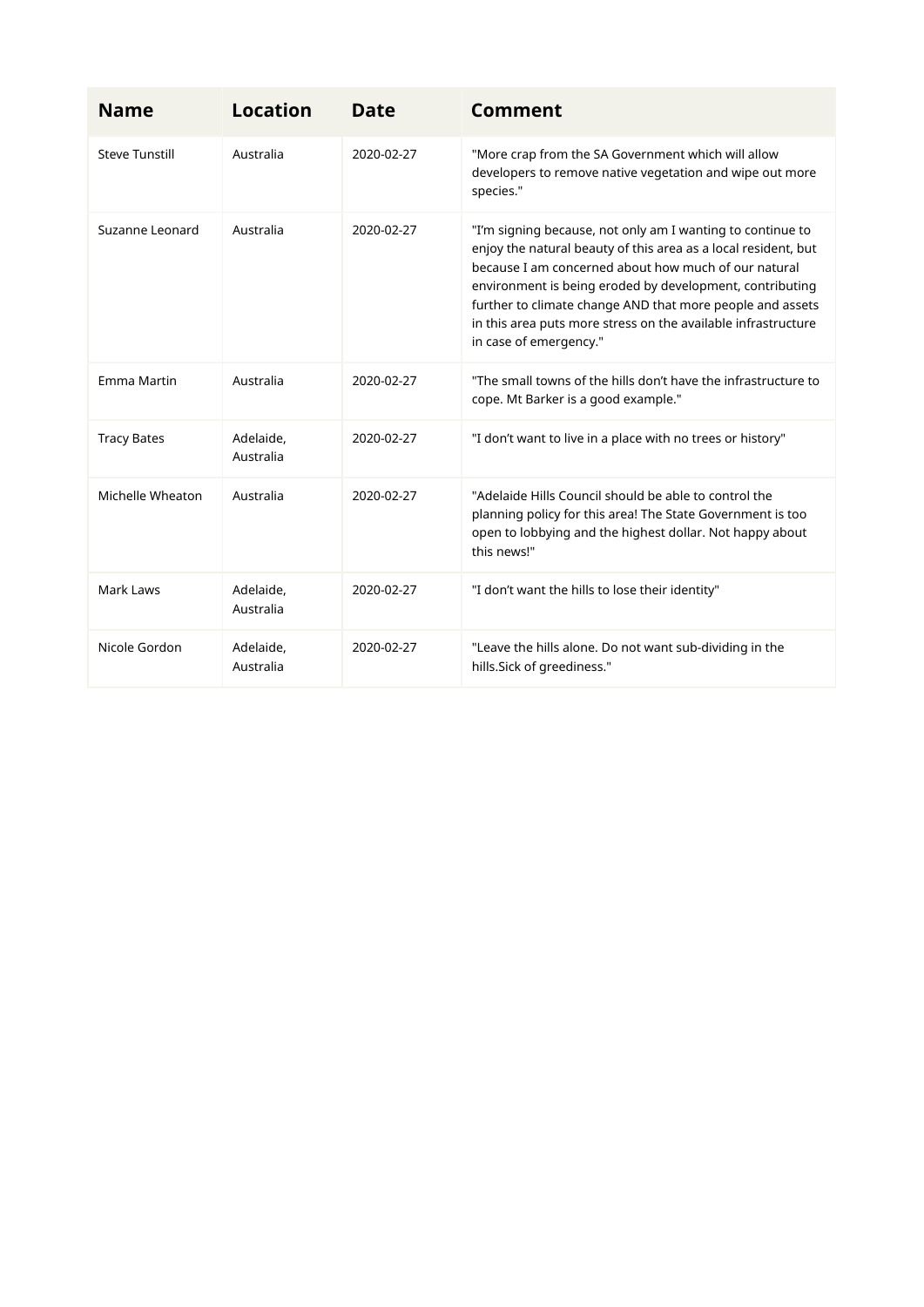| Name | Location | Date | Comment |
|---|---|---|---|
| Steve Tunstill | Australia | 2020-02-27 | "More crap from the SA Government which will allow developers to remove native vegetation and wipe out more species." |
| Suzanne Leonard | Australia | 2020-02-27 | "I'm signing because, not only am I wanting to continue to enjoy the natural beauty of this area as a local resident, but because I am concerned about how much of our natural environment is being eroded by development, contributing further to climate change AND that more people and assets in this area puts more stress on the available infrastructure in case of emergency." |
| Emma Martin | Australia | 2020-02-27 | "The small towns of the hills don't have the infrastructure to cope. Mt Barker is a good example." |
| Tracy Bates | Adelaide, Australia | 2020-02-27 | "I don't want to live in a place with no trees or history" |
| Michelle Wheaton | Australia | 2020-02-27 | "Adelaide Hills Council should be able to control the planning policy for this area! The State Government is too open to lobbying and the highest dollar. Not happy about this news!" |
| Mark Laws | Adelaide, Australia | 2020-02-27 | "I don't want the hills to lose their identity" |
| Nicole Gordon | Adelaide, Australia | 2020-02-27 | "Leave the hills alone. Do not want sub-dividing in the hills.Sick of greediness." |